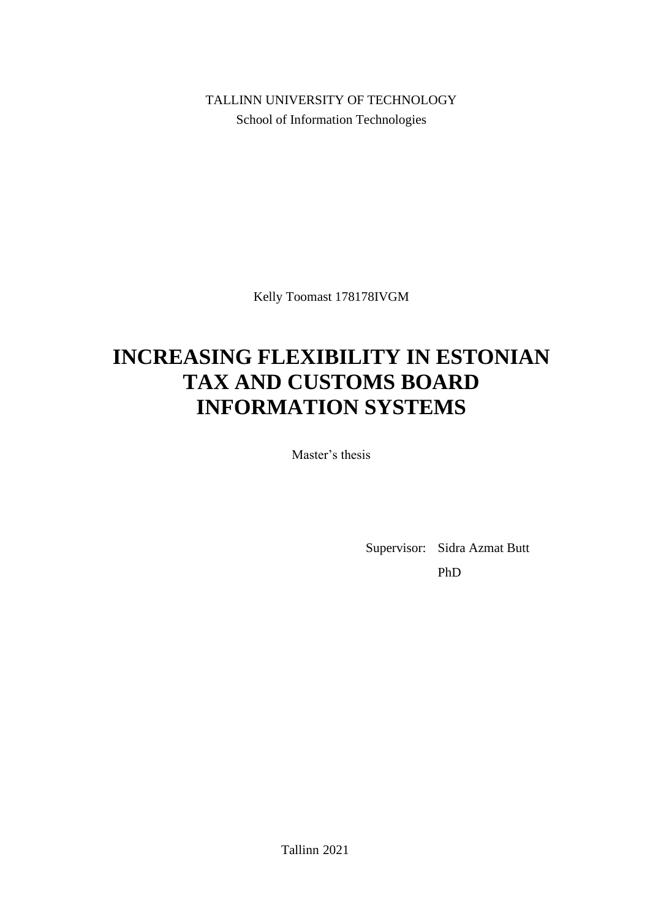TALLINN UNIVERSITY OF TECHNOLOGY

School of Information Technologies

Kelly Toomast 178178IVGM

# INCREASING FLEXIBILITY IN ESTONIAN TAX AND CUSTOMS BOARD INFORMATION SYSTEMS

Master's thesis

Supervisor: Sidra Azmat Butt

PhD

Tallinn 2021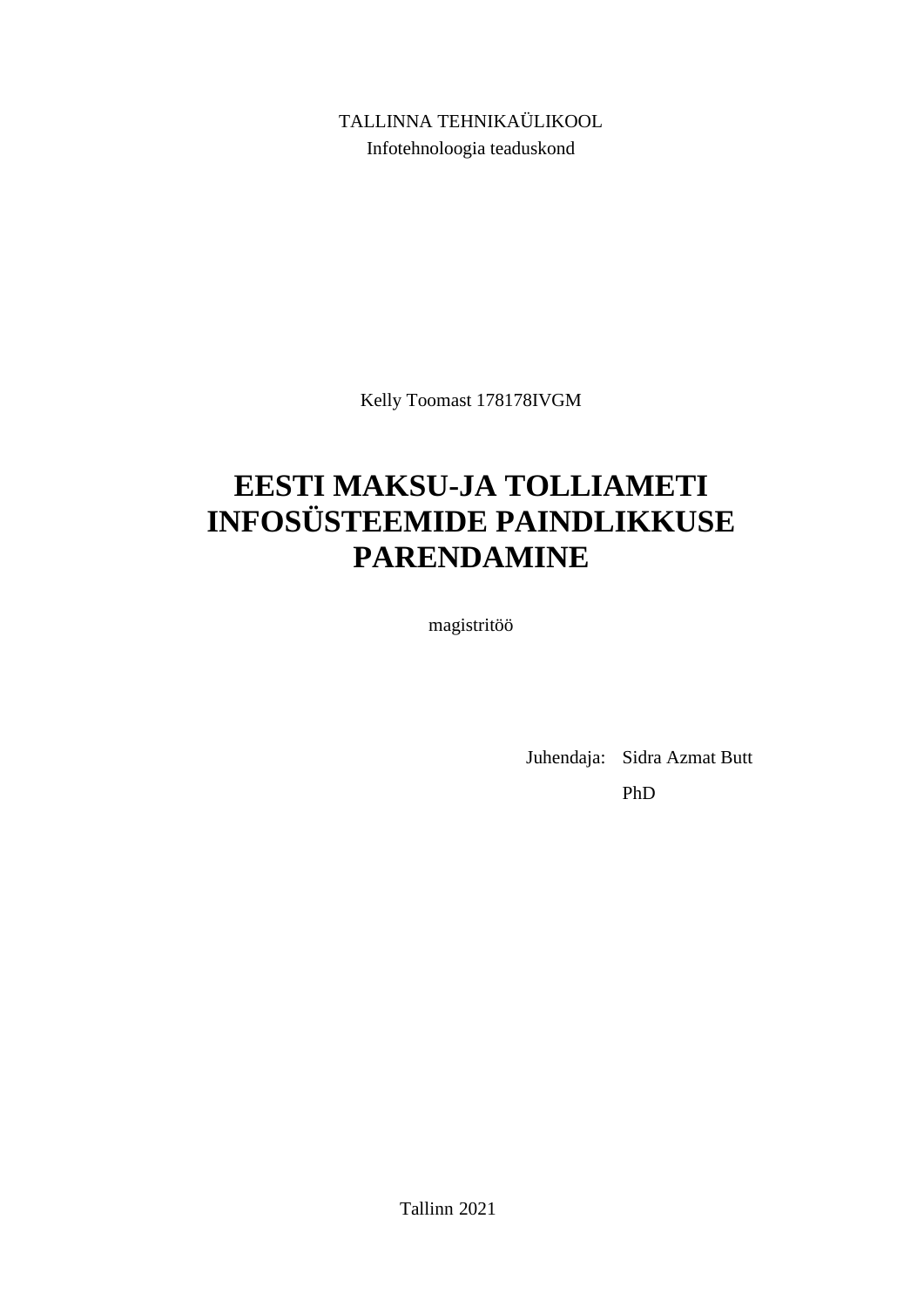TALLINNA TEHNIKAÜLIKOOL

Infotehnoloogia teaduskond

Kelly Toomast 178178IVGM

# EESTI MAKSU-JA TOLLIAMETI INFOSÜSTEEMIDE PAINDLIKKUSE PARENDAMINE

magistritöö

Juhendaja: Sidra Azmat Butt

PhD

Tallinn 2021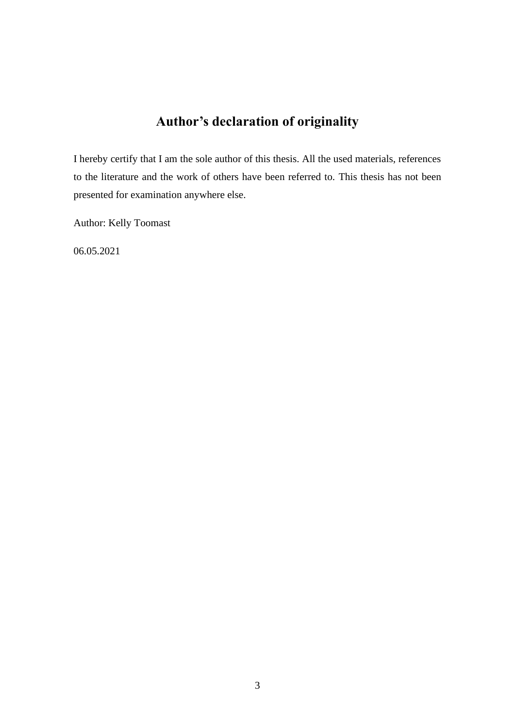# Author's declaration of originality

I hereby certify that I am the sole author of this thesis. All the used materials, references to the literature and the work of others have been referred to. This thesis has not been presented for examination anywhere else.

Author: Kelly Toomast

06.05.2021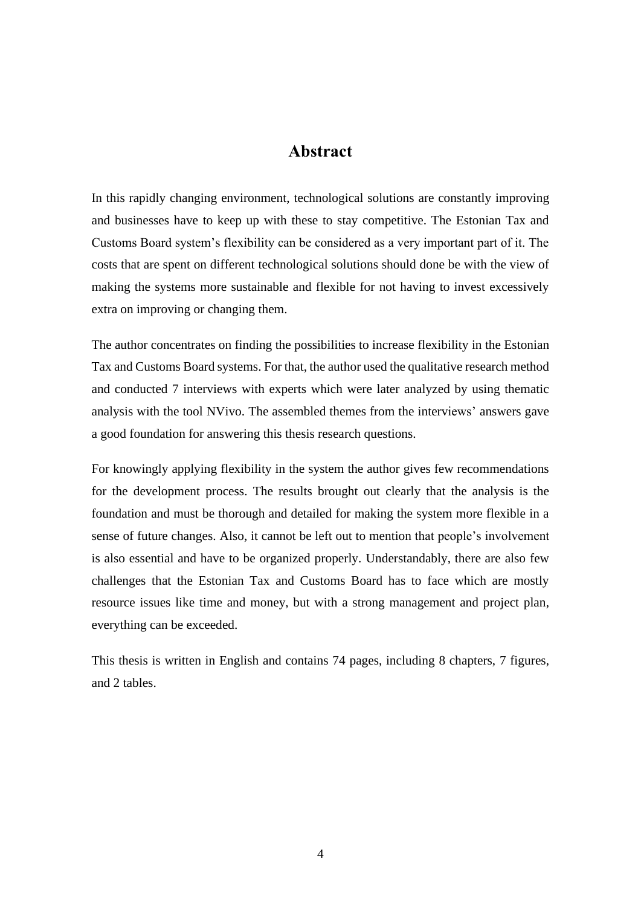# Abstract

In this rapidly changing environment, technological solutions are constantly improving and businesses have to keep up with these to stay competitive. The Estonian Tax and Customs Board system's flexibility can be considered as a very important part of it. The costs that are spent on different technological solutions should done be with the view of making the systems more sustainable and flexible for not having to invest excessively extra on improving or changing them.

The author concentrates on finding the possibilities to increase flexibility in the Estonian Tax and Customs Board systems. For that, the author used the qualitative research method and conducted 7 interviews with experts which were later analyzed by using thematic analysis with the tool NVivo. The assembled themes from the interviews' answers gave a good foundation for answering this thesis research questions.

For knowingly applying flexibility in the system the author gives few recommendations for the development process. The results brought out clearly that the analysis is the foundation and must be thorough and detailed for making the system more flexible in a sense of future changes. Also, it cannot be left out to mention that people's involvement is also essential and have to be organized properly. Understandably, there are also few challenges that the Estonian Tax and Customs Board has to face which are mostly resource issues like time and money, but with a strong management and project plan, everything can be exceeded.

This thesis is written in English and contains 74 pages, including 8 chapters, 7 figures, and 2 tables.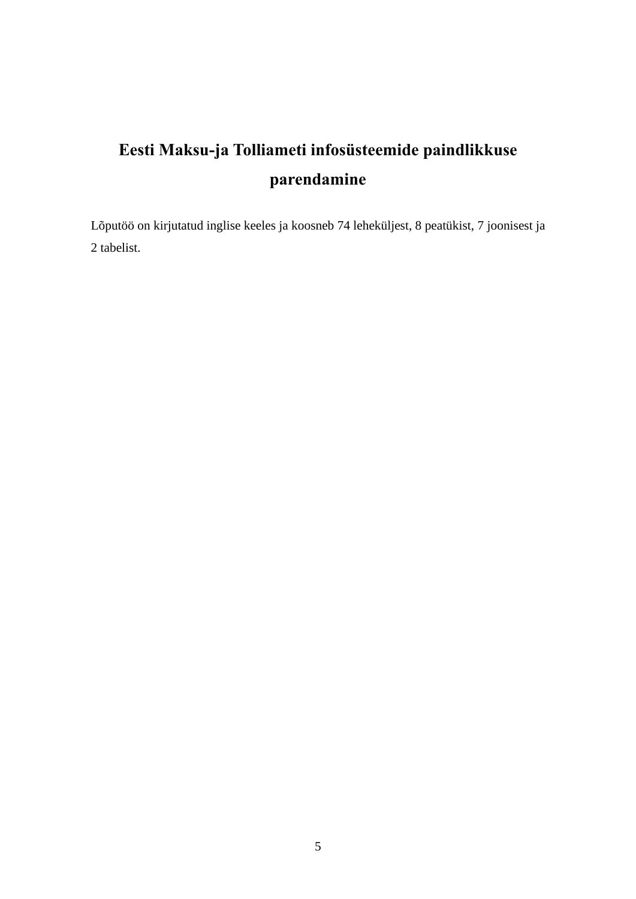# Eesti Maksu-ja Tolliameti infosüsteemide paindlikkuse parendamine

Lõputöö on kirjutatud inglise keeles ja koosneb 74 leheküljest, 8 peatükist, 7 joonisest ja 2 tabelist.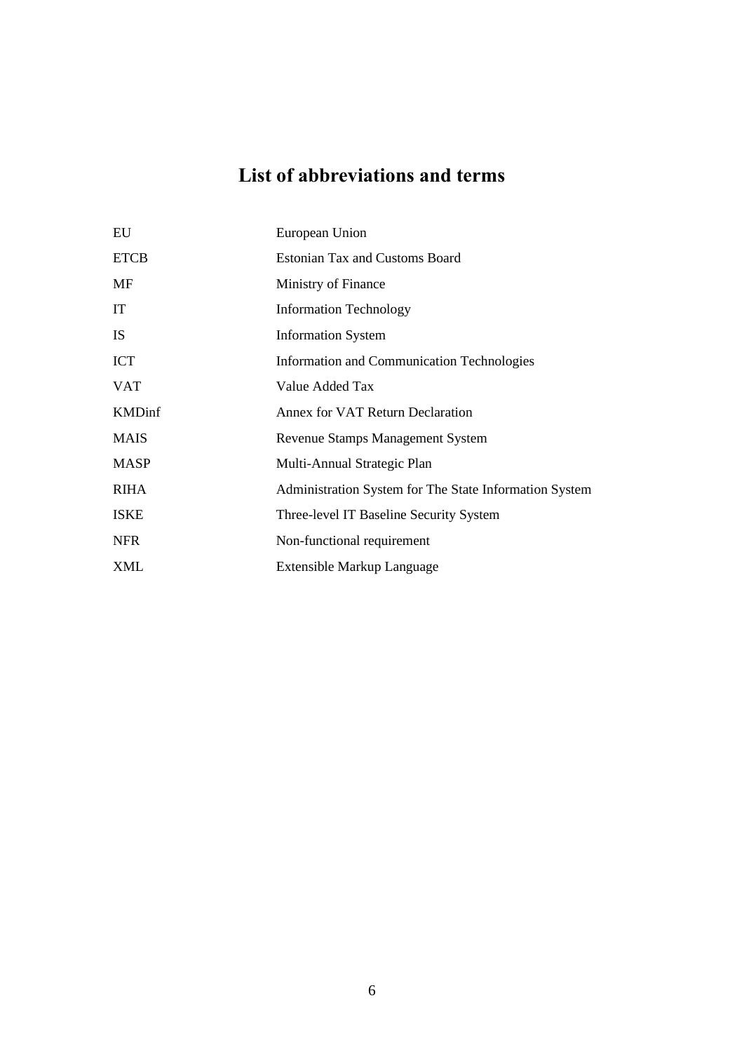# List of abbreviations and terms

| | |
|---|---|
| EU | European Union |
| ETCB | Estonian Tax and Customs Board |
| MF | Ministry of Finance |
| IT | Information Technology |
| IS | Information System |
| ICT | Information and Communication Technologies |
| VAT | Value Added Tax |
| KMDinf | Annex for VAT Return Declaration |
| MAIS | Revenue Stamps Management System |
| MASP | Multi-Annual Strategic Plan |
| RIHA | Administration System for The State Information System |
| ISKE | Three-level IT Baseline Security System |
| NFR | Non-functional requirement |
| XML | Extensible Markup Language |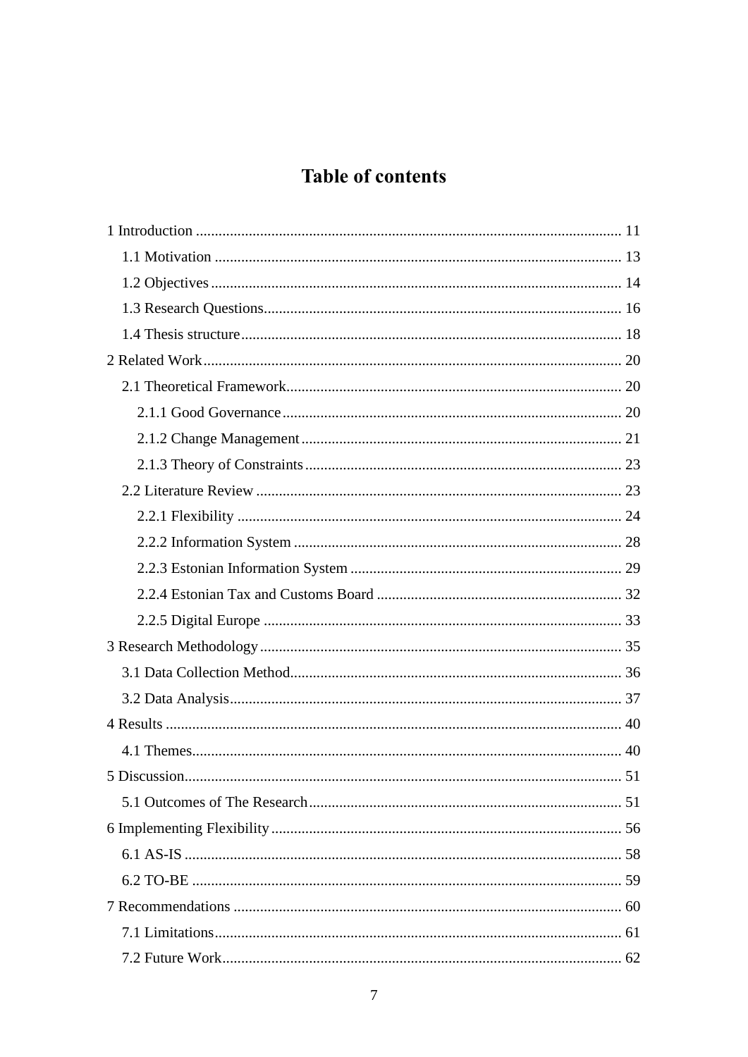# Table of contents

1 Introduction ........................................................................................................ 11
  1.1 Motivation ................................................................................................... 13
  1.2 Objectives .................................................................................................... 14
  1.3 Research Questions..................................................................................... 16
  1.4 Thesis structure ........................................................................................... 18
2 Related Work...................................................................................................... 20
  2.1 Theoretical Framework............................................................................... 20
    2.1.1 Good Governance ................................................................................. 20
    2.1.2 Change Management ............................................................................ 21
    2.1.3 Theory of Constraints ........................................................................... 23
  2.2 Literature Review ........................................................................................ 23
    2.2.1 Flexibility ............................................................................................. 24
    2.2.2 Information System .............................................................................. 28
    2.2.3 Estonian Information System ............................................................... 29
    2.2.4 Estonian Tax and Customs Board ........................................................ 32
    2.2.5 Digital Europe ...................................................................................... 33
3 Research Methodology ....................................................................................... 35
  3.1 Data Collection Method............................................................................... 36
  3.2 Data Analysis............................................................................................... 37
4 Results ................................................................................................................ 40
  4.1 Themes......................................................................................................... 40
5 Discussion........................................................................................................... 51
  5.1 Outcomes of The Research .......................................................................... 51
6 Implementing Flexibility .................................................................................... 56
  6.1 AS-IS ........................................................................................................... 58
  6.2 TO-BE ......................................................................................................... 59
7 Recommendations .............................................................................................. 60
  7.1 Limitations................................................................................................... 61
  7.2 Future Work................................................................................................. 62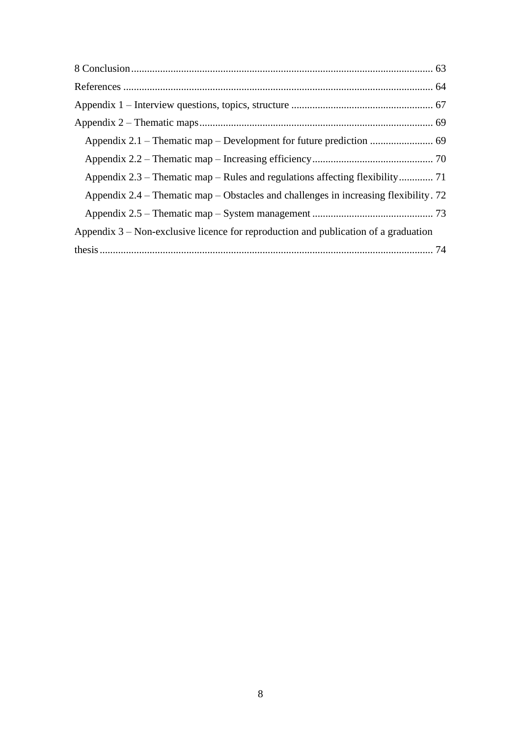8 Conclusion .................................................................................................................. 63

References ..................................................................................................................... 64

Appendix 1 – Interview questions, topics, structure ...................................................... 67

Appendix 2 – Thematic maps ........................................................................................ 69

  Appendix 2.1 – Thematic map – Development for future prediction ........................ 69

  Appendix 2.2 – Thematic map – Increasing efficiency ............................................. 70

  Appendix 2.3 – Thematic map – Rules and regulations affecting flexibility ............. 71

  Appendix 2.4 – Thematic map – Obstacles and challenges in increasing flexibility . 72

  Appendix 2.5 – Thematic map – System management .............................................. 73

Appendix 3 – Non-exclusive licence for reproduction and publication of a graduation thesis .............................................................................................................................. 74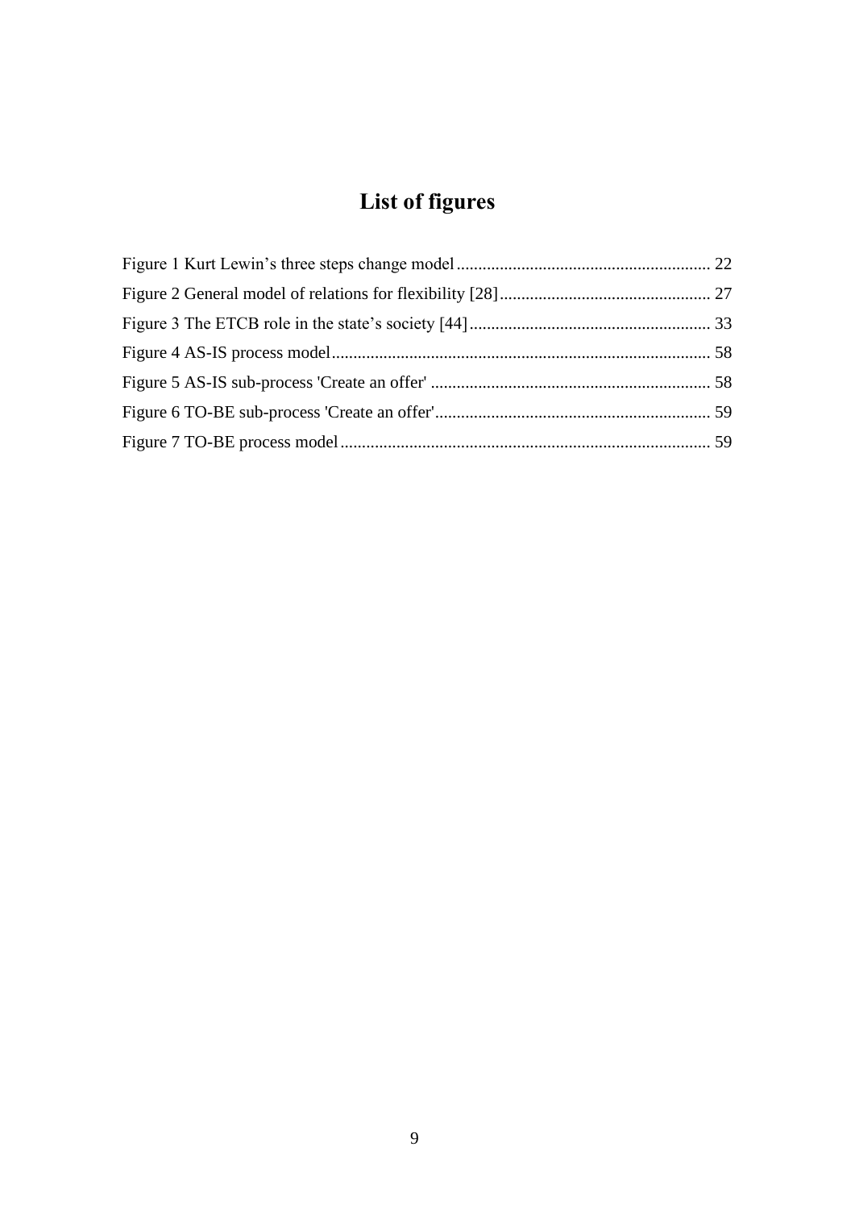# List of figures

Figure 1 Kurt Lewin’s three steps change model ........................................................ 22

Figure 2 General model of relations for flexibility [28] ................................................ 27

Figure 3 The ETCB role in the state’s society [44] ...................................................... 33

Figure 4 AS-IS process model ..................................................................................... 58

Figure 5 AS-IS sub-process 'Create an offer' ............................................................... 58

Figure 6 TO-BE sub-process 'Create an offer' .............................................................. 59

Figure 7 TO-BE process model .................................................................................... 59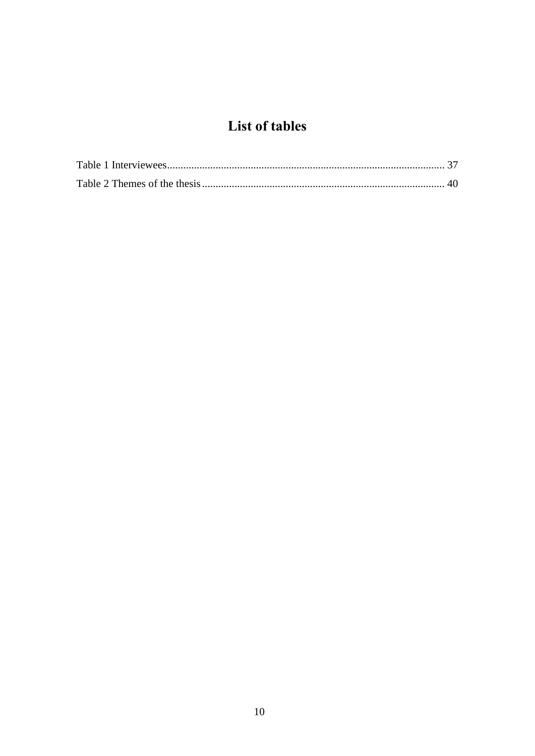# List of tables

Table 1 Interviewees....................................................................................................... 37

Table 2 Themes of the thesis .......................................................................................... 40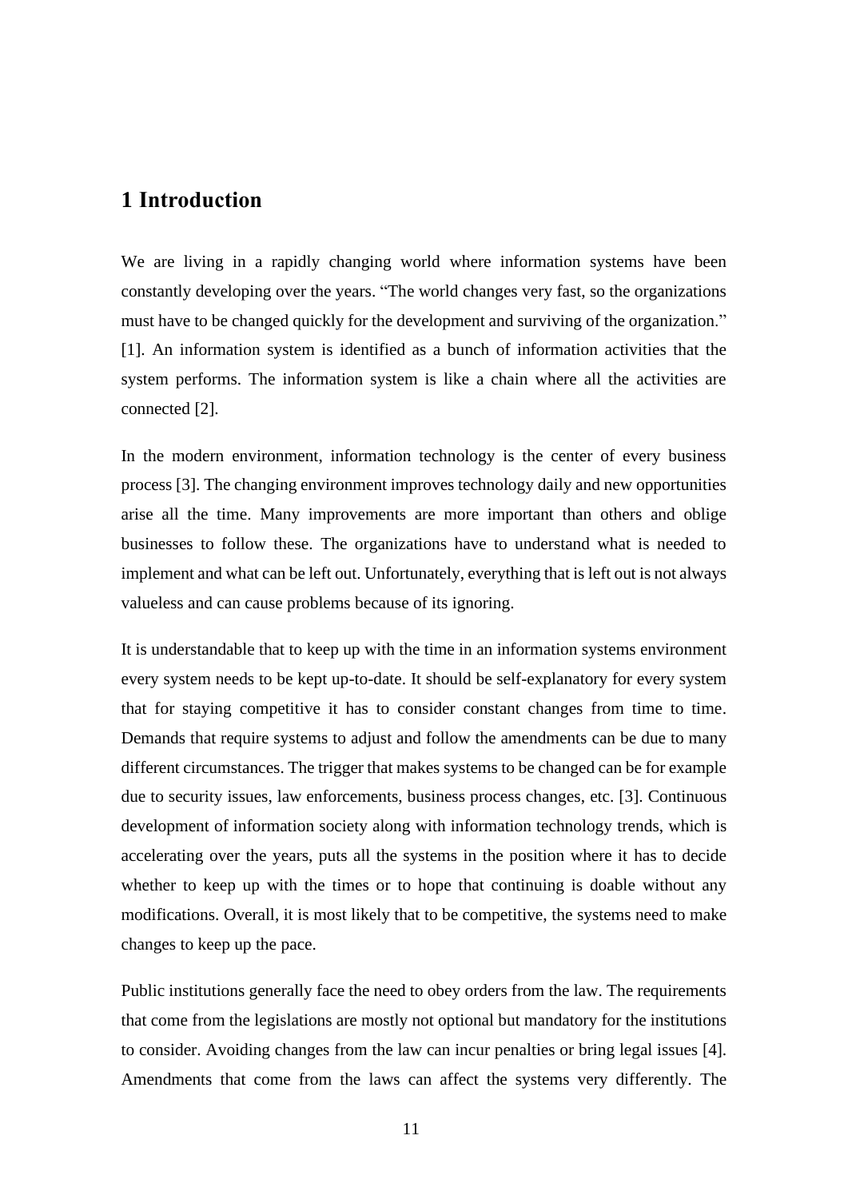# 1 Introduction

We are living in a rapidly changing world where information systems have been constantly developing over the years. “The world changes very fast, so the organizations must have to be changed quickly for the development and surviving of the organization.” [1]. An information system is identified as a bunch of information activities that the system performs. The information system is like a chain where all the activities are connected [2].

In the modern environment, information technology is the center of every business process [3]. The changing environment improves technology daily and new opportunities arise all the time. Many improvements are more important than others and oblige businesses to follow these. The organizations have to understand what is needed to implement and what can be left out. Unfortunately, everything that is left out is not always valueless and can cause problems because of its ignoring.

It is understandable that to keep up with the time in an information systems environment every system needs to be kept up-to-date. It should be self-explanatory for every system that for staying competitive it has to consider constant changes from time to time. Demands that require systems to adjust and follow the amendments can be due to many different circumstances. The trigger that makes systems to be changed can be for example due to security issues, law enforcements, business process changes, etc. [3]. Continuous development of information society along with information technology trends, which is accelerating over the years, puts all the systems in the position where it has to decide whether to keep up with the times or to hope that continuing is doable without any modifications. Overall, it is most likely that to be competitive, the systems need to make changes to keep up the pace.

Public institutions generally face the need to obey orders from the law. The requirements that come from the legislations are mostly not optional but mandatory for the institutions to consider. Avoiding changes from the law can incur penalties or bring legal issues [4]. Amendments that come from the laws can affect the systems very differently. The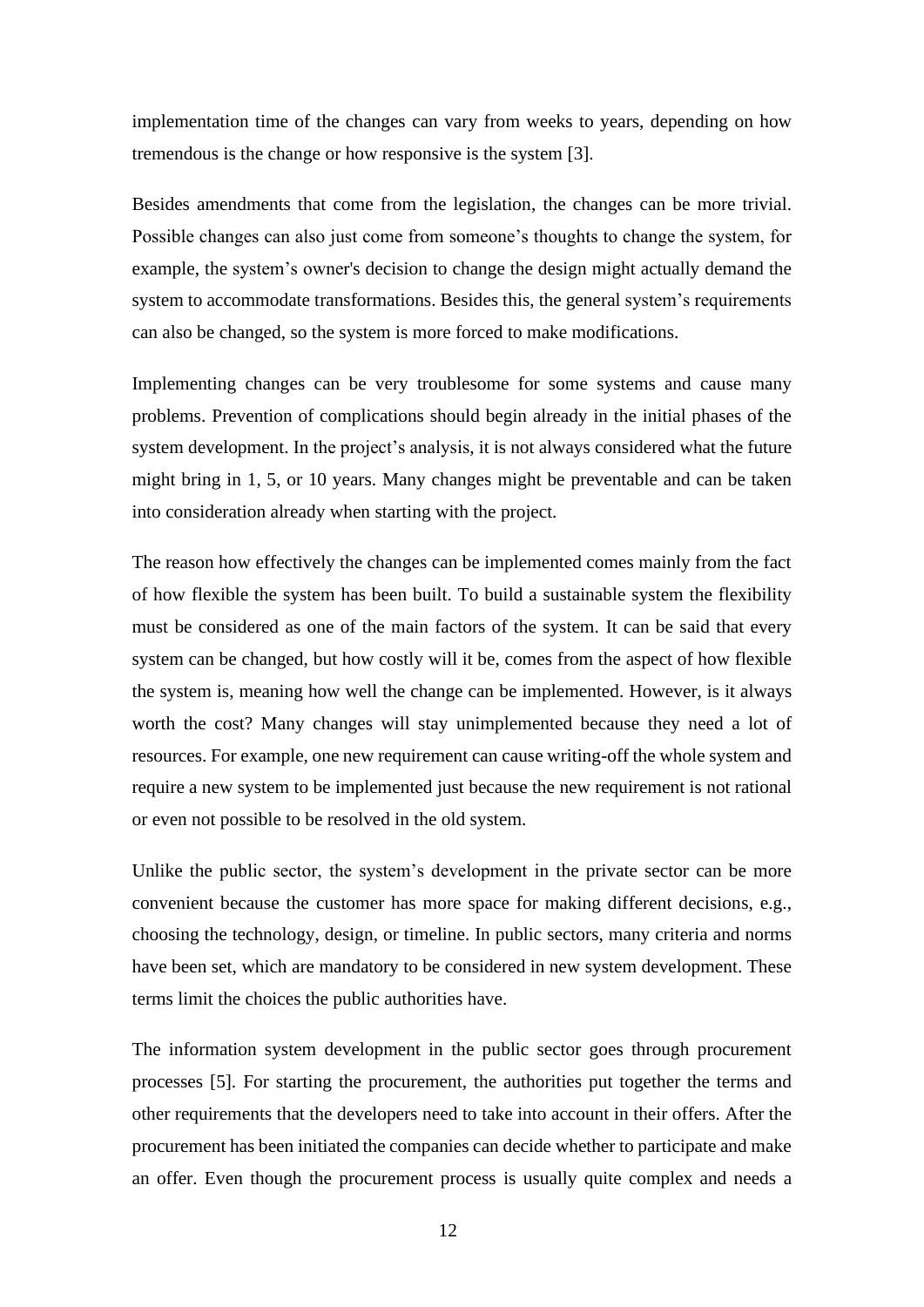implementation time of the changes can vary from weeks to years, depending on how tremendous is the change or how responsive is the system [3].

Besides amendments that come from the legislation, the changes can be more trivial. Possible changes can also just come from someone's thoughts to change the system, for example, the system's owner's decision to change the design might actually demand the system to accommodate transformations. Besides this, the general system's requirements can also be changed, so the system is more forced to make modifications.

Implementing changes can be very troublesome for some systems and cause many problems. Prevention of complications should begin already in the initial phases of the system development. In the project's analysis, it is not always considered what the future might bring in 1, 5, or 10 years. Many changes might be preventable and can be taken into consideration already when starting with the project.

The reason how effectively the changes can be implemented comes mainly from the fact of how flexible the system has been built. To build a sustainable system the flexibility must be considered as one of the main factors of the system. It can be said that every system can be changed, but how costly will it be, comes from the aspect of how flexible the system is, meaning how well the change can be implemented. However, is it always worth the cost? Many changes will stay unimplemented because they need a lot of resources. For example, one new requirement can cause writing-off the whole system and require a new system to be implemented just because the new requirement is not rational or even not possible to be resolved in the old system.

Unlike the public sector, the system's development in the private sector can be more convenient because the customer has more space for making different decisions, e.g., choosing the technology, design, or timeline. In public sectors, many criteria and norms have been set, which are mandatory to be considered in new system development. These terms limit the choices the public authorities have.

The information system development in the public sector goes through procurement processes [5]. For starting the procurement, the authorities put together the terms and other requirements that the developers need to take into account in their offers. After the procurement has been initiated the companies can decide whether to participate and make an offer. Even though the procurement process is usually quite complex and needs a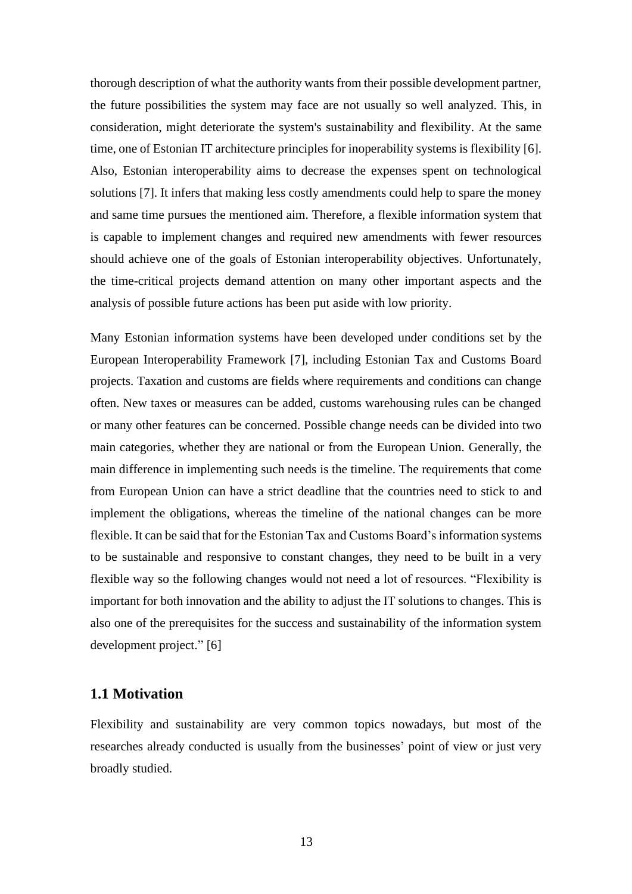thorough description of what the authority wants from their possible development partner, the future possibilities the system may face are not usually so well analyzed. This, in consideration, might deteriorate the system's sustainability and flexibility. At the same time, one of Estonian IT architecture principles for inoperability systems is flexibility [6]. Also, Estonian interoperability aims to decrease the expenses spent on technological solutions [7]. It infers that making less costly amendments could help to spare the money and same time pursues the mentioned aim. Therefore, a flexible information system that is capable to implement changes and required new amendments with fewer resources should achieve one of the goals of Estonian interoperability objectives. Unfortunately, the time-critical projects demand attention on many other important aspects and the analysis of possible future actions has been put aside with low priority.

Many Estonian information systems have been developed under conditions set by the European Interoperability Framework [7], including Estonian Tax and Customs Board projects. Taxation and customs are fields where requirements and conditions can change often. New taxes or measures can be added, customs warehousing rules can be changed or many other features can be concerned. Possible change needs can be divided into two main categories, whether they are national or from the European Union. Generally, the main difference in implementing such needs is the timeline. The requirements that come from European Union can have a strict deadline that the countries need to stick to and implement the obligations, whereas the timeline of the national changes can be more flexible. It can be said that for the Estonian Tax and Customs Board's information systems to be sustainable and responsive to constant changes, they need to be built in a very flexible way so the following changes would not need a lot of resources. "Flexibility is important for both innovation and the ability to adjust the IT solutions to changes. This is also one of the prerequisites for the success and sustainability of the information system development project." [6]

## 1.1 Motivation

Flexibility and sustainability are very common topics nowadays, but most of the researches already conducted is usually from the businesses' point of view or just very broadly studied.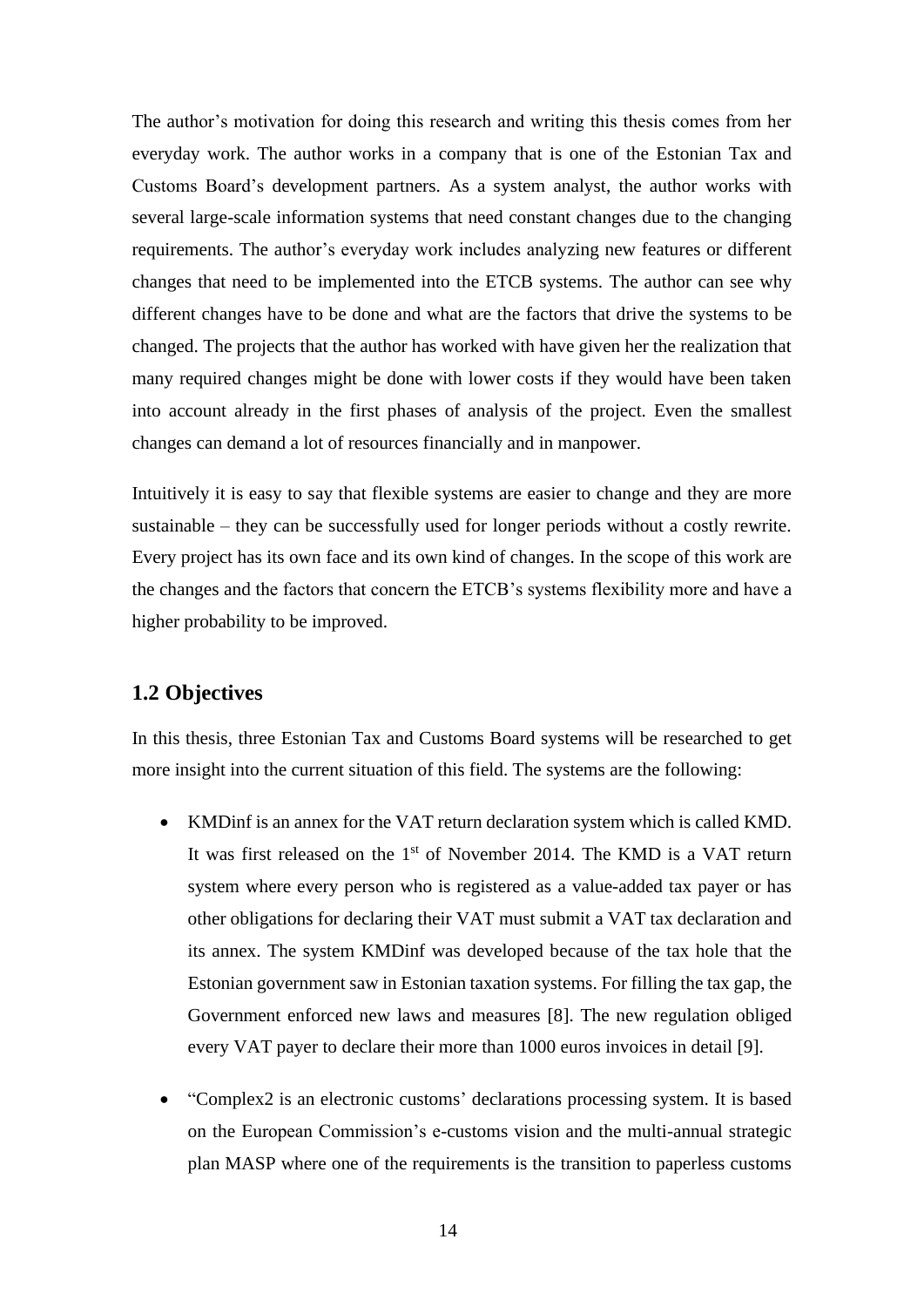The author's motivation for doing this research and writing this thesis comes from her everyday work. The author works in a company that is one of the Estonian Tax and Customs Board's development partners. As a system analyst, the author works with several large-scale information systems that need constant changes due to the changing requirements. The author's everyday work includes analyzing new features or different changes that need to be implemented into the ETCB systems. The author can see why different changes have to be done and what are the factors that drive the systems to be changed. The projects that the author has worked with have given her the realization that many required changes might be done with lower costs if they would have been taken into account already in the first phases of analysis of the project. Even the smallest changes can demand a lot of resources financially and in manpower.

Intuitively it is easy to say that flexible systems are easier to change and they are more sustainable – they can be successfully used for longer periods without a costly rewrite. Every project has its own face and its own kind of changes. In the scope of this work are the changes and the factors that concern the ETCB's systems flexibility more and have a higher probability to be improved.

## 1.2 Objectives

In this thesis, three Estonian Tax and Customs Board systems will be researched to get more insight into the current situation of this field. The systems are the following:

- KMDinf is an annex for the VAT return declaration system which is called KMD. It was first released on the 1st of November 2014. The KMD is a VAT return system where every person who is registered as a value-added tax payer or has other obligations for declaring their VAT must submit a VAT tax declaration and its annex. The system KMDinf was developed because of the tax hole that the Estonian government saw in Estonian taxation systems. For filling the tax gap, the Government enforced new laws and measures [8]. The new regulation obliged every VAT payer to declare their more than 1000 euros invoices in detail [9].

- "Complex2 is an electronic customs' declarations processing system. It is based on the European Commission's e-customs vision and the multi-annual strategic plan MASP where one of the requirements is the transition to paperless customs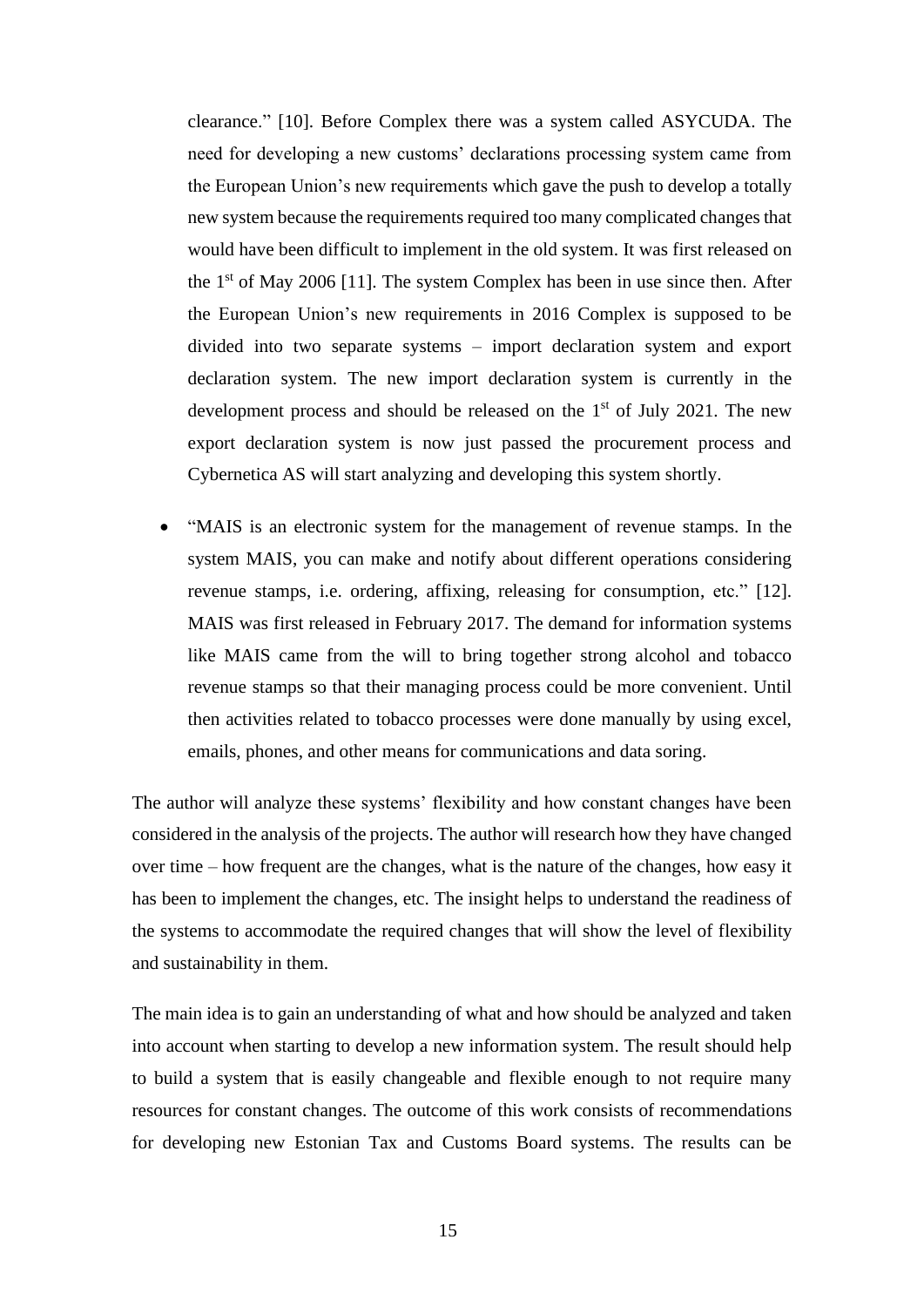clearance." [10]. Before Complex there was a system called ASYCUDA. The need for developing a new customs' declarations processing system came from the European Union's new requirements which gave the push to develop a totally new system because the requirements required too many complicated changes that would have been difficult to implement in the old system. It was first released on the 1st of May 2006 [11]. The system Complex has been in use since then. After the European Union's new requirements in 2016 Complex is supposed to be divided into two separate systems – import declaration system and export declaration system. The new import declaration system is currently in the development process and should be released on the 1st of July 2021. The new export declaration system is now just passed the procurement process and Cybernetica AS will start analyzing and developing this system shortly.

- "MAIS is an electronic system for the management of revenue stamps. In the system MAIS, you can make and notify about different operations considering revenue stamps, i.e. ordering, affixing, releasing for consumption, etc." [12]. MAIS was first released in February 2017. The demand for information systems like MAIS came from the will to bring together strong alcohol and tobacco revenue stamps so that their managing process could be more convenient. Until then activities related to tobacco processes were done manually by using excel, emails, phones, and other means for communications and data soring.

The author will analyze these systems' flexibility and how constant changes have been considered in the analysis of the projects. The author will research how they have changed over time – how frequent are the changes, what is the nature of the changes, how easy it has been to implement the changes, etc. The insight helps to understand the readiness of the systems to accommodate the required changes that will show the level of flexibility and sustainability in them.

The main idea is to gain an understanding of what and how should be analyzed and taken into account when starting to develop a new information system. The result should help to build a system that is easily changeable and flexible enough to not require many resources for constant changes. The outcome of this work consists of recommendations for developing new Estonian Tax and Customs Board systems. The results can be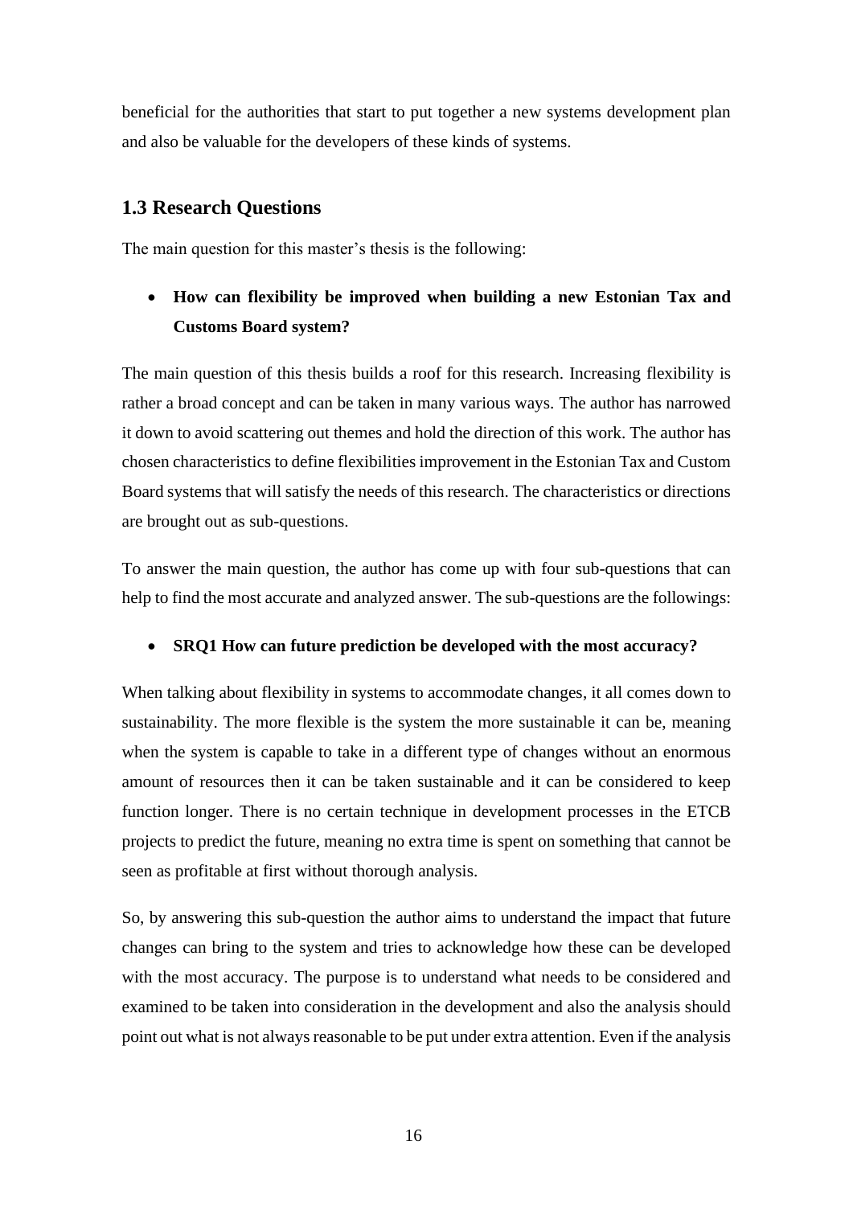beneficial for the authorities that start to put together a new systems development plan and also be valuable for the developers of these kinds of systems.

## 1.3 Research Questions

The main question for this master's thesis is the following:

- **How can flexibility be improved when building a new Estonian Tax and Customs Board system?**

The main question of this thesis builds a roof for this research. Increasing flexibility is rather a broad concept and can be taken in many various ways. The author has narrowed it down to avoid scattering out themes and hold the direction of this work. The author has chosen characteristics to define flexibilities improvement in the Estonian Tax and Custom Board systems that will satisfy the needs of this research. The characteristics or directions are brought out as sub-questions.

To answer the main question, the author has come up with four sub-questions that can help to find the most accurate and analyzed answer. The sub-questions are the followings:

- **SRQ1 How can future prediction be developed with the most accuracy?**

When talking about flexibility in systems to accommodate changes, it all comes down to sustainability. The more flexible is the system the more sustainable it can be, meaning when the system is capable to take in a different type of changes without an enormous amount of resources then it can be taken sustainable and it can be considered to keep function longer. There is no certain technique in development processes in the ETCB projects to predict the future, meaning no extra time is spent on something that cannot be seen as profitable at first without thorough analysis.

So, by answering this sub-question the author aims to understand the impact that future changes can bring to the system and tries to acknowledge how these can be developed with the most accuracy. The purpose is to understand what needs to be considered and examined to be taken into consideration in the development and also the analysis should point out what is not always reasonable to be put under extra attention. Even if the analysis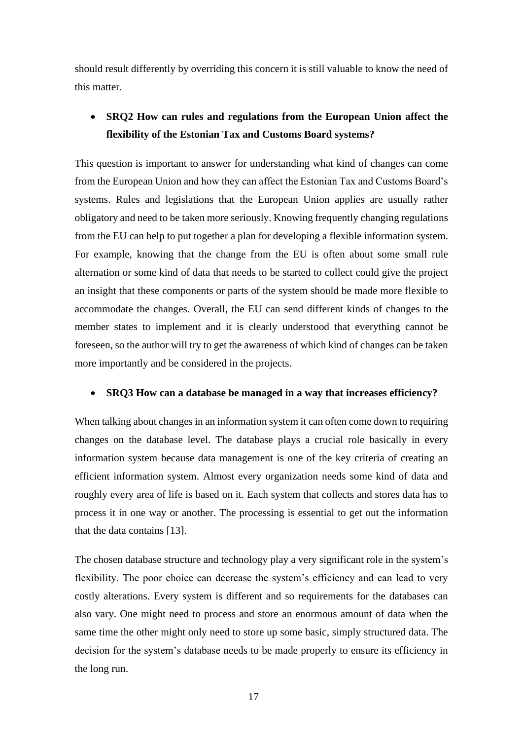should result differently by overriding this concern it is still valuable to know the need of this matter.

- **SRQ2 How can rules and regulations from the European Union affect the flexibility of the Estonian Tax and Customs Board systems?**

This question is important to answer for understanding what kind of changes can come from the European Union and how they can affect the Estonian Tax and Customs Board's systems. Rules and legislations that the European Union applies are usually rather obligatory and need to be taken more seriously. Knowing frequently changing regulations from the EU can help to put together a plan for developing a flexible information system. For example, knowing that the change from the EU is often about some small rule alternation or some kind of data that needs to be started to collect could give the project an insight that these components or parts of the system should be made more flexible to accommodate the changes. Overall, the EU can send different kinds of changes to the member states to implement and it is clearly understood that everything cannot be foreseen, so the author will try to get the awareness of which kind of changes can be taken more importantly and be considered in the projects.

- **SRQ3 How can a database be managed in a way that increases efficiency?**

When talking about changes in an information system it can often come down to requiring changes on the database level. The database plays a crucial role basically in every information system because data management is one of the key criteria of creating an efficient information system. Almost every organization needs some kind of data and roughly every area of life is based on it. Each system that collects and stores data has to process it in one way or another. The processing is essential to get out the information that the data contains [13].

The chosen database structure and technology play a very significant role in the system's flexibility. The poor choice can decrease the system's efficiency and can lead to very costly alterations. Every system is different and so requirements for the databases can also vary. One might need to process and store an enormous amount of data when the same time the other might only need to store up some basic, simply structured data. The decision for the system's database needs to be made properly to ensure its efficiency in the long run.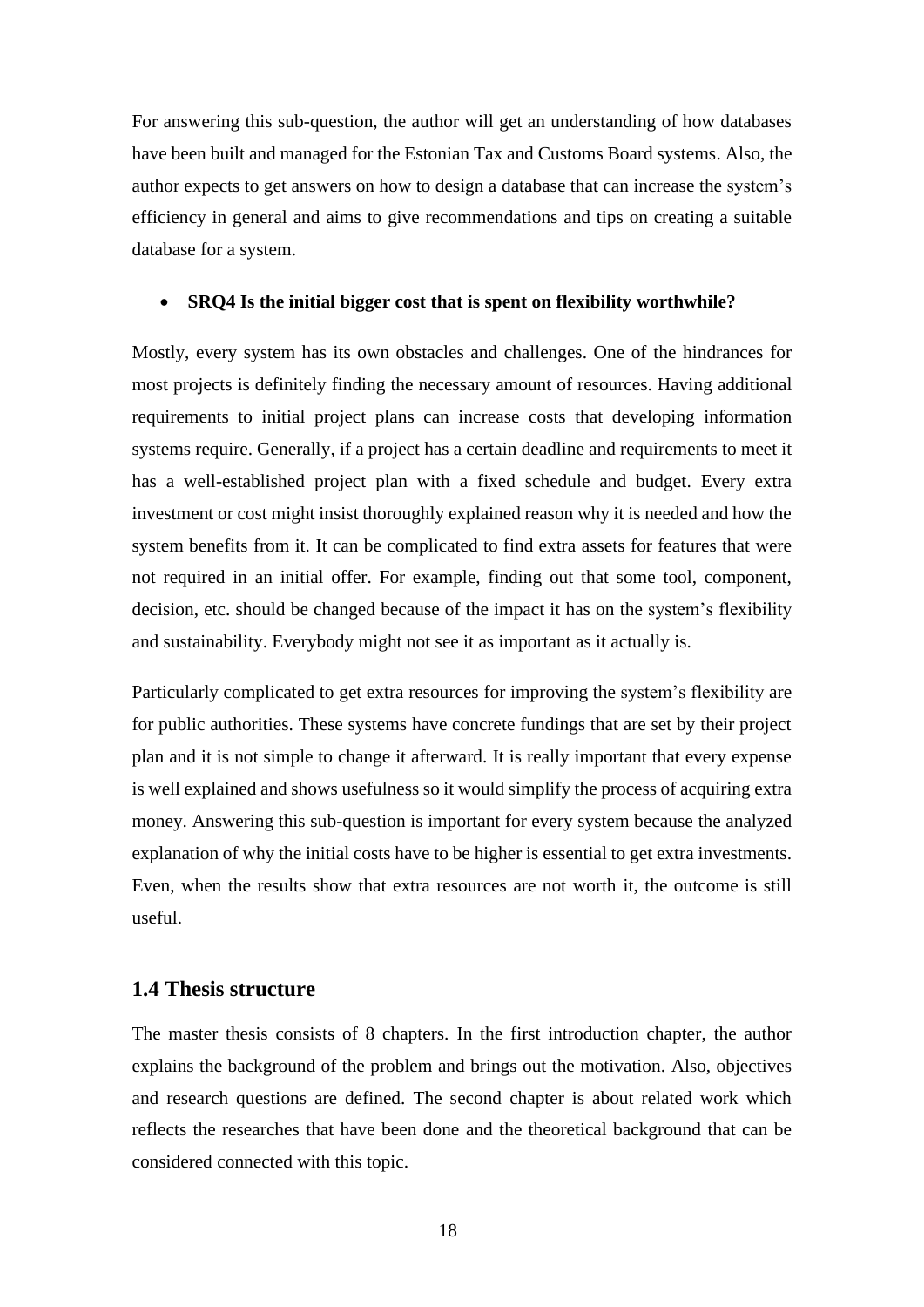For answering this sub-question, the author will get an understanding of how databases have been built and managed for the Estonian Tax and Customs Board systems. Also, the author expects to get answers on how to design a database that can increase the system's efficiency in general and aims to give recommendations and tips on creating a suitable database for a system.

- **SRQ4 Is the initial bigger cost that is spent on flexibility worthwhile?**

Mostly, every system has its own obstacles and challenges. One of the hindrances for most projects is definitely finding the necessary amount of resources. Having additional requirements to initial project plans can increase costs that developing information systems require. Generally, if a project has a certain deadline and requirements to meet it has a well-established project plan with a fixed schedule and budget. Every extra investment or cost might insist thoroughly explained reason why it is needed and how the system benefits from it. It can be complicated to find extra assets for features that were not required in an initial offer. For example, finding out that some tool, component, decision, etc. should be changed because of the impact it has on the system's flexibility and sustainability. Everybody might not see it as important as it actually is.

Particularly complicated to get extra resources for improving the system's flexibility are for public authorities. These systems have concrete fundings that are set by their project plan and it is not simple to change it afterward. It is really important that every expense is well explained and shows usefulness so it would simplify the process of acquiring extra money. Answering this sub-question is important for every system because the analyzed explanation of why the initial costs have to be higher is essential to get extra investments. Even, when the results show that extra resources are not worth it, the outcome is still useful.

## 1.4 Thesis structure

The master thesis consists of 8 chapters. In the first introduction chapter, the author explains the background of the problem and brings out the motivation. Also, objectives and research questions are defined. The second chapter is about related work which reflects the researches that have been done and the theoretical background that can be considered connected with this topic.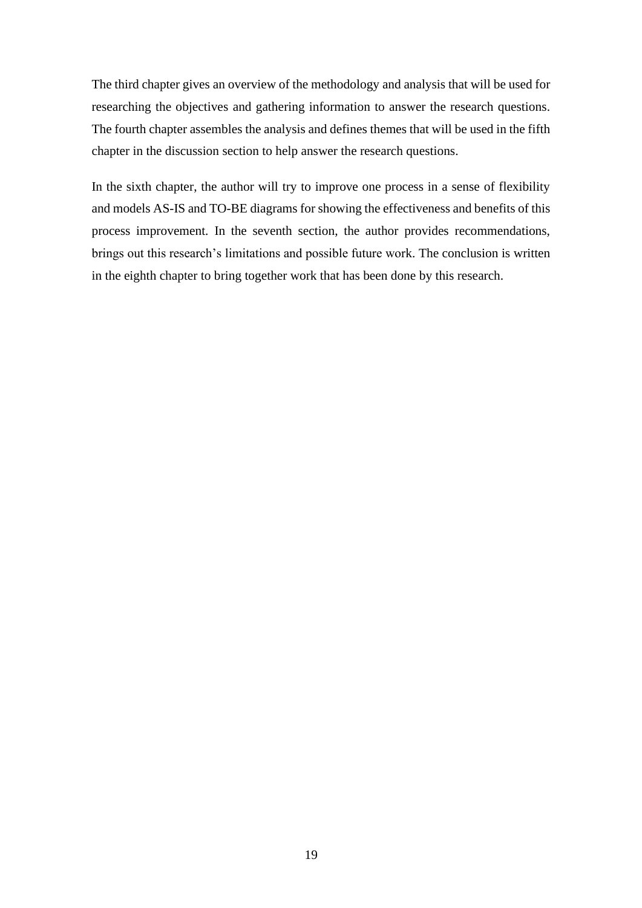The third chapter gives an overview of the methodology and analysis that will be used for researching the objectives and gathering information to answer the research questions. The fourth chapter assembles the analysis and defines themes that will be used in the fifth chapter in the discussion section to help answer the research questions.

In the sixth chapter, the author will try to improve one process in a sense of flexibility and models AS-IS and TO-BE diagrams for showing the effectiveness and benefits of this process improvement. In the seventh section, the author provides recommendations, brings out this research's limitations and possible future work. The conclusion is written in the eighth chapter to bring together work that has been done by this research.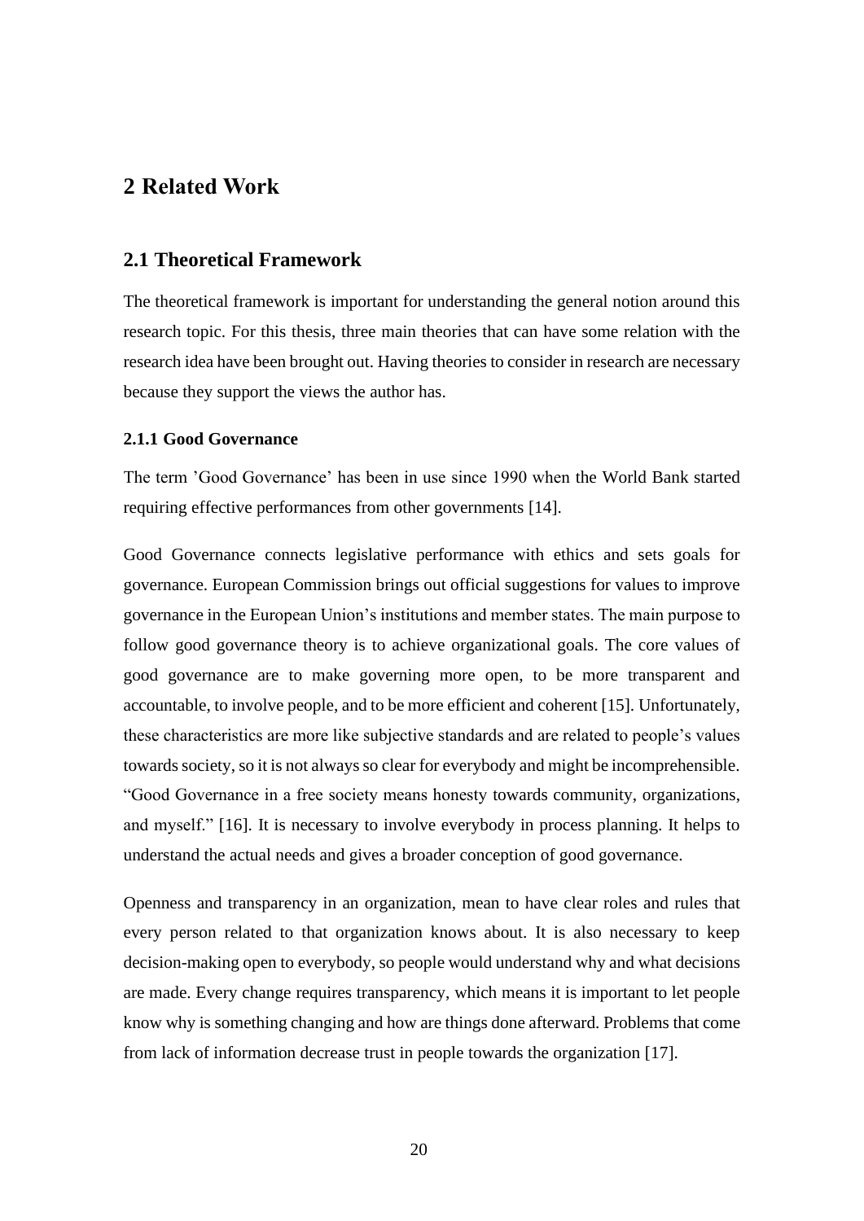# 2 Related Work

## 2.1 Theoretical Framework

The theoretical framework is important for understanding the general notion around this research topic. For this thesis, three main theories that can have some relation with the research idea have been brought out. Having theories to consider in research are necessary because they support the views the author has.

### 2.1.1 Good Governance

The term 'Good Governance' has been in use since 1990 when the World Bank started requiring effective performances from other governments [14].

Good Governance connects legislative performance with ethics and sets goals for governance. European Commission brings out official suggestions for values to improve governance in the European Union's institutions and member states. The main purpose to follow good governance theory is to achieve organizational goals. The core values of good governance are to make governing more open, to be more transparent and accountable, to involve people, and to be more efficient and coherent [15]. Unfortunately, these characteristics are more like subjective standards and are related to people's values towards society, so it is not always so clear for everybody and might be incomprehensible. "Good Governance in a free society means honesty towards community, organizations, and myself." [16]. It is necessary to involve everybody in process planning. It helps to understand the actual needs and gives a broader conception of good governance.

Openness and transparency in an organization, mean to have clear roles and rules that every person related to that organization knows about. It is also necessary to keep decision-making open to everybody, so people would understand why and what decisions are made. Every change requires transparency, which means it is important to let people know why is something changing and how are things done afterward. Problems that come from lack of information decrease trust in people towards the organization [17].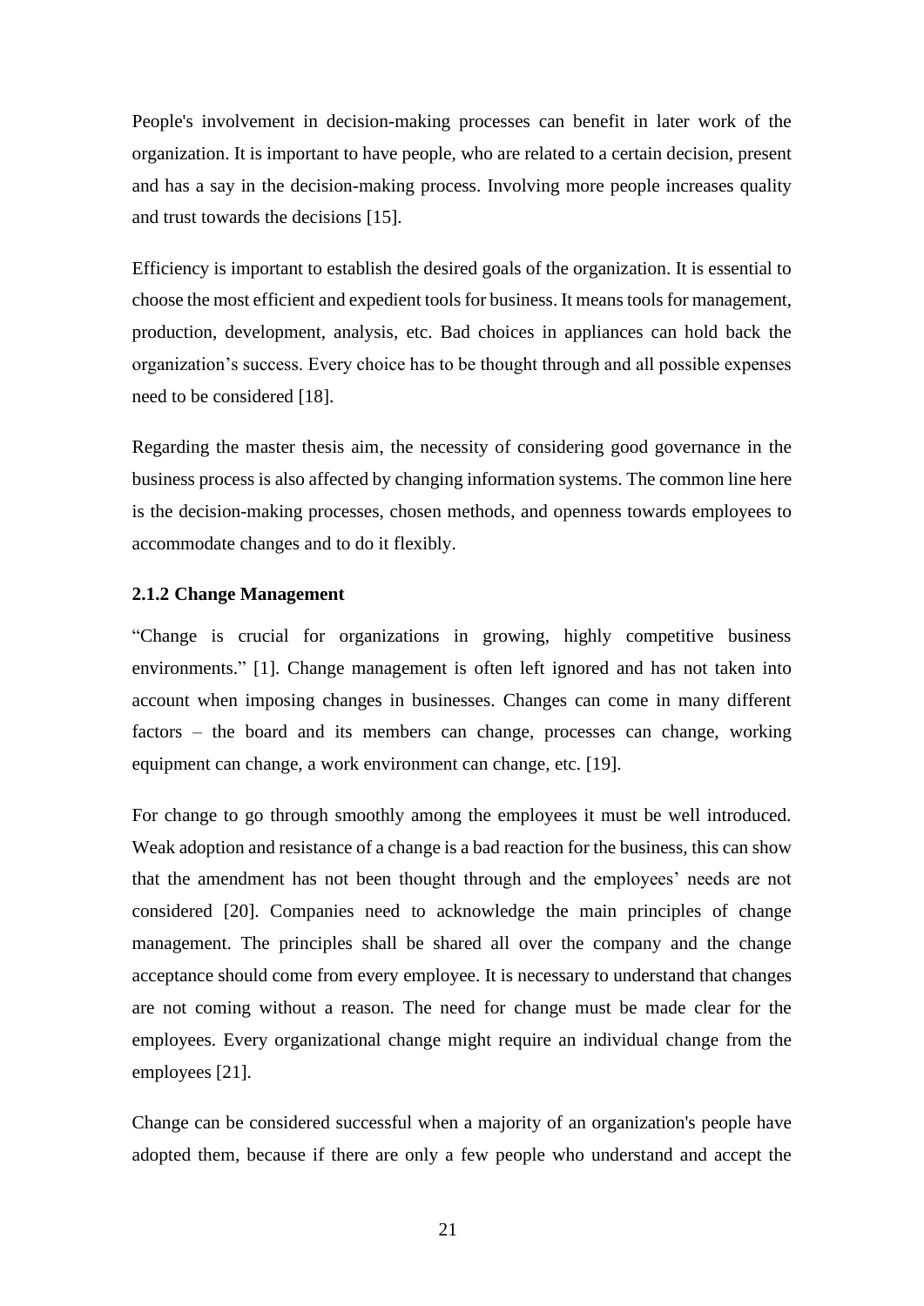People's involvement in decision-making processes can benefit in later work of the organization. It is important to have people, who are related to a certain decision, present and has a say in the decision-making process. Involving more people increases quality and trust towards the decisions [15].

Efficiency is important to establish the desired goals of the organization. It is essential to choose the most efficient and expedient tools for business. It means tools for management, production, development, analysis, etc. Bad choices in appliances can hold back the organization's success. Every choice has to be thought through and all possible expenses need to be considered [18].

Regarding the master thesis aim, the necessity of considering good governance in the business process is also affected by changing information systems. The common line here is the decision-making processes, chosen methods, and openness towards employees to accommodate changes and to do it flexibly.

### 2.1.2 Change Management

"Change is crucial for organizations in growing, highly competitive business environments." [1]. Change management is often left ignored and has not taken into account when imposing changes in businesses. Changes can come in many different factors – the board and its members can change, processes can change, working equipment can change, a work environment can change, etc. [19].

For change to go through smoothly among the employees it must be well introduced. Weak adoption and resistance of a change is a bad reaction for the business, this can show that the amendment has not been thought through and the employees' needs are not considered [20]. Companies need to acknowledge the main principles of change management. The principles shall be shared all over the company and the change acceptance should come from every employee. It is necessary to understand that changes are not coming without a reason. The need for change must be made clear for the employees. Every organizational change might require an individual change from the employees [21].

Change can be considered successful when a majority of an organization's people have adopted them, because if there are only a few people who understand and accept the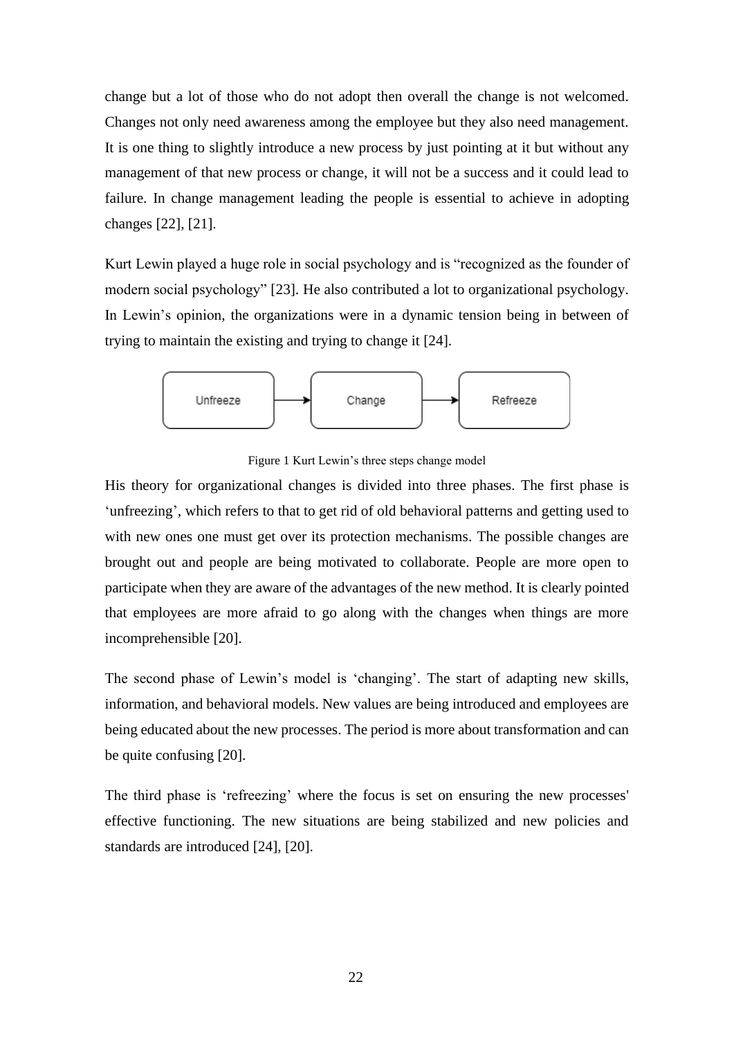change but a lot of those who do not adopt then overall the change is not welcomed. Changes not only need awareness among the employee but they also need management. It is one thing to slightly introduce a new process by just pointing at it but without any management of that new process or change, it will not be a success and it could lead to failure. In change management leading the people is essential to achieve in adopting changes [22], [21].

Kurt Lewin played a huge role in social psychology and is "recognized as the founder of modern social psychology" [23]. He also contributed a lot to organizational psychology. In Lewin's opinion, the organizations were in a dynamic tension being in between of trying to maintain the existing and trying to change it [24].

Unfreeze → Change → Refreeze

Figure 1 Kurt Lewin's three steps change model

His theory for organizational changes is divided into three phases. The first phase is 'unfreezing', which refers to that to get rid of old behavioral patterns and getting used to with new ones one must get over its protection mechanisms. The possible changes are brought out and people are being motivated to collaborate. People are more open to participate when they are aware of the advantages of the new method. It is clearly pointed that employees are more afraid to go along with the changes when things are more incomprehensible [20].

The second phase of Lewin's model is 'changing'. The start of adapting new skills, information, and behavioral models. New values are being introduced and employees are being educated about the new processes. The period is more about transformation and can be quite confusing [20].

The third phase is 'refreezing' where the focus is set on ensuring the new processes' effective functioning. The new situations are being stabilized and new policies and standards are introduced [24], [20].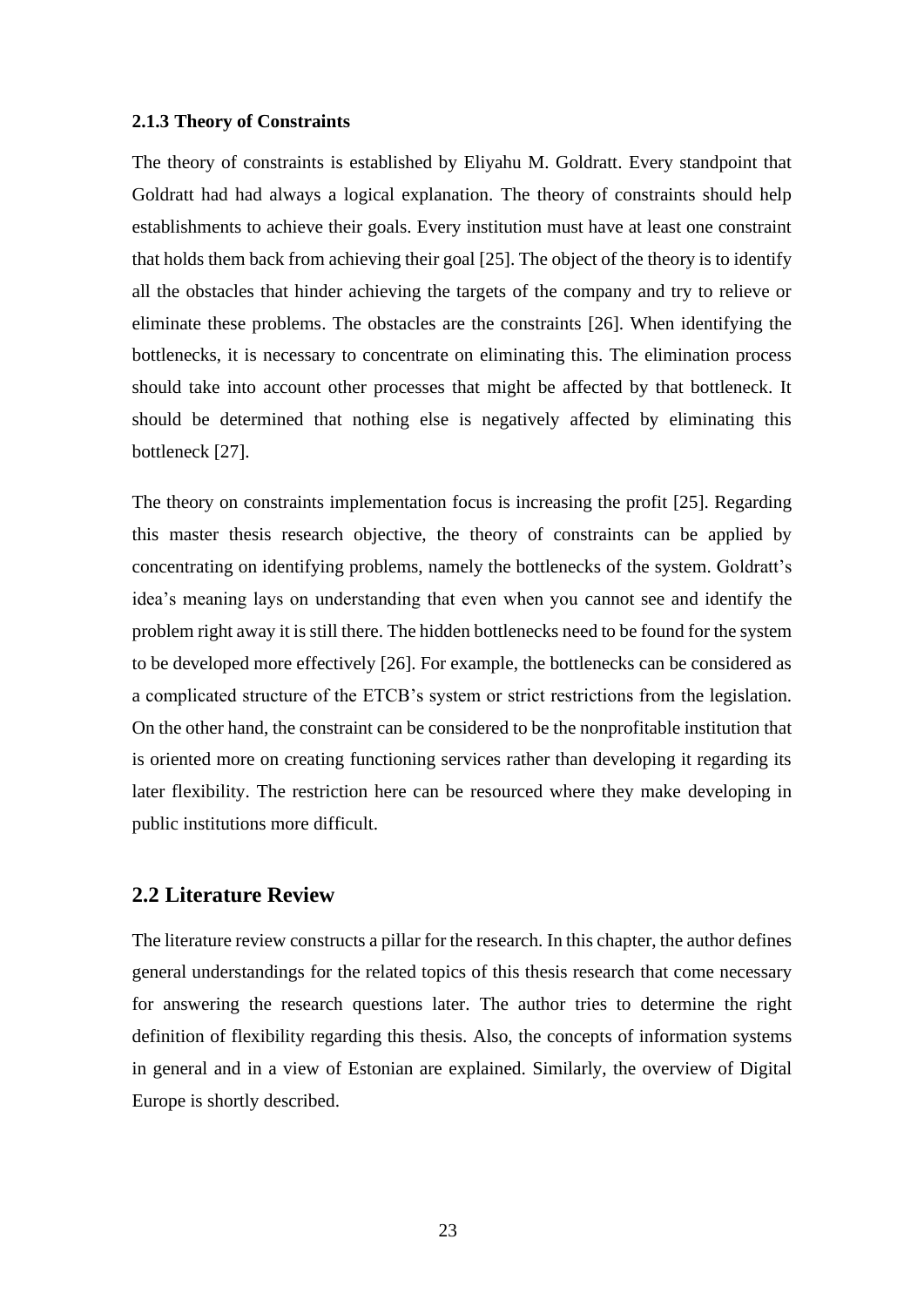### 2.1.3 Theory of Constraints

The theory of constraints is established by Eliyahu M. Goldratt. Every standpoint that Goldratt had had always a logical explanation. The theory of constraints should help establishments to achieve their goals. Every institution must have at least one constraint that holds them back from achieving their goal [25]. The object of the theory is to identify all the obstacles that hinder achieving the targets of the company and try to relieve or eliminate these problems. The obstacles are the constraints [26]. When identifying the bottlenecks, it is necessary to concentrate on eliminating this. The elimination process should take into account other processes that might be affected by that bottleneck. It should be determined that nothing else is negatively affected by eliminating this bottleneck [27].

The theory on constraints implementation focus is increasing the profit [25]. Regarding this master thesis research objective, the theory of constraints can be applied by concentrating on identifying problems, namely the bottlenecks of the system. Goldratt's idea's meaning lays on understanding that even when you cannot see and identify the problem right away it is still there. The hidden bottlenecks need to be found for the system to be developed more effectively [26]. For example, the bottlenecks can be considered as a complicated structure of the ETCB's system or strict restrictions from the legislation. On the other hand, the constraint can be considered to be the nonprofitable institution that is oriented more on creating functioning services rather than developing it regarding its later flexibility. The restriction here can be resourced where they make developing in public institutions more difficult.

## 2.2 Literature Review

The literature review constructs a pillar for the research. In this chapter, the author defines general understandings for the related topics of this thesis research that come necessary for answering the research questions later. The author tries to determine the right definition of flexibility regarding this thesis. Also, the concepts of information systems in general and in a view of Estonian are explained. Similarly, the overview of Digital Europe is shortly described.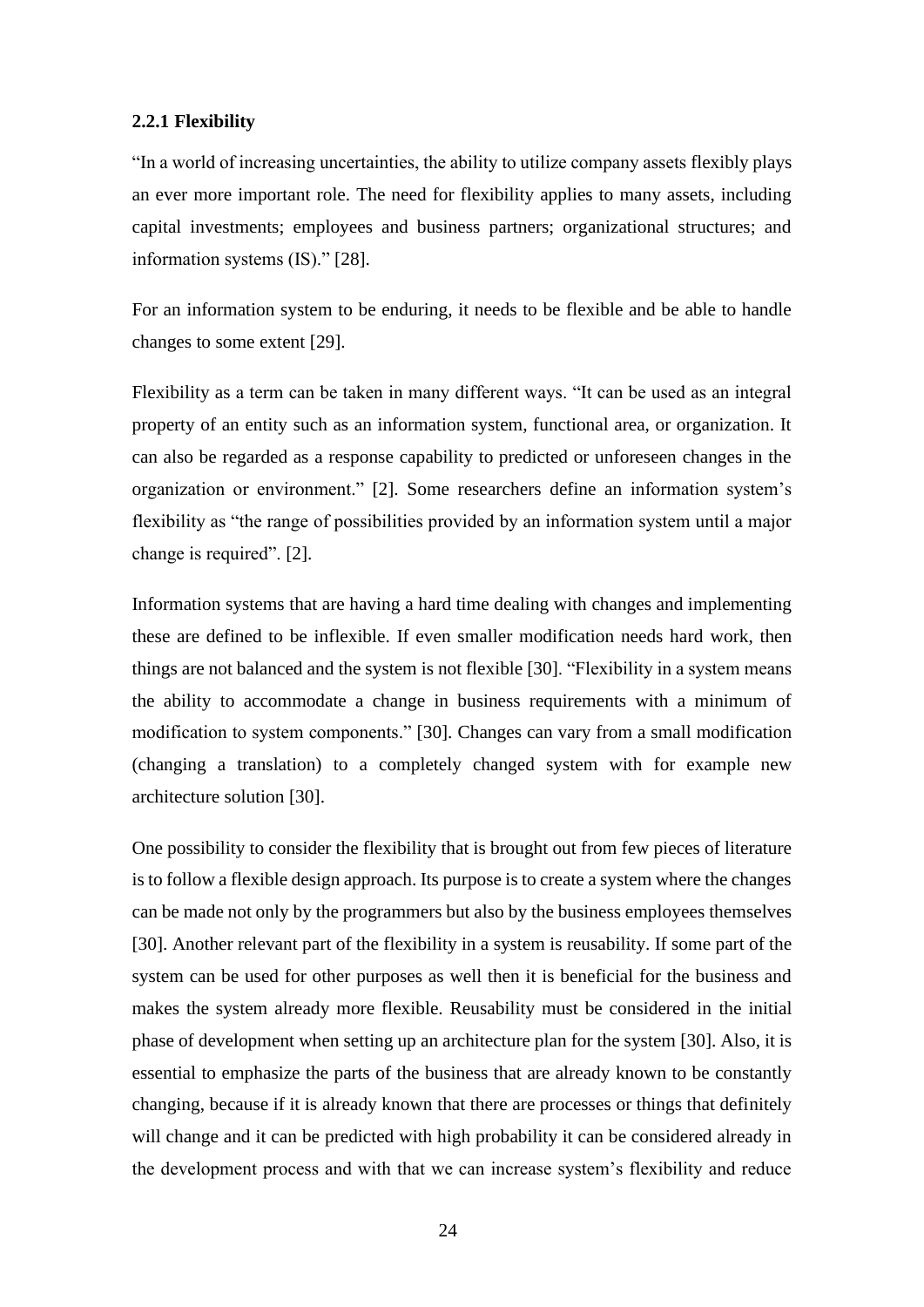### 2.2.1 Flexibility

"In a world of increasing uncertainties, the ability to utilize company assets flexibly plays an ever more important role. The need for flexibility applies to many assets, including capital investments; employees and business partners; organizational structures; and information systems (IS)." [28].

For an information system to be enduring, it needs to be flexible and be able to handle changes to some extent [29].

Flexibility as a term can be taken in many different ways. "It can be used as an integral property of an entity such as an information system, functional area, or organization. It can also be regarded as a response capability to predicted or unforeseen changes in the organization or environment." [2]. Some researchers define an information system's flexibility as "the range of possibilities provided by an information system until a major change is required". [2].

Information systems that are having a hard time dealing with changes and implementing these are defined to be inflexible. If even smaller modification needs hard work, then things are not balanced and the system is not flexible [30]. "Flexibility in a system means the ability to accommodate a change in business requirements with a minimum of modification to system components." [30]. Changes can vary from a small modification (changing a translation) to a completely changed system with for example new architecture solution [30].

One possibility to consider the flexibility that is brought out from few pieces of literature is to follow a flexible design approach. Its purpose is to create a system where the changes can be made not only by the programmers but also by the business employees themselves [30]. Another relevant part of the flexibility in a system is reusability. If some part of the system can be used for other purposes as well then it is beneficial for the business and makes the system already more flexible. Reusability must be considered in the initial phase of development when setting up an architecture plan for the system [30]. Also, it is essential to emphasize the parts of the business that are already known to be constantly changing, because if it is already known that there are processes or things that definitely will change and it can be predicted with high probability it can be considered already in the development process and with that we can increase system's flexibility and reduce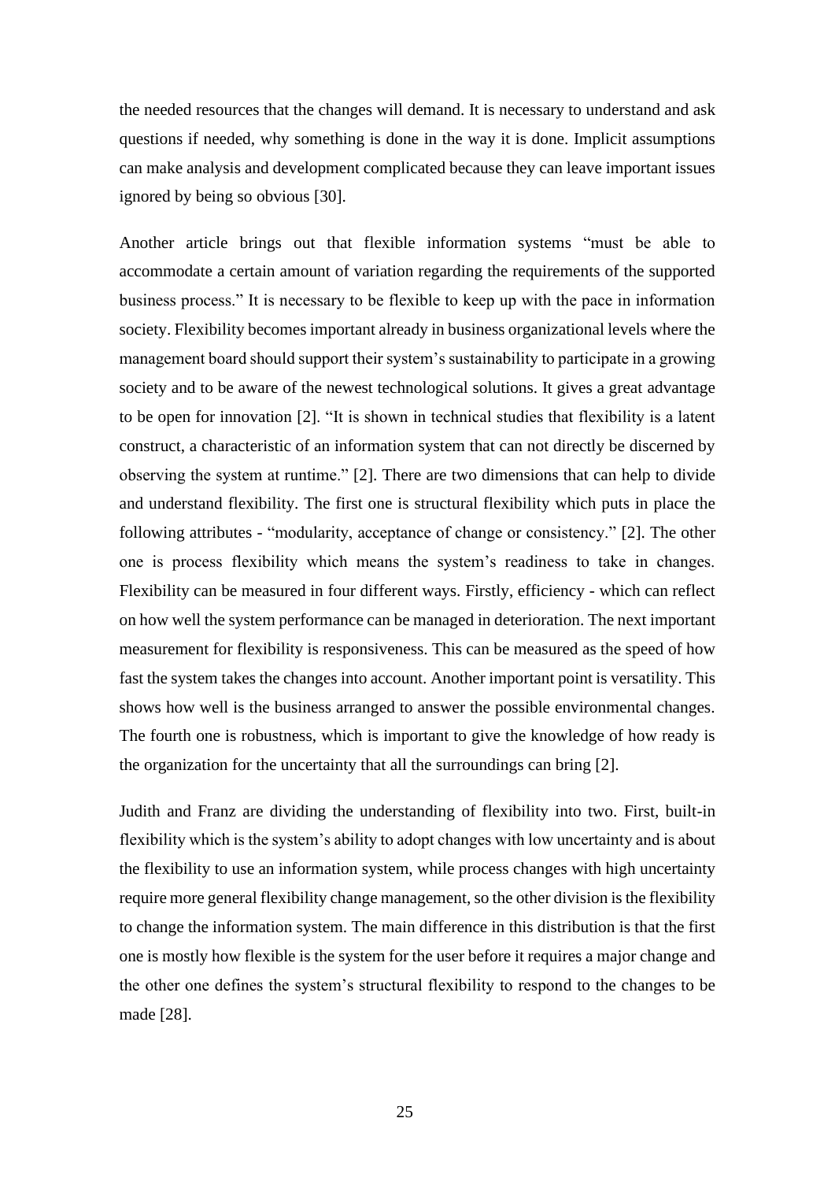the needed resources that the changes will demand. It is necessary to understand and ask questions if needed, why something is done in the way it is done. Implicit assumptions can make analysis and development complicated because they can leave important issues ignored by being so obvious [30].

Another article brings out that flexible information systems "must be able to accommodate a certain amount of variation regarding the requirements of the supported business process." It is necessary to be flexible to keep up with the pace in information society. Flexibility becomes important already in business organizational levels where the management board should support their system's sustainability to participate in a growing society and to be aware of the newest technological solutions. It gives a great advantage to be open for innovation [2]. "It is shown in technical studies that flexibility is a latent construct, a characteristic of an information system that can not directly be discerned by observing the system at runtime." [2]. There are two dimensions that can help to divide and understand flexibility. The first one is structural flexibility which puts in place the following attributes - "modularity, acceptance of change or consistency." [2]. The other one is process flexibility which means the system's readiness to take in changes. Flexibility can be measured in four different ways. Firstly, efficiency - which can reflect on how well the system performance can be managed in deterioration. The next important measurement for flexibility is responsiveness. This can be measured as the speed of how fast the system takes the changes into account. Another important point is versatility. This shows how well is the business arranged to answer the possible environmental changes. The fourth one is robustness, which is important to give the knowledge of how ready is the organization for the uncertainty that all the surroundings can bring [2].

Judith and Franz are dividing the understanding of flexibility into two. First, built-in flexibility which is the system's ability to adopt changes with low uncertainty and is about the flexibility to use an information system, while process changes with high uncertainty require more general flexibility change management, so the other division is the flexibility to change the information system. The main difference in this distribution is that the first one is mostly how flexible is the system for the user before it requires a major change and the other one defines the system's structural flexibility to respond to the changes to be made [28].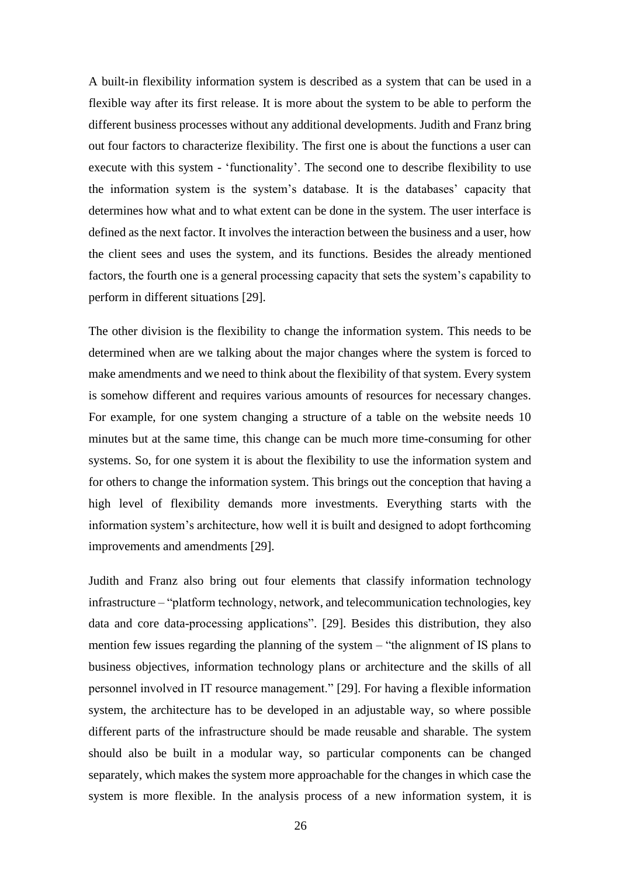A built-in flexibility information system is described as a system that can be used in a flexible way after its first release. It is more about the system to be able to perform the different business processes without any additional developments. Judith and Franz bring out four factors to characterize flexibility. The first one is about the functions a user can execute with this system - 'functionality'. The second one to describe flexibility to use the information system is the system's database. It is the databases' capacity that determines how what and to what extent can be done in the system. The user interface is defined as the next factor. It involves the interaction between the business and a user, how the client sees and uses the system, and its functions. Besides the already mentioned factors, the fourth one is a general processing capacity that sets the system's capability to perform in different situations [29].

The other division is the flexibility to change the information system. This needs to be determined when are we talking about the major changes where the system is forced to make amendments and we need to think about the flexibility of that system. Every system is somehow different and requires various amounts of resources for necessary changes. For example, for one system changing a structure of a table on the website needs 10 minutes but at the same time, this change can be much more time-consuming for other systems. So, for one system it is about the flexibility to use the information system and for others to change the information system. This brings out the conception that having a high level of flexibility demands more investments. Everything starts with the information system's architecture, how well it is built and designed to adopt forthcoming improvements and amendments [29].

Judith and Franz also bring out four elements that classify information technology infrastructure – "platform technology, network, and telecommunication technologies, key data and core data-processing applications". [29]. Besides this distribution, they also mention few issues regarding the planning of the system – "the alignment of IS plans to business objectives, information technology plans or architecture and the skills of all personnel involved in IT resource management." [29]. For having a flexible information system, the architecture has to be developed in an adjustable way, so where possible different parts of the infrastructure should be made reusable and sharable. The system should also be built in a modular way, so particular components can be changed separately, which makes the system more approachable for the changes in which case the system is more flexible. In the analysis process of a new information system, it is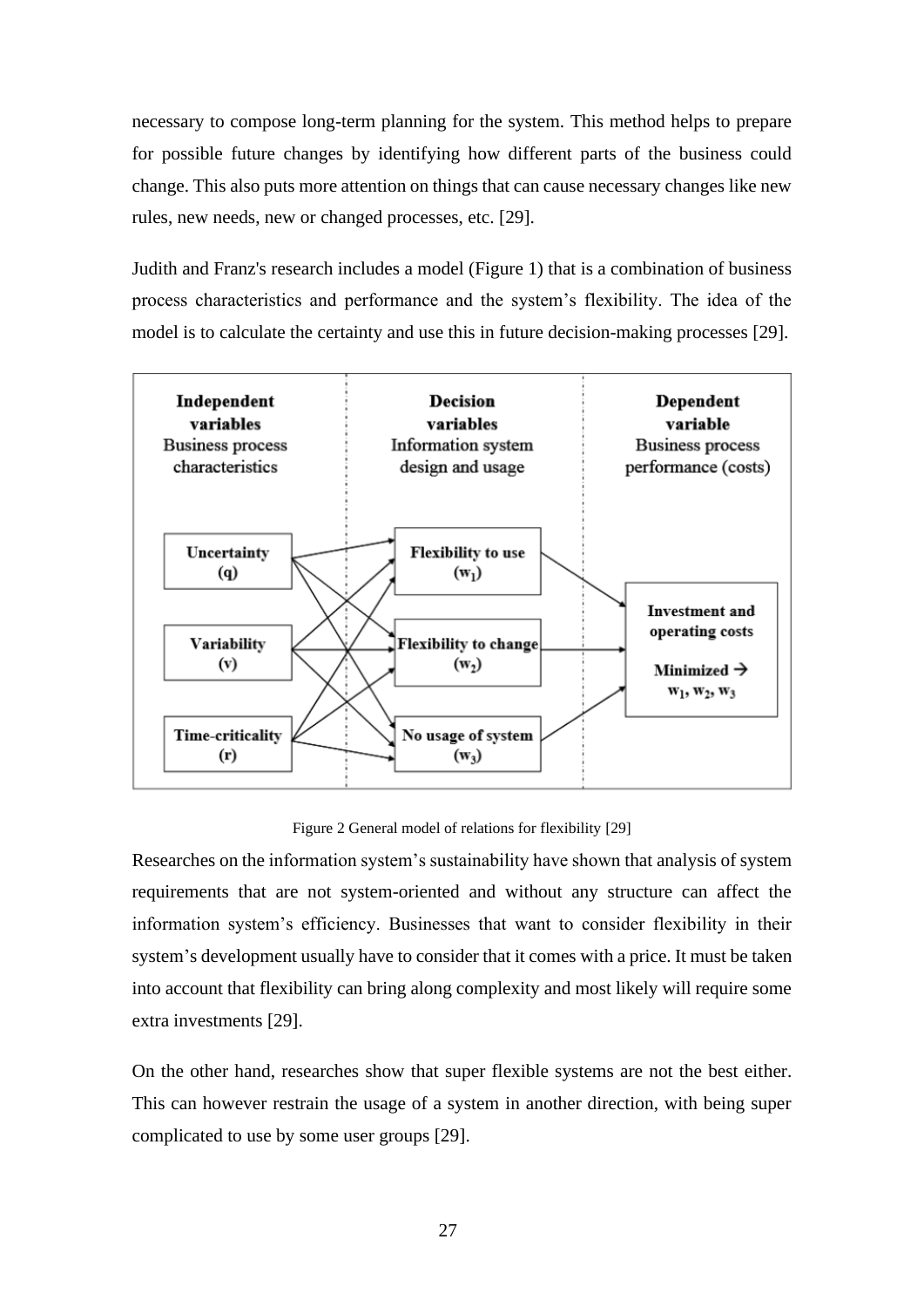necessary to compose long-term planning for the system. This method helps to prepare for possible future changes by identifying how different parts of the business could change. This also puts more attention on things that can cause necessary changes like new rules, new needs, new or changed processes, etc. [29].

Judith and Franz's research includes a model (Figure 1) that is a combination of business process characteristics and performance and the system's flexibility. The idea of the model is to calculate the certainty and use this in future decision-making processes [29].

Figure 2 General model of relations for flexibility [29]

Researches on the information system's sustainability have shown that analysis of system requirements that are not system-oriented and without any structure can affect the information system's efficiency. Businesses that want to consider flexibility in their system's development usually have to consider that it comes with a price. It must be taken into account that flexibility can bring along complexity and most likely will require some extra investments [29].

On the other hand, researches show that super flexible systems are not the best either. This can however restrain the usage of a system in another direction, with being super complicated to use by some user groups [29].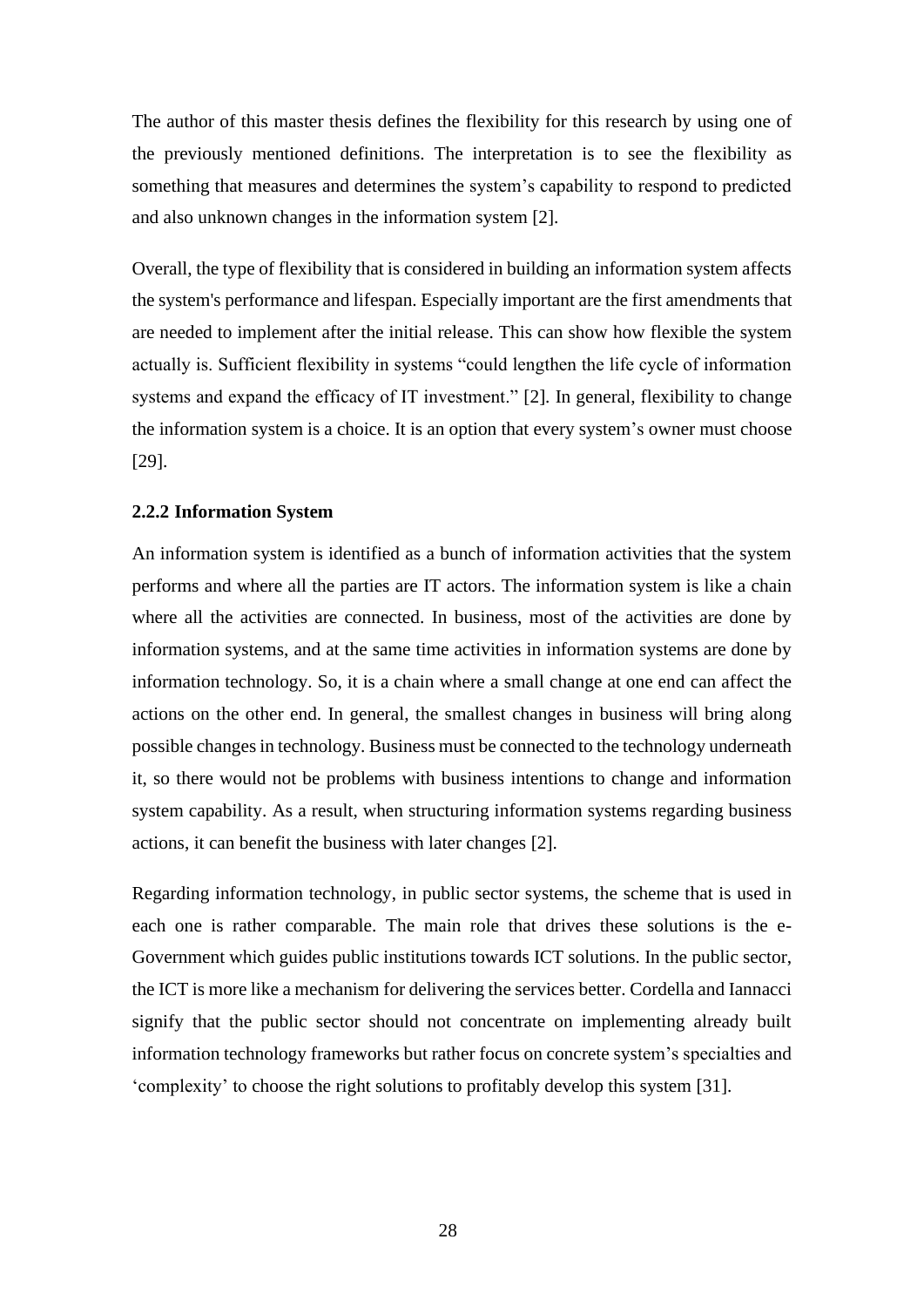The author of this master thesis defines the flexibility for this research by using one of the previously mentioned definitions. The interpretation is to see the flexibility as something that measures and determines the system's capability to respond to predicted and also unknown changes in the information system [2].

Overall, the type of flexibility that is considered in building an information system affects the system's performance and lifespan. Especially important are the first amendments that are needed to implement after the initial release. This can show how flexible the system actually is. Sufficient flexibility in systems "could lengthen the life cycle of information systems and expand the efficacy of IT investment." [2]. In general, flexibility to change the information system is a choice. It is an option that every system's owner must choose [29].

### 2.2.2 Information System

An information system is identified as a bunch of information activities that the system performs and where all the parties are IT actors. The information system is like a chain where all the activities are connected. In business, most of the activities are done by information systems, and at the same time activities in information systems are done by information technology. So, it is a chain where a small change at one end can affect the actions on the other end. In general, the smallest changes in business will bring along possible changes in technology. Business must be connected to the technology underneath it, so there would not be problems with business intentions to change and information system capability. As a result, when structuring information systems regarding business actions, it can benefit the business with later changes [2].

Regarding information technology, in public sector systems, the scheme that is used in each one is rather comparable. The main role that drives these solutions is the e-Government which guides public institutions towards ICT solutions. In the public sector, the ICT is more like a mechanism for delivering the services better. Cordella and Iannacci signify that the public sector should not concentrate on implementing already built information technology frameworks but rather focus on concrete system's specialties and 'complexity' to choose the right solutions to profitably develop this system [31].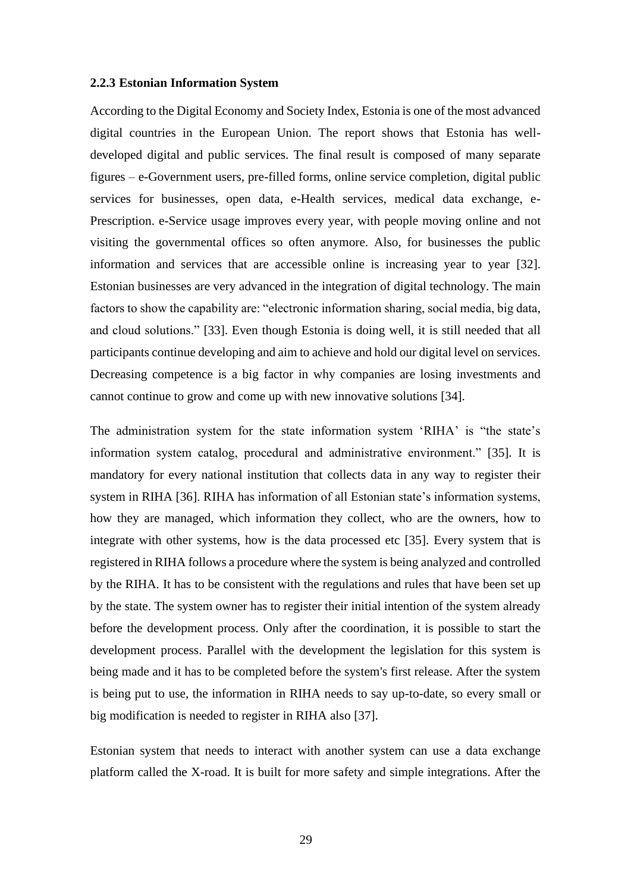### 2.2.3 Estonian Information System

According to the Digital Economy and Society Index, Estonia is one of the most advanced digital countries in the European Union. The report shows that Estonia has well-developed digital and public services. The final result is composed of many separate figures – e-Government users, pre-filled forms, online service completion, digital public services for businesses, open data, e-Health services, medical data exchange, e-Prescription. e-Service usage improves every year, with people moving online and not visiting the governmental offices so often anymore. Also, for businesses the public information and services that are accessible online is increasing year to year [32]. Estonian businesses are very advanced in the integration of digital technology. The main factors to show the capability are: "electronic information sharing, social media, big data, and cloud solutions." [33]. Even though Estonia is doing well, it is still needed that all participants continue developing and aim to achieve and hold our digital level on services. Decreasing competence is a big factor in why companies are losing investments and cannot continue to grow and come up with new innovative solutions [34].

The administration system for the state information system 'RIHA' is "the state's information system catalog, procedural and administrative environment." [35]. It is mandatory for every national institution that collects data in any way to register their system in RIHA [36]. RIHA has information of all Estonian state's information systems, how they are managed, which information they collect, who are the owners, how to integrate with other systems, how is the data processed etc [35]. Every system that is registered in RIHA follows a procedure where the system is being analyzed and controlled by the RIHA. It has to be consistent with the regulations and rules that have been set up by the state. The system owner has to register their initial intention of the system already before the development process. Only after the coordination, it is possible to start the development process. Parallel with the development the legislation for this system is being made and it has to be completed before the system's first release. After the system is being put to use, the information in RIHA needs to say up-to-date, so every small or big modification is needed to register in RIHA also [37].

Estonian system that needs to interact with another system can use a data exchange platform called the X-road. It is built for more safety and simple integrations. After the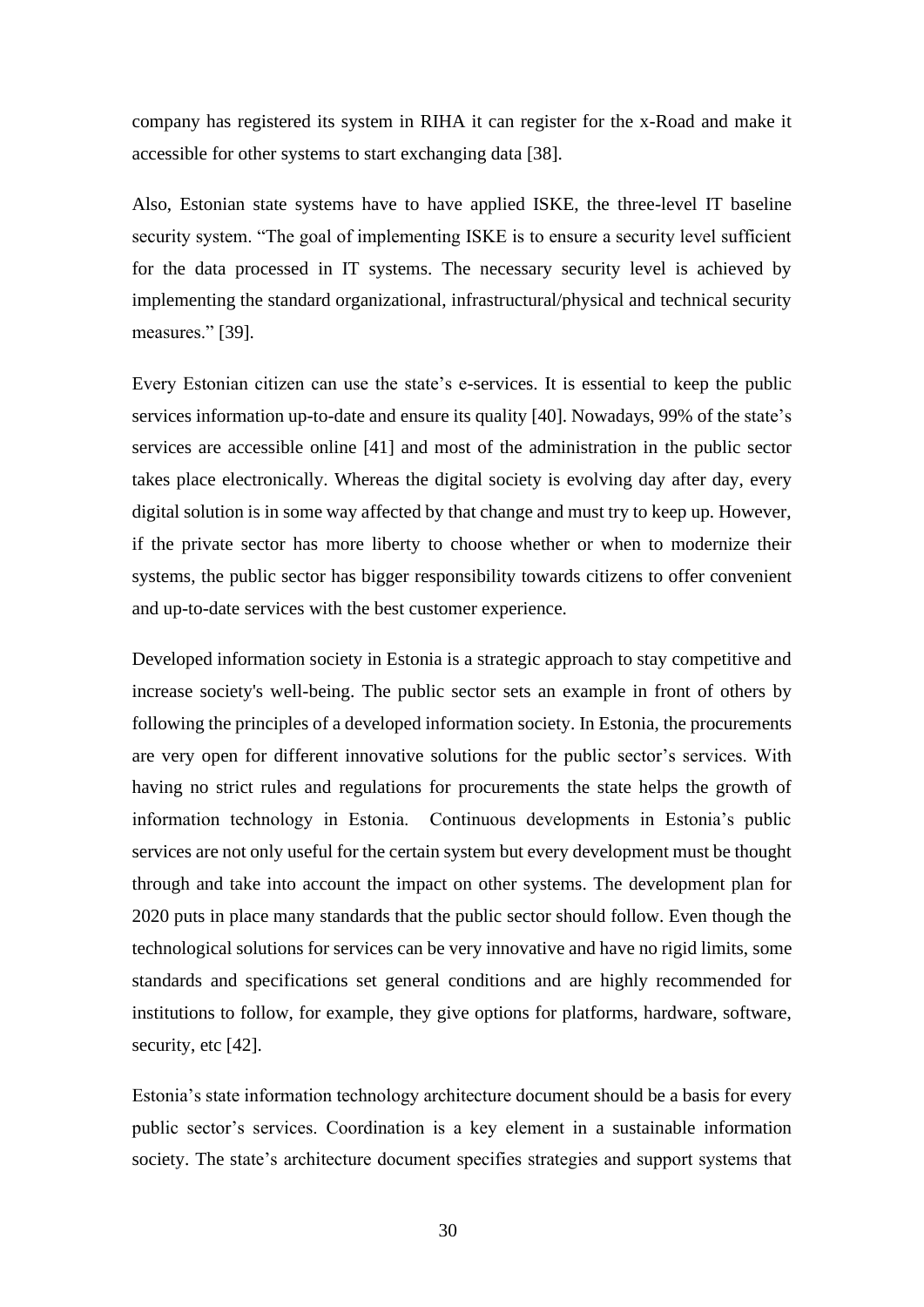company has registered its system in RIHA it can register for the x-Road and make it accessible for other systems to start exchanging data [38].

Also, Estonian state systems have to have applied ISKE, the three-level IT baseline security system. "The goal of implementing ISKE is to ensure a security level sufficient for the data processed in IT systems. The necessary security level is achieved by implementing the standard organizational, infrastructural/physical and technical security measures." [39].

Every Estonian citizen can use the state's e-services. It is essential to keep the public services information up-to-date and ensure its quality [40]. Nowadays, 99% of the state's services are accessible online [41] and most of the administration in the public sector takes place electronically. Whereas the digital society is evolving day after day, every digital solution is in some way affected by that change and must try to keep up. However, if the private sector has more liberty to choose whether or when to modernize their systems, the public sector has bigger responsibility towards citizens to offer convenient and up-to-date services with the best customer experience.

Developed information society in Estonia is a strategic approach to stay competitive and increase society's well-being. The public sector sets an example in front of others by following the principles of a developed information society. In Estonia, the procurements are very open for different innovative solutions for the public sector's services. With having no strict rules and regulations for procurements the state helps the growth of information technology in Estonia. Continuous developments in Estonia's public services are not only useful for the certain system but every development must be thought through and take into account the impact on other systems. The development plan for 2020 puts in place many standards that the public sector should follow. Even though the technological solutions for services can be very innovative and have no rigid limits, some standards and specifications set general conditions and are highly recommended for institutions to follow, for example, they give options for platforms, hardware, software, security, etc [42].

Estonia's state information technology architecture document should be a basis for every public sector's services. Coordination is a key element in a sustainable information society. The state's architecture document specifies strategies and support systems that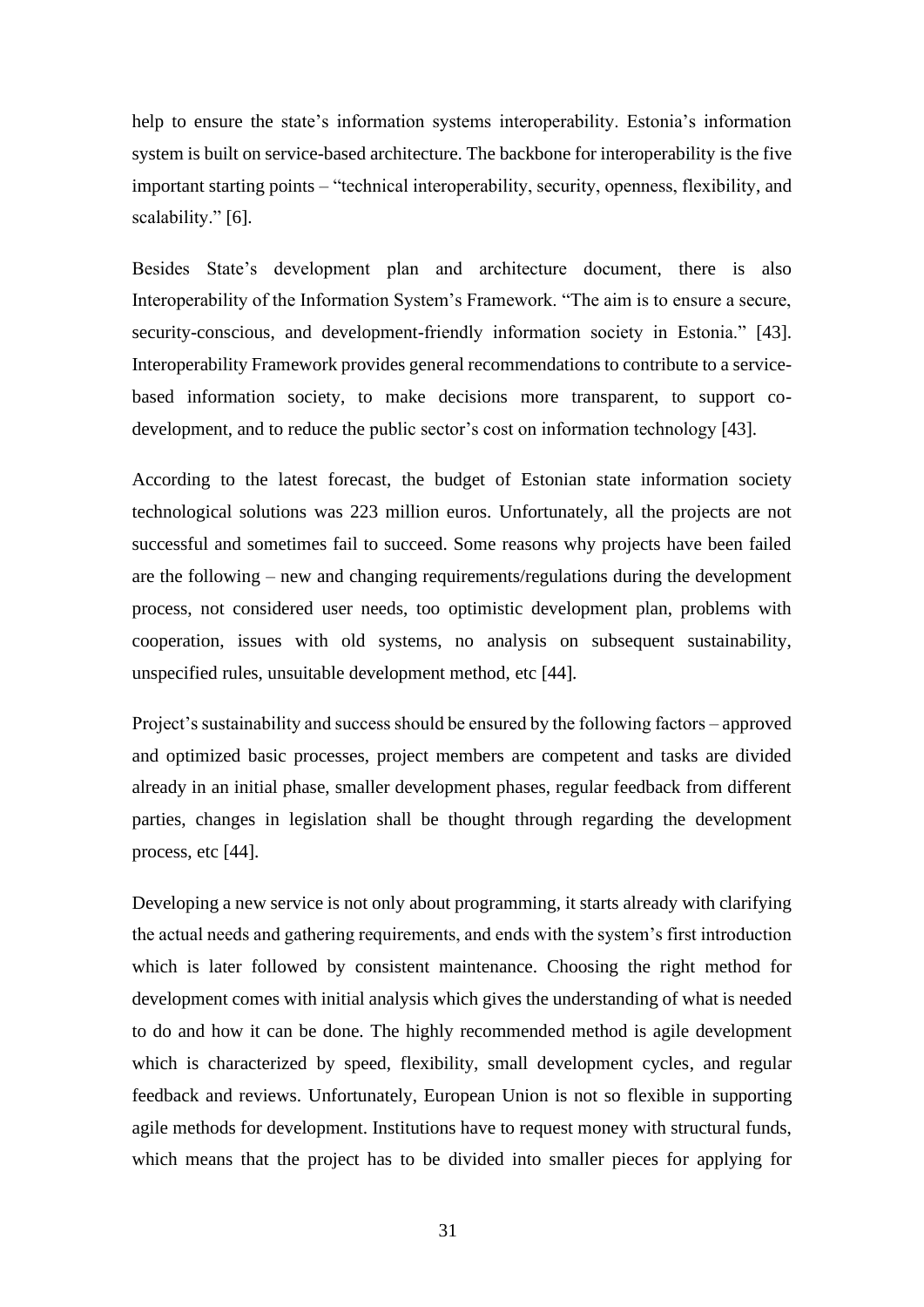help to ensure the state's information systems interoperability. Estonia's information system is built on service-based architecture. The backbone for interoperability is the five important starting points – "technical interoperability, security, openness, flexibility, and scalability." [6].

Besides State's development plan and architecture document, there is also Interoperability of the Information System's Framework. "The aim is to ensure a secure, security-conscious, and development-friendly information society in Estonia." [43]. Interoperability Framework provides general recommendations to contribute to a service-based information society, to make decisions more transparent, to support co-development, and to reduce the public sector's cost on information technology [43].

According to the latest forecast, the budget of Estonian state information society technological solutions was 223 million euros. Unfortunately, all the projects are not successful and sometimes fail to succeed. Some reasons why projects have been failed are the following – new and changing requirements/regulations during the development process, not considered user needs, too optimistic development plan, problems with cooperation, issues with old systems, no analysis on subsequent sustainability, unspecified rules, unsuitable development method, etc [44].

Project's sustainability and success should be ensured by the following factors – approved and optimized basic processes, project members are competent and tasks are divided already in an initial phase, smaller development phases, regular feedback from different parties, changes in legislation shall be thought through regarding the development process, etc [44].

Developing a new service is not only about programming, it starts already with clarifying the actual needs and gathering requirements, and ends with the system's first introduction which is later followed by consistent maintenance. Choosing the right method for development comes with initial analysis which gives the understanding of what is needed to do and how it can be done. The highly recommended method is agile development which is characterized by speed, flexibility, small development cycles, and regular feedback and reviews. Unfortunately, European Union is not so flexible in supporting agile methods for development. Institutions have to request money with structural funds, which means that the project has to be divided into smaller pieces for applying for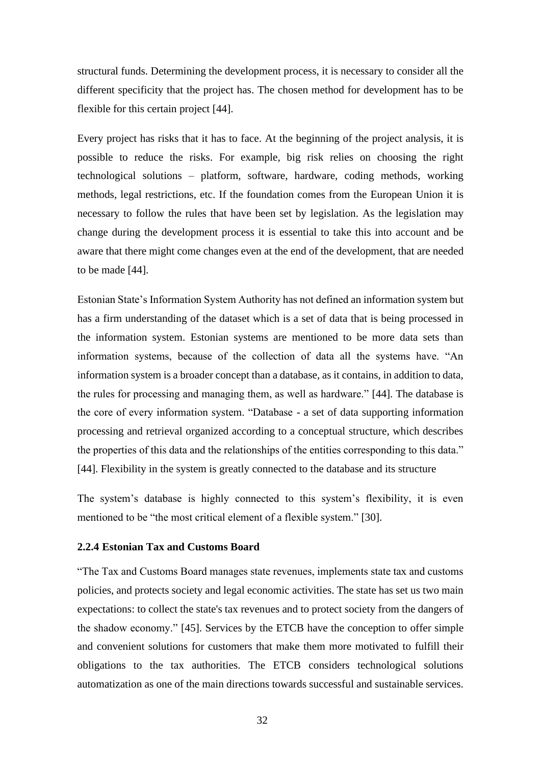structural funds. Determining the development process, it is necessary to consider all the different specificity that the project has. The chosen method for development has to be flexible for this certain project [44].

Every project has risks that it has to face. At the beginning of the project analysis, it is possible to reduce the risks. For example, big risk relies on choosing the right technological solutions – platform, software, hardware, coding methods, working methods, legal restrictions, etc. If the foundation comes from the European Union it is necessary to follow the rules that have been set by legislation. As the legislation may change during the development process it is essential to take this into account and be aware that there might come changes even at the end of the development, that are needed to be made [44].

Estonian State's Information System Authority has not defined an information system but has a firm understanding of the dataset which is a set of data that is being processed in the information system. Estonian systems are mentioned to be more data sets than information systems, because of the collection of data all the systems have. "An information system is a broader concept than a database, as it contains, in addition to data, the rules for processing and managing them, as well as hardware." [44]. The database is the core of every information system. "Database - a set of data supporting information processing and retrieval organized according to a conceptual structure, which describes the properties of this data and the relationships of the entities corresponding to this data." [44]. Flexibility in the system is greatly connected to the database and its structure

The system's database is highly connected to this system's flexibility, it is even mentioned to be "the most critical element of a flexible system." [30].

### 2.2.4 Estonian Tax and Customs Board

"The Tax and Customs Board manages state revenues, implements state tax and customs policies, and protects society and legal economic activities. The state has set us two main expectations: to collect the state's tax revenues and to protect society from the dangers of the shadow economy." [45]. Services by the ETCB have the conception to offer simple and convenient solutions for customers that make them more motivated to fulfill their obligations to the tax authorities. The ETCB considers technological solutions automatization as one of the main directions towards successful and sustainable services.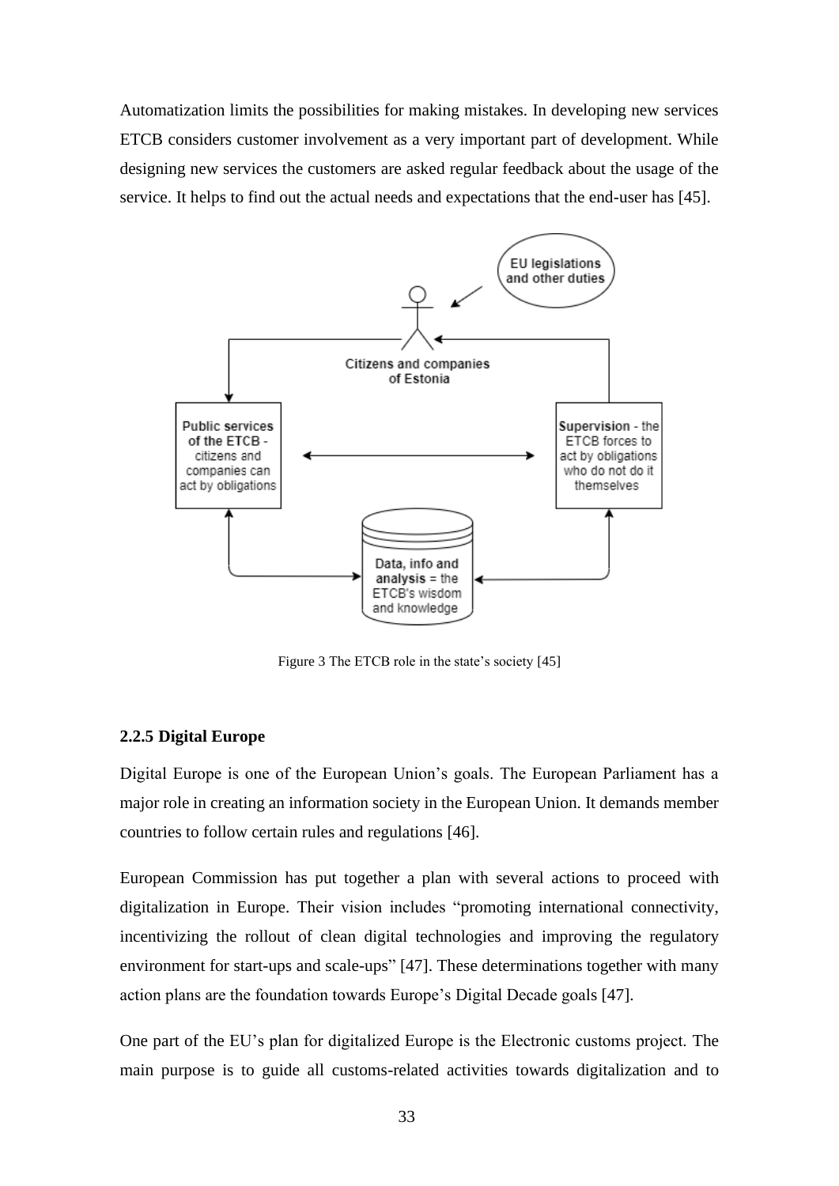Automatization limits the possibilities for making mistakes. In developing new services ETCB considers customer involvement as a very important part of development. While designing new services the customers are asked regular feedback about the usage of the service. It helps to find out the actual needs and expectations that the end-user has [45].

Figure 3 The ETCB role in the state's society [45]

### 2.2.5 Digital Europe

Digital Europe is one of the European Union's goals. The European Parliament has a major role in creating an information society in the European Union. It demands member countries to follow certain rules and regulations [46].

European Commission has put together a plan with several actions to proceed with digitalization in Europe. Their vision includes "promoting international connectivity, incentivizing the rollout of clean digital technologies and improving the regulatory environment for start-ups and scale-ups" [47]. These determinations together with many action plans are the foundation towards Europe's Digital Decade goals [47].

One part of the EU's plan for digitalized Europe is the Electronic customs project. The main purpose is to guide all customs-related activities towards digitalization and to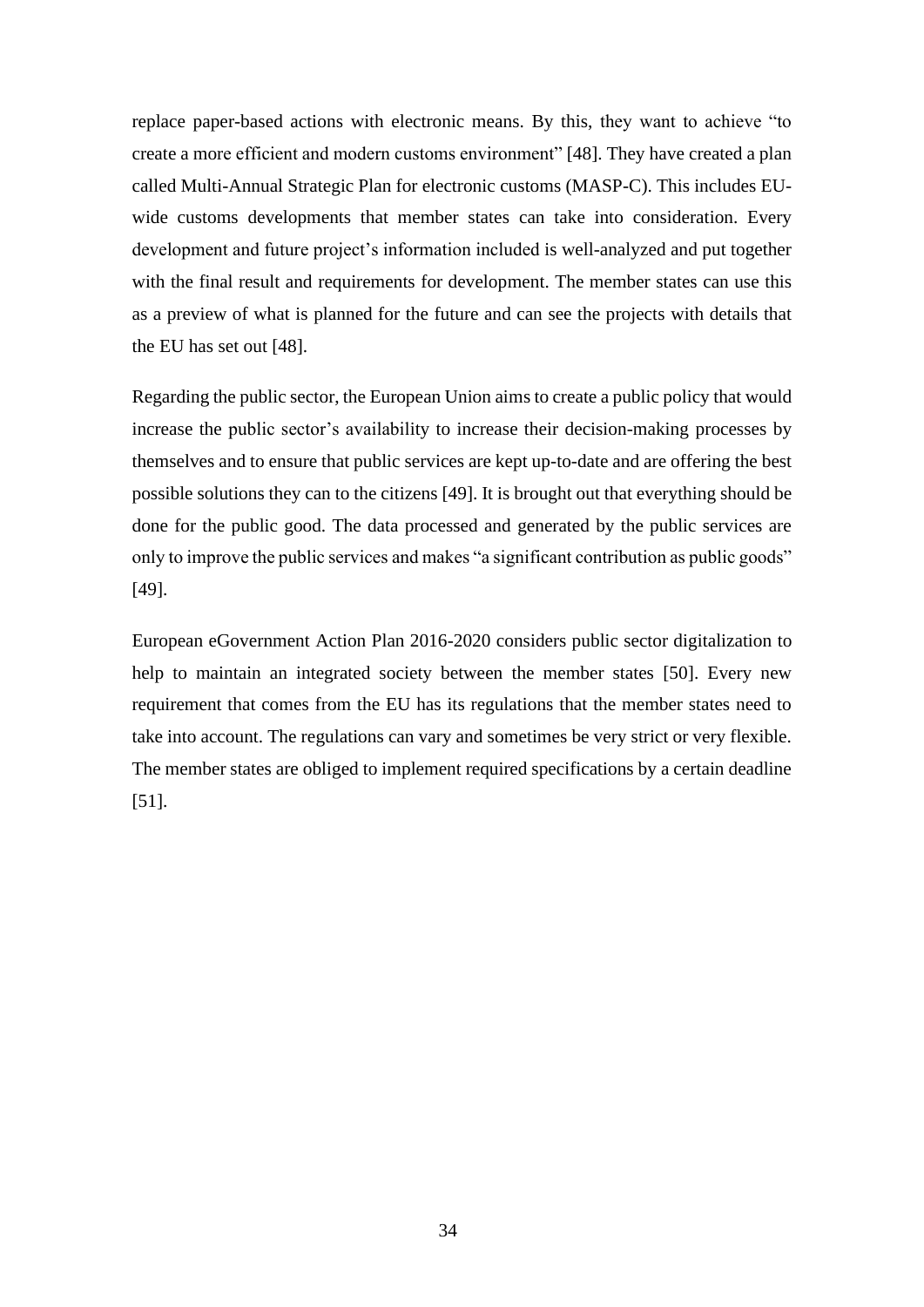replace paper-based actions with electronic means. By this, they want to achieve "to create a more efficient and modern customs environment" [48]. They have created a plan called Multi-Annual Strategic Plan for electronic customs (MASP-C). This includes EU-wide customs developments that member states can take into consideration. Every development and future project's information included is well-analyzed and put together with the final result and requirements for development. The member states can use this as a preview of what is planned for the future and can see the projects with details that the EU has set out [48].

Regarding the public sector, the European Union aims to create a public policy that would increase the public sector's availability to increase their decision-making processes by themselves and to ensure that public services are kept up-to-date and are offering the best possible solutions they can to the citizens [49]. It is brought out that everything should be done for the public good. The data processed and generated by the public services are only to improve the public services and makes "a significant contribution as public goods" [49].

European eGovernment Action Plan 2016-2020 considers public sector digitalization to help to maintain an integrated society between the member states [50]. Every new requirement that comes from the EU has its regulations that the member states need to take into account. The regulations can vary and sometimes be very strict or very flexible. The member states are obliged to implement required specifications by a certain deadline [51].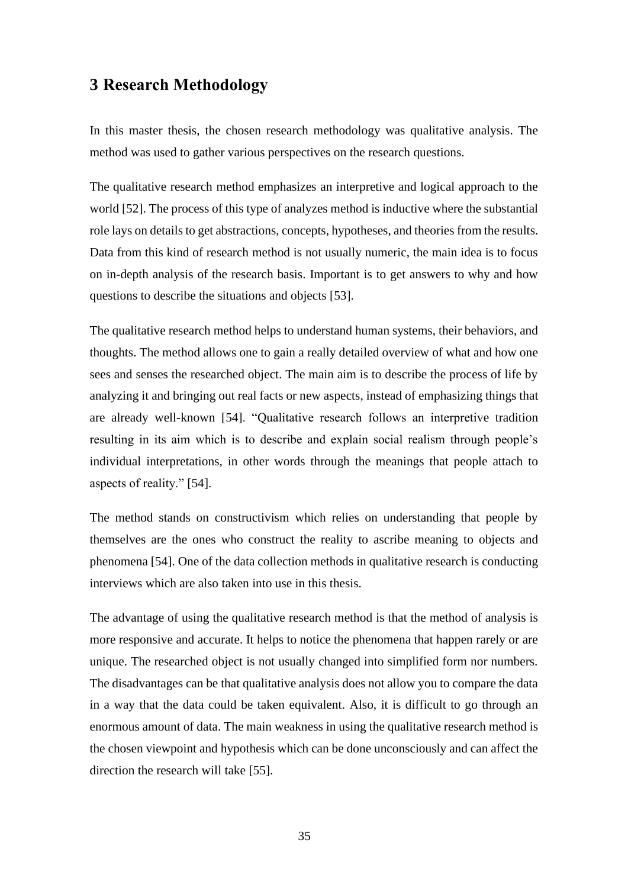# 3 Research Methodology

In this master thesis, the chosen research methodology was qualitative analysis. The method was used to gather various perspectives on the research questions.

The qualitative research method emphasizes an interpretive and logical approach to the world [52]. The process of this type of analyzes method is inductive where the substantial role lays on details to get abstractions, concepts, hypotheses, and theories from the results. Data from this kind of research method is not usually numeric, the main idea is to focus on in-depth analysis of the research basis. Important is to get answers to why and how questions to describe the situations and objects [53].

The qualitative research method helps to understand human systems, their behaviors, and thoughts. The method allows one to gain a really detailed overview of what and how one sees and senses the researched object. The main aim is to describe the process of life by analyzing it and bringing out real facts or new aspects, instead of emphasizing things that are already well-known [54]. "Qualitative research follows an interpretive tradition resulting in its aim which is to describe and explain social realism through people's individual interpretations, in other words through the meanings that people attach to aspects of reality." [54].

The method stands on constructivism which relies on understanding that people by themselves are the ones who construct the reality to ascribe meaning to objects and phenomena [54]. One of the data collection methods in qualitative research is conducting interviews which are also taken into use in this thesis.

The advantage of using the qualitative research method is that the method of analysis is more responsive and accurate. It helps to notice the phenomena that happen rarely or are unique. The researched object is not usually changed into simplified form nor numbers. The disadvantages can be that qualitative analysis does not allow you to compare the data in a way that the data could be taken equivalent. Also, it is difficult to go through an enormous amount of data. The main weakness in using the qualitative research method is the chosen viewpoint and hypothesis which can be done unconsciously and can affect the direction the research will take [55].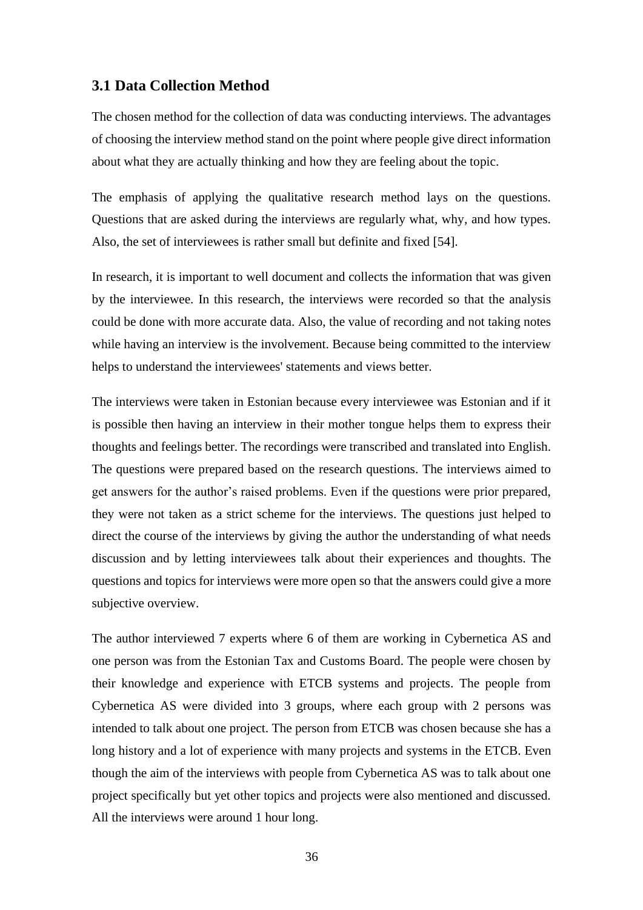## 3.1 Data Collection Method

The chosen method for the collection of data was conducting interviews. The advantages of choosing the interview method stand on the point where people give direct information about what they are actually thinking and how they are feeling about the topic.

The emphasis of applying the qualitative research method lays on the questions. Questions that are asked during the interviews are regularly what, why, and how types. Also, the set of interviewees is rather small but definite and fixed [54].

In research, it is important to well document and collects the information that was given by the interviewee. In this research, the interviews were recorded so that the analysis could be done with more accurate data. Also, the value of recording and not taking notes while having an interview is the involvement. Because being committed to the interview helps to understand the interviewees' statements and views better.

The interviews were taken in Estonian because every interviewee was Estonian and if it is possible then having an interview in their mother tongue helps them to express their thoughts and feelings better. The recordings were transcribed and translated into English. The questions were prepared based on the research questions. The interviews aimed to get answers for the author's raised problems. Even if the questions were prior prepared, they were not taken as a strict scheme for the interviews. The questions just helped to direct the course of the interviews by giving the author the understanding of what needs discussion and by letting interviewees talk about their experiences and thoughts. The questions and topics for interviews were more open so that the answers could give a more subjective overview.

The author interviewed 7 experts where 6 of them are working in Cybernetica AS and one person was from the Estonian Tax and Customs Board. The people were chosen by their knowledge and experience with ETCB systems and projects. The people from Cybernetica AS were divided into 3 groups, where each group with 2 persons was intended to talk about one project. The person from ETCB was chosen because she has a long history and a lot of experience with many projects and systems in the ETCB. Even though the aim of the interviews with people from Cybernetica AS was to talk about one project specifically but yet other topics and projects were also mentioned and discussed. All the interviews were around 1 hour long.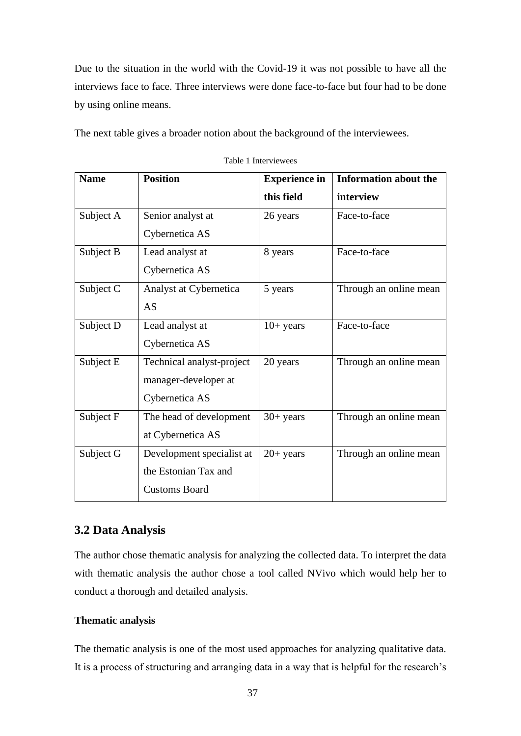Due to the situation in the world with the Covid-19 it was not possible to have all the interviews face to face. Three interviews were done face-to-face but four had to be done by using online means.

The next table gives a broader notion about the background of the interviewees.

Table 1 Interviewees

| Name | Position | Experience in this field | Information about the interview |
|---|---|---|---|
| Subject A | Senior analyst at Cybernetica AS | 26 years | Face-to-face |
| Subject B | Lead analyst at Cybernetica AS | 8 years | Face-to-face |
| Subject C | Analyst at Cybernetica AS | 5 years | Through an online mean |
| Subject D | Lead analyst at Cybernetica AS | 10+ years | Face-to-face |
| Subject E | Technical analyst-project manager-developer at Cybernetica AS | 20 years | Through an online mean |
| Subject F | The head of development at Cybernetica AS | 30+ years | Through an online mean |
| Subject G | Development specialist at the Estonian Tax and Customs Board | 20+ years | Through an online mean |

## 3.2 Data Analysis

The author chose thematic analysis for analyzing the collected data. To interpret the data with thematic analysis the author chose a tool called NVivo which would help her to conduct a thorough and detailed analysis.

**Thematic analysis**

The thematic analysis is one of the most used approaches for analyzing qualitative data. It is a process of structuring and arranging data in a way that is helpful for the research's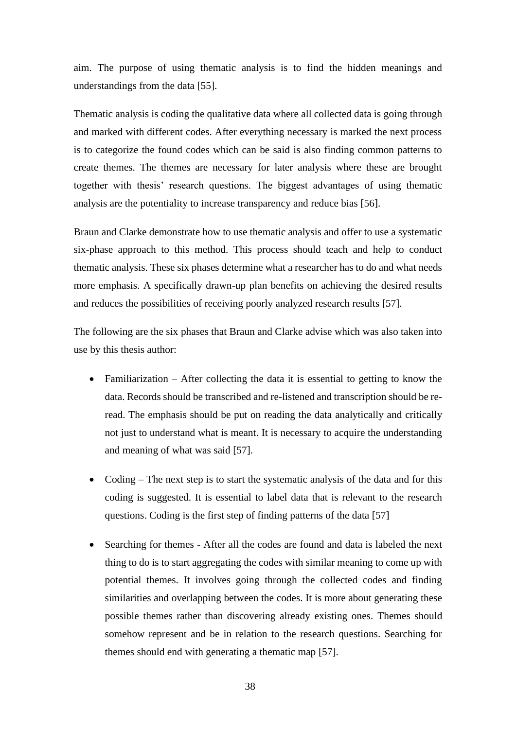aim. The purpose of using thematic analysis is to find the hidden meanings and understandings from the data [55].

Thematic analysis is coding the qualitative data where all collected data is going through and marked with different codes. After everything necessary is marked the next process is to categorize the found codes which can be said is also finding common patterns to create themes. The themes are necessary for later analysis where these are brought together with thesis' research questions. The biggest advantages of using thematic analysis are the potentiality to increase transparency and reduce bias [56].

Braun and Clarke demonstrate how to use thematic analysis and offer to use a systematic six-phase approach to this method. This process should teach and help to conduct thematic analysis. These six phases determine what a researcher has to do and what needs more emphasis. A specifically drawn-up plan benefits on achieving the desired results and reduces the possibilities of receiving poorly analyzed research results [57].

The following are the six phases that Braun and Clarke advise which was also taken into use by this thesis author:

- Familiarization – After collecting the data it is essential to getting to know the data. Records should be transcribed and re-listened and transcription should be re-read. The emphasis should be put on reading the data analytically and critically not just to understand what is meant. It is necessary to acquire the understanding and meaning of what was said [57].

- Coding – The next step is to start the systematic analysis of the data and for this coding is suggested. It is essential to label data that is relevant to the research questions. Coding is the first step of finding patterns of the data [57]

- Searching for themes - After all the codes are found and data is labeled the next thing to do is to start aggregating the codes with similar meaning to come up with potential themes. It involves going through the collected codes and finding similarities and overlapping between the codes. It is more about generating these possible themes rather than discovering already existing ones. Themes should somehow represent and be in relation to the research questions. Searching for themes should end with generating a thematic map [57].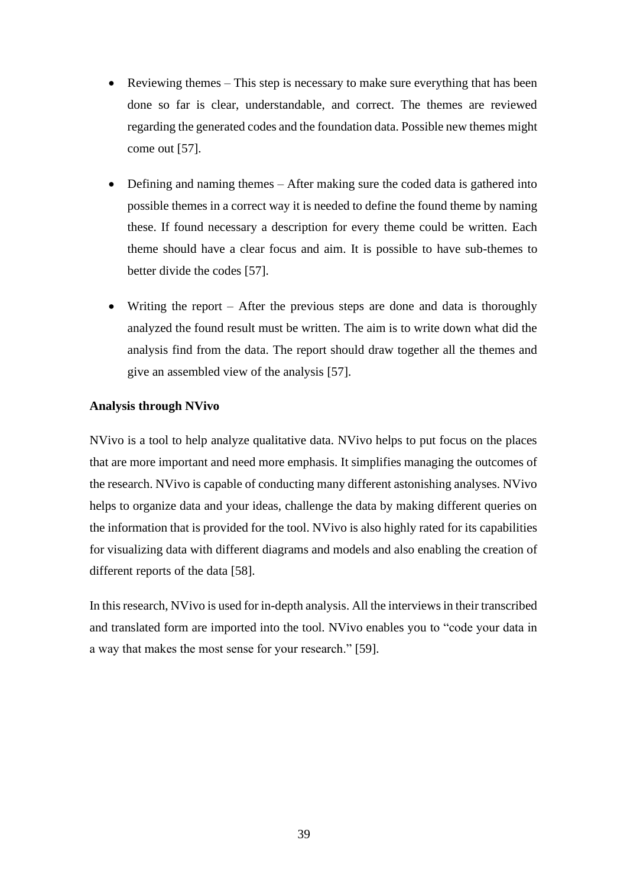- Reviewing themes – This step is necessary to make sure everything that has been done so far is clear, understandable, and correct. The themes are reviewed regarding the generated codes and the foundation data. Possible new themes might come out [57].

- Defining and naming themes – After making sure the coded data is gathered into possible themes in a correct way it is needed to define the found theme by naming these. If found necessary a description for every theme could be written. Each theme should have a clear focus and aim. It is possible to have sub-themes to better divide the codes [57].

- Writing the report – After the previous steps are done and data is thoroughly analyzed the found result must be written. The aim is to write down what did the analysis find from the data. The report should draw together all the themes and give an assembled view of the analysis [57].

**Analysis through NVivo**

NVivo is a tool to help analyze qualitative data. NVivo helps to put focus on the places that are more important and need more emphasis. It simplifies managing the outcomes of the research. NVivo is capable of conducting many different astonishing analyses. NVivo helps to organize data and your ideas, challenge the data by making different queries on the information that is provided for the tool. NVivo is also highly rated for its capabilities for visualizing data with different diagrams and models and also enabling the creation of different reports of the data [58].

In this research, NVivo is used for in-depth analysis. All the interviews in their transcribed and translated form are imported into the tool. NVivo enables you to "code your data in a way that makes the most sense for your research." [59].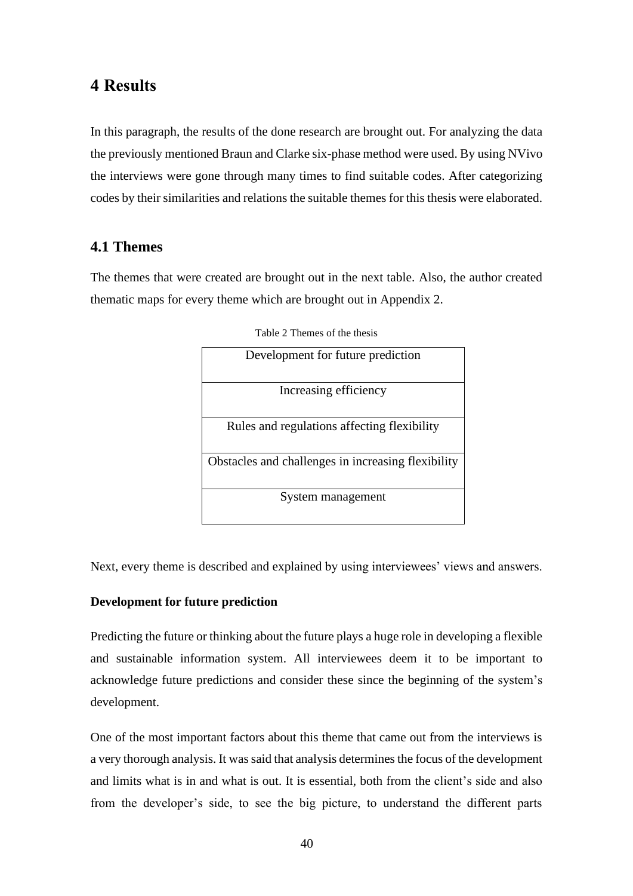# 4 Results

In this paragraph, the results of the done research are brought out. For analyzing the data the previously mentioned Braun and Clarke six-phase method were used. By using NVivo the interviews were gone through many times to find suitable codes. After categorizing codes by their similarities and relations the suitable themes for this thesis were elaborated.

## 4.1 Themes

The themes that were created are brought out in the next table. Also, the author created thematic maps for every theme which are brought out in Appendix 2.

Table 2 Themes of the thesis

| Development for future prediction |
|---|
| Increasing efficiency |
| Rules and regulations affecting flexibility |
| Obstacles and challenges in increasing flexibility |
| System management |

Next, every theme is described and explained by using interviewees' views and answers.

**Development for future prediction**

Predicting the future or thinking about the future plays a huge role in developing a flexible and sustainable information system. All interviewees deem it to be important to acknowledge future predictions and consider these since the beginning of the system's development.

One of the most important factors about this theme that came out from the interviews is a very thorough analysis. It was said that analysis determines the focus of the development and limits what is in and what is out. It is essential, both from the client's side and also from the developer's side, to see the big picture, to understand the different parts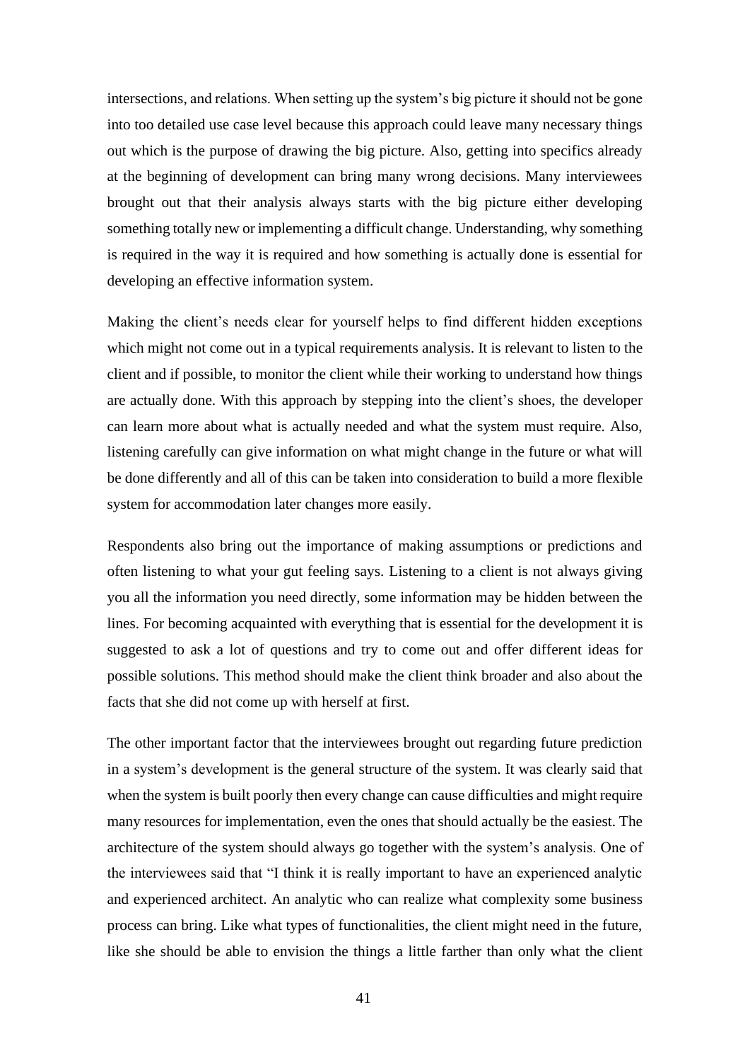intersections, and relations. When setting up the system's big picture it should not be gone into too detailed use case level because this approach could leave many necessary things out which is the purpose of drawing the big picture. Also, getting into specifics already at the beginning of development can bring many wrong decisions. Many interviewees brought out that their analysis always starts with the big picture either developing something totally new or implementing a difficult change. Understanding, why something is required in the way it is required and how something is actually done is essential for developing an effective information system.

Making the client's needs clear for yourself helps to find different hidden exceptions which might not come out in a typical requirements analysis. It is relevant to listen to the client and if possible, to monitor the client while their working to understand how things are actually done. With this approach by stepping into the client's shoes, the developer can learn more about what is actually needed and what the system must require. Also, listening carefully can give information on what might change in the future or what will be done differently and all of this can be taken into consideration to build a more flexible system for accommodation later changes more easily.

Respondents also bring out the importance of making assumptions or predictions and often listening to what your gut feeling says. Listening to a client is not always giving you all the information you need directly, some information may be hidden between the lines. For becoming acquainted with everything that is essential for the development it is suggested to ask a lot of questions and try to come out and offer different ideas for possible solutions. This method should make the client think broader and also about the facts that she did not come up with herself at first.

The other important factor that the interviewees brought out regarding future prediction in a system's development is the general structure of the system. It was clearly said that when the system is built poorly then every change can cause difficulties and might require many resources for implementation, even the ones that should actually be the easiest. The architecture of the system should always go together with the system's analysis. One of the interviewees said that "I think it is really important to have an experienced analytic and experienced architect. An analytic who can realize what complexity some business process can bring. Like what types of functionalities, the client might need in the future, like she should be able to envision the things a little farther than only what the client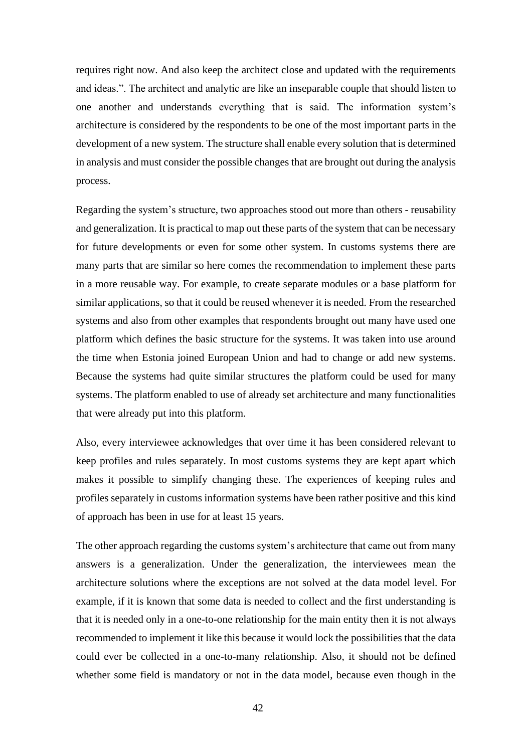requires right now. And also keep the architect close and updated with the requirements and ideas.". The architect and analytic are like an inseparable couple that should listen to one another and understands everything that is said. The information system's architecture is considered by the respondents to be one of the most important parts in the development of a new system. The structure shall enable every solution that is determined in analysis and must consider the possible changes that are brought out during the analysis process.

Regarding the system's structure, two approaches stood out more than others - reusability and generalization. It is practical to map out these parts of the system that can be necessary for future developments or even for some other system. In customs systems there are many parts that are similar so here comes the recommendation to implement these parts in a more reusable way. For example, to create separate modules or a base platform for similar applications, so that it could be reused whenever it is needed. From the researched systems and also from other examples that respondents brought out many have used one platform which defines the basic structure for the systems. It was taken into use around the time when Estonia joined European Union and had to change or add new systems. Because the systems had quite similar structures the platform could be used for many systems. The platform enabled to use of already set architecture and many functionalities that were already put into this platform.

Also, every interviewee acknowledges that over time it has been considered relevant to keep profiles and rules separately. In most customs systems they are kept apart which makes it possible to simplify changing these. The experiences of keeping rules and profiles separately in customs information systems have been rather positive and this kind of approach has been in use for at least 15 years.

The other approach regarding the customs system's architecture that came out from many answers is a generalization. Under the generalization, the interviewees mean the architecture solutions where the exceptions are not solved at the data model level. For example, if it is known that some data is needed to collect and the first understanding is that it is needed only in a one-to-one relationship for the main entity then it is not always recommended to implement it like this because it would lock the possibilities that the data could ever be collected in a one-to-many relationship. Also, it should not be defined whether some field is mandatory or not in the data model, because even though in the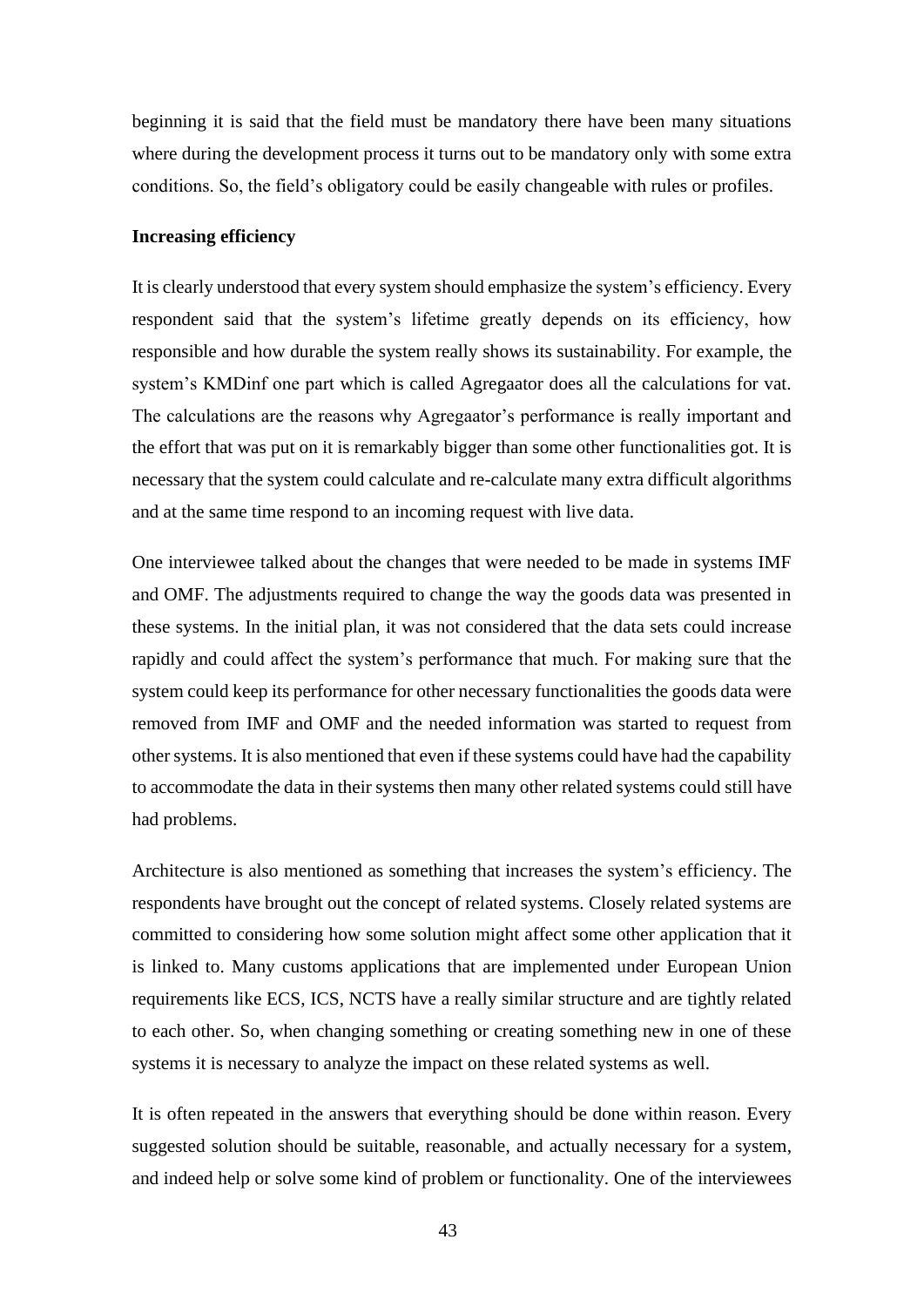beginning it is said that the field must be mandatory there have been many situations where during the development process it turns out to be mandatory only with some extra conditions. So, the field's obligatory could be easily changeable with rules or profiles.

**Increasing efficiency**

It is clearly understood that every system should emphasize the system's efficiency. Every respondent said that the system's lifetime greatly depends on its efficiency, how responsible and how durable the system really shows its sustainability. For example, the system's KMDinf one part which is called Agregaator does all the calculations for vat. The calculations are the reasons why Agregaator's performance is really important and the effort that was put on it is remarkably bigger than some other functionalities got. It is necessary that the system could calculate and re-calculate many extra difficult algorithms and at the same time respond to an incoming request with live data.

One interviewee talked about the changes that were needed to be made in systems IMF and OMF. The adjustments required to change the way the goods data was presented in these systems. In the initial plan, it was not considered that the data sets could increase rapidly and could affect the system's performance that much. For making sure that the system could keep its performance for other necessary functionalities the goods data were removed from IMF and OMF and the needed information was started to request from other systems. It is also mentioned that even if these systems could have had the capability to accommodate the data in their systems then many other related systems could still have had problems.

Architecture is also mentioned as something that increases the system's efficiency. The respondents have brought out the concept of related systems. Closely related systems are committed to considering how some solution might affect some other application that it is linked to. Many customs applications that are implemented under European Union requirements like ECS, ICS, NCTS have a really similar structure and are tightly related to each other. So, when changing something or creating something new in one of these systems it is necessary to analyze the impact on these related systems as well.

It is often repeated in the answers that everything should be done within reason. Every suggested solution should be suitable, reasonable, and actually necessary for a system, and indeed help or solve some kind of problem or functionality. One of the interviewees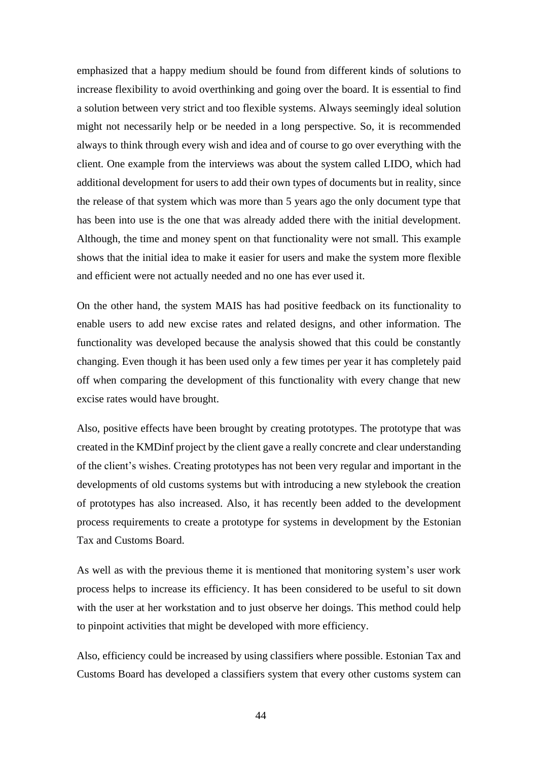emphasized that a happy medium should be found from different kinds of solutions to increase flexibility to avoid overthinking and going over the board. It is essential to find a solution between very strict and too flexible systems. Always seemingly ideal solution might not necessarily help or be needed in a long perspective. So, it is recommended always to think through every wish and idea and of course to go over everything with the client. One example from the interviews was about the system called LIDO, which had additional development for users to add their own types of documents but in reality, since the release of that system which was more than 5 years ago the only document type that has been into use is the one that was already added there with the initial development. Although, the time and money spent on that functionality were not small. This example shows that the initial idea to make it easier for users and make the system more flexible and efficient were not actually needed and no one has ever used it.

On the other hand, the system MAIS has had positive feedback on its functionality to enable users to add new excise rates and related designs, and other information. The functionality was developed because the analysis showed that this could be constantly changing. Even though it has been used only a few times per year it has completely paid off when comparing the development of this functionality with every change that new excise rates would have brought.

Also, positive effects have been brought by creating prototypes. The prototype that was created in the KMDinf project by the client gave a really concrete and clear understanding of the client's wishes. Creating prototypes has not been very regular and important in the developments of old customs systems but with introducing a new stylebook the creation of prototypes has also increased. Also, it has recently been added to the development process requirements to create a prototype for systems in development by the Estonian Tax and Customs Board.

As well as with the previous theme it is mentioned that monitoring system's user work process helps to increase its efficiency. It has been considered to be useful to sit down with the user at her workstation and to just observe her doings. This method could help to pinpoint activities that might be developed with more efficiency.

Also, efficiency could be increased by using classifiers where possible. Estonian Tax and Customs Board has developed a classifiers system that every other customs system can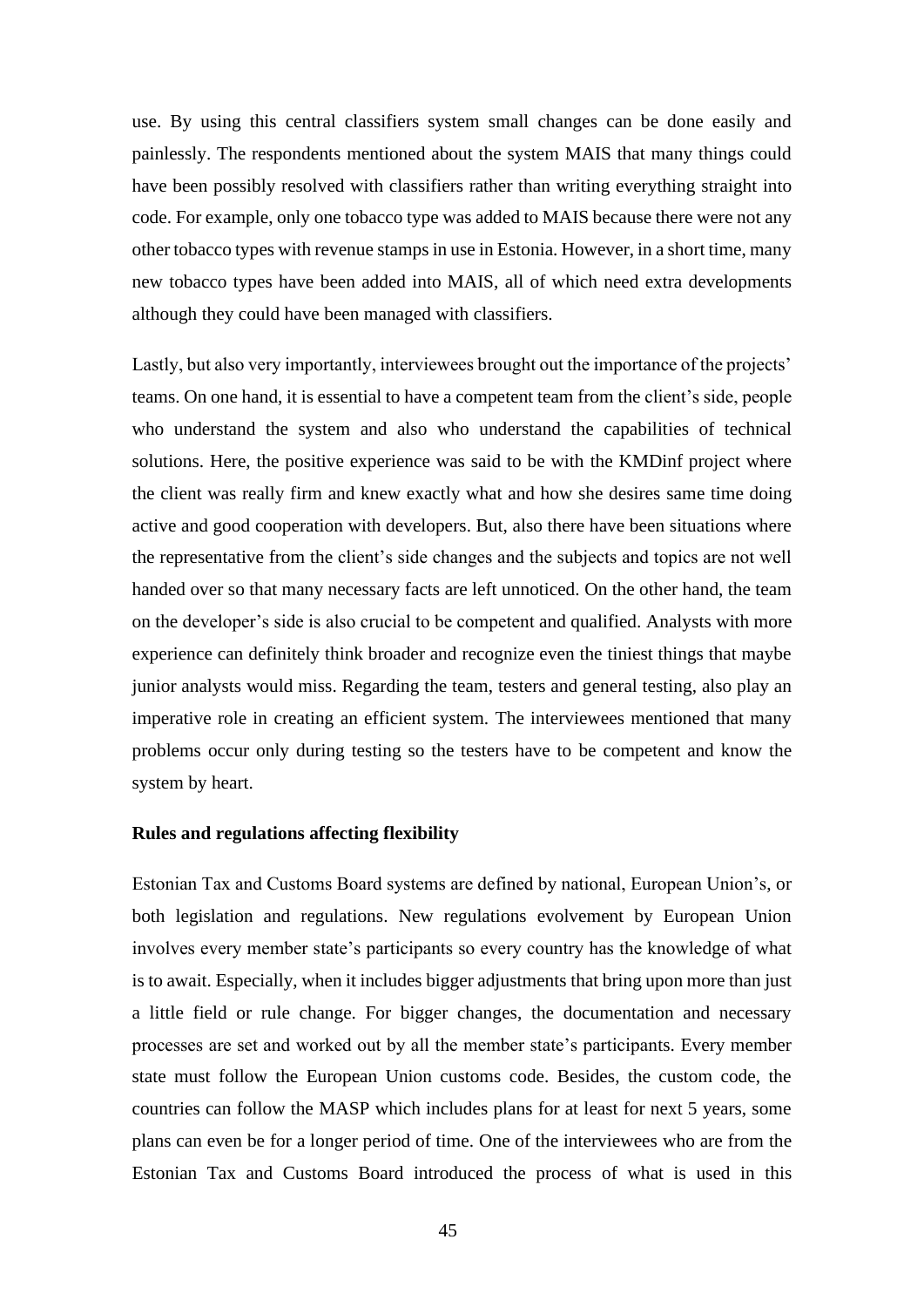use. By using this central classifiers system small changes can be done easily and painlessly. The respondents mentioned about the system MAIS that many things could have been possibly resolved with classifiers rather than writing everything straight into code. For example, only one tobacco type was added to MAIS because there were not any other tobacco types with revenue stamps in use in Estonia. However, in a short time, many new tobacco types have been added into MAIS, all of which need extra developments although they could have been managed with classifiers.

Lastly, but also very importantly, interviewees brought out the importance of the projects' teams. On one hand, it is essential to have a competent team from the client's side, people who understand the system and also who understand the capabilities of technical solutions. Here, the positive experience was said to be with the KMDinf project where the client was really firm and knew exactly what and how she desires same time doing active and good cooperation with developers. But, also there have been situations where the representative from the client's side changes and the subjects and topics are not well handed over so that many necessary facts are left unnoticed. On the other hand, the team on the developer's side is also crucial to be competent and qualified. Analysts with more experience can definitely think broader and recognize even the tiniest things that maybe junior analysts would miss. Regarding the team, testers and general testing, also play an imperative role in creating an efficient system. The interviewees mentioned that many problems occur only during testing so the testers have to be competent and know the system by heart.

**Rules and regulations affecting flexibility**

Estonian Tax and Customs Board systems are defined by national, European Union's, or both legislation and regulations. New regulations evolvement by European Union involves every member state's participants so every country has the knowledge of what is to await. Especially, when it includes bigger adjustments that bring upon more than just a little field or rule change. For bigger changes, the documentation and necessary processes are set and worked out by all the member state's participants. Every member state must follow the European Union customs code. Besides, the custom code, the countries can follow the MASP which includes plans for at least for next 5 years, some plans can even be for a longer period of time. One of the interviewees who are from the Estonian Tax and Customs Board introduced the process of what is used in this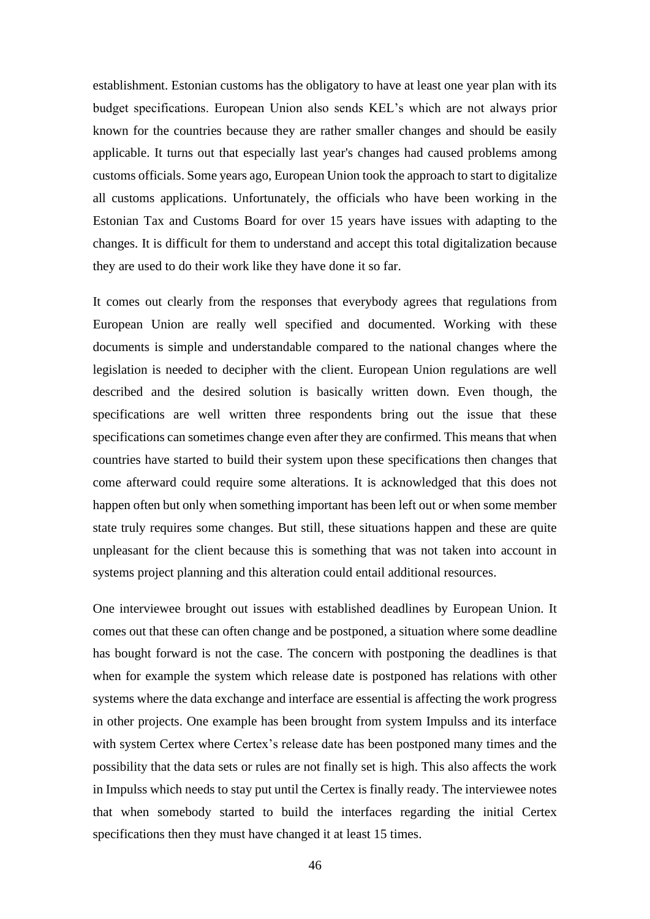establishment. Estonian customs has the obligatory to have at least one year plan with its budget specifications. European Union also sends KEL's which are not always prior known for the countries because they are rather smaller changes and should be easily applicable. It turns out that especially last year's changes had caused problems among customs officials. Some years ago, European Union took the approach to start to digitalize all customs applications. Unfortunately, the officials who have been working in the Estonian Tax and Customs Board for over 15 years have issues with adapting to the changes. It is difficult for them to understand and accept this total digitalization because they are used to do their work like they have done it so far.

It comes out clearly from the responses that everybody agrees that regulations from European Union are really well specified and documented. Working with these documents is simple and understandable compared to the national changes where the legislation is needed to decipher with the client. European Union regulations are well described and the desired solution is basically written down. Even though, the specifications are well written three respondents bring out the issue that these specifications can sometimes change even after they are confirmed. This means that when countries have started to build their system upon these specifications then changes that come afterward could require some alterations. It is acknowledged that this does not happen often but only when something important has been left out or when some member state truly requires some changes. But still, these situations happen and these are quite unpleasant for the client because this is something that was not taken into account in systems project planning and this alteration could entail additional resources.

One interviewee brought out issues with established deadlines by European Union. It comes out that these can often change and be postponed, a situation where some deadline has bought forward is not the case. The concern with postponing the deadlines is that when for example the system which release date is postponed has relations with other systems where the data exchange and interface are essential is affecting the work progress in other projects. One example has been brought from system Impulss and its interface with system Certex where Certex's release date has been postponed many times and the possibility that the data sets or rules are not finally set is high. This also affects the work in Impulss which needs to stay put until the Certex is finally ready. The interviewee notes that when somebody started to build the interfaces regarding the initial Certex specifications then they must have changed it at least 15 times.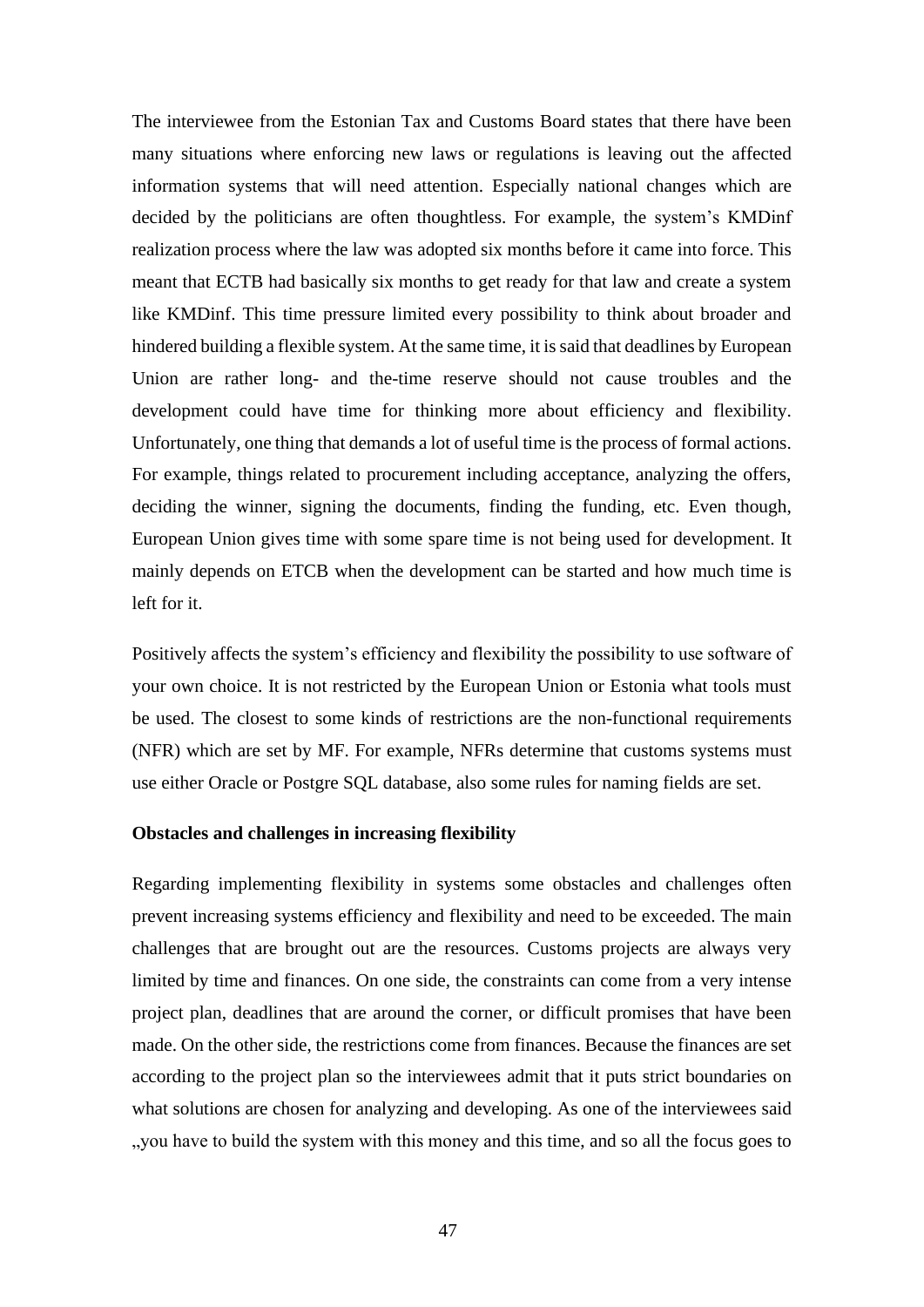The interviewee from the Estonian Tax and Customs Board states that there have been many situations where enforcing new laws or regulations is leaving out the affected information systems that will need attention. Especially national changes which are decided by the politicians are often thoughtless. For example, the system's KMDinf realization process where the law was adopted six months before it came into force. This meant that ECTB had basically six months to get ready for that law and create a system like KMDinf. This time pressure limited every possibility to think about broader and hindered building a flexible system. At the same time, it is said that deadlines by European Union are rather long- and the-time reserve should not cause troubles and the development could have time for thinking more about efficiency and flexibility. Unfortunately, one thing that demands a lot of useful time is the process of formal actions. For example, things related to procurement including acceptance, analyzing the offers, deciding the winner, signing the documents, finding the funding, etc. Even though, European Union gives time with some spare time is not being used for development. It mainly depends on ETCB when the development can be started and how much time is left for it.

Positively affects the system's efficiency and flexibility the possibility to use software of your own choice. It is not restricted by the European Union or Estonia what tools must be used. The closest to some kinds of restrictions are the non-functional requirements (NFR) which are set by MF. For example, NFRs determine that customs systems must use either Oracle or Postgre SQL database, also some rules for naming fields are set.

**Obstacles and challenges in increasing flexibility**

Regarding implementing flexibility in systems some obstacles and challenges often prevent increasing systems efficiency and flexibility and need to be exceeded. The main challenges that are brought out are the resources. Customs projects are always very limited by time and finances. On one side, the constraints can come from a very intense project plan, deadlines that are around the corner, or difficult promises that have been made. On the other side, the restrictions come from finances. Because the finances are set according to the project plan so the interviewees admit that it puts strict boundaries on what solutions are chosen for analyzing and developing. As one of the interviewees said „you have to build the system with this money and this time, and so all the focus goes to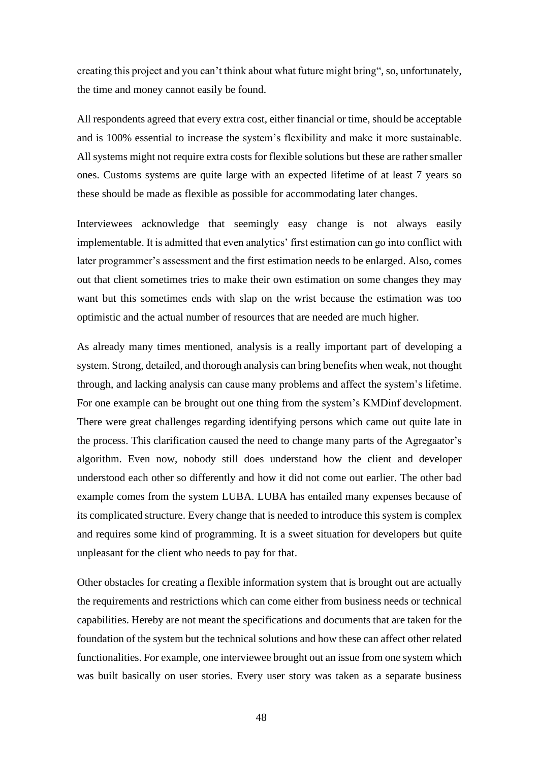creating this project and you can't think about what future might bring", so, unfortunately, the time and money cannot easily be found.

All respondents agreed that every extra cost, either financial or time, should be acceptable and is 100% essential to increase the system's flexibility and make it more sustainable. All systems might not require extra costs for flexible solutions but these are rather smaller ones. Customs systems are quite large with an expected lifetime of at least 7 years so these should be made as flexible as possible for accommodating later changes.

Interviewees acknowledge that seemingly easy change is not always easily implementable. It is admitted that even analytics' first estimation can go into conflict with later programmer's assessment and the first estimation needs to be enlarged. Also, comes out that client sometimes tries to make their own estimation on some changes they may want but this sometimes ends with slap on the wrist because the estimation was too optimistic and the actual number of resources that are needed are much higher.

As already many times mentioned, analysis is a really important part of developing a system. Strong, detailed, and thorough analysis can bring benefits when weak, not thought through, and lacking analysis can cause many problems and affect the system's lifetime. For one example can be brought out one thing from the system's KMDinf development. There were great challenges regarding identifying persons which came out quite late in the process. This clarification caused the need to change many parts of the Agregaator's algorithm. Even now, nobody still does understand how the client and developer understood each other so differently and how it did not come out earlier. The other bad example comes from the system LUBA. LUBA has entailed many expenses because of its complicated structure. Every change that is needed to introduce this system is complex and requires some kind of programming. It is a sweet situation for developers but quite unpleasant for the client who needs to pay for that.

Other obstacles for creating a flexible information system that is brought out are actually the requirements and restrictions which can come either from business needs or technical capabilities. Hereby are not meant the specifications and documents that are taken for the foundation of the system but the technical solutions and how these can affect other related functionalities. For example, one interviewee brought out an issue from one system which was built basically on user stories. Every user story was taken as a separate business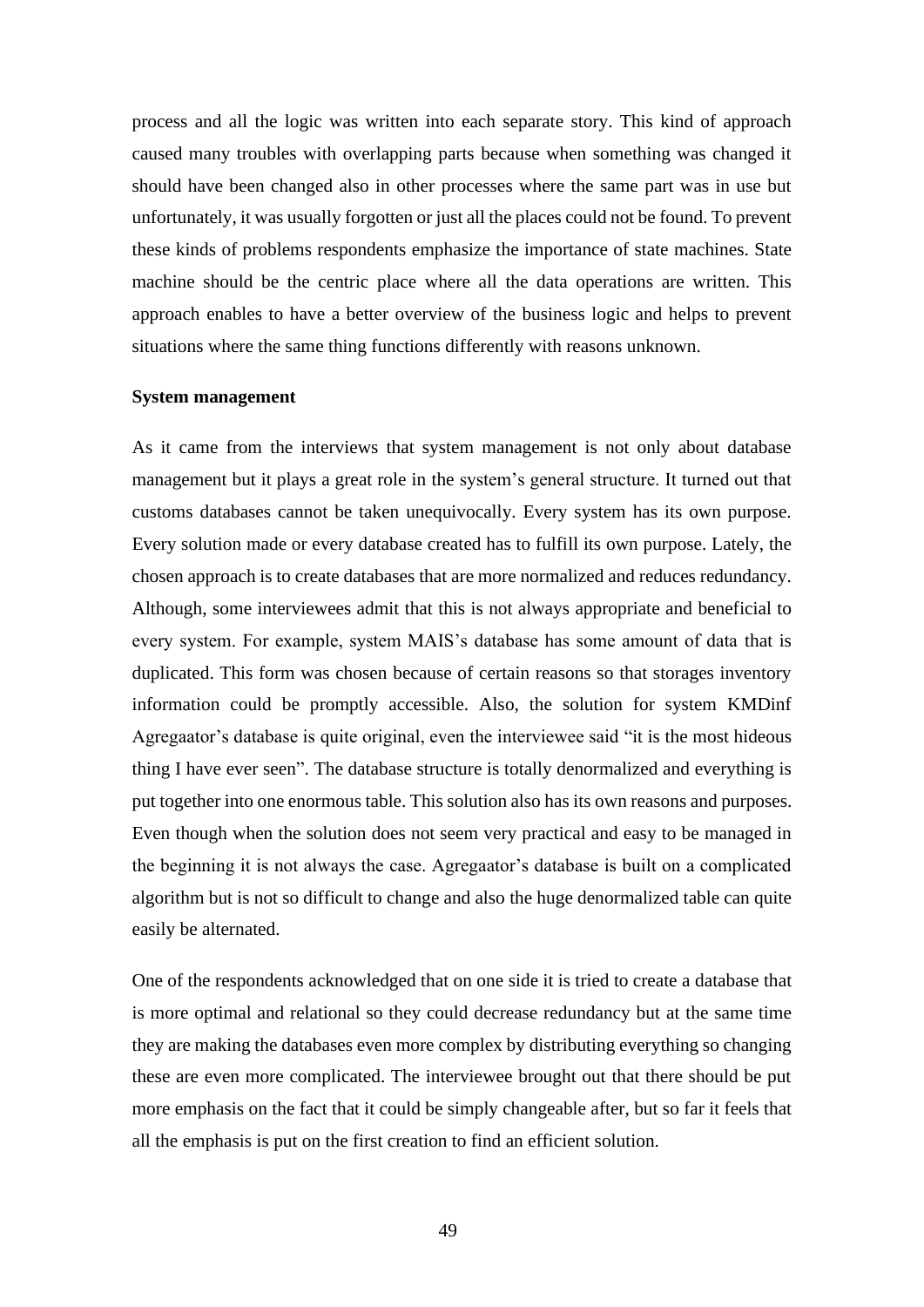process and all the logic was written into each separate story. This kind of approach caused many troubles with overlapping parts because when something was changed it should have been changed also in other processes where the same part was in use but unfortunately, it was usually forgotten or just all the places could not be found. To prevent these kinds of problems respondents emphasize the importance of state machines. State machine should be the centric place where all the data operations are written. This approach enables to have a better overview of the business logic and helps to prevent situations where the same thing functions differently with reasons unknown.

**System management**

As it came from the interviews that system management is not only about database management but it plays a great role in the system's general structure. It turned out that customs databases cannot be taken unequivocally. Every system has its own purpose. Every solution made or every database created has to fulfill its own purpose. Lately, the chosen approach is to create databases that are more normalized and reduces redundancy. Although, some interviewees admit that this is not always appropriate and beneficial to every system. For example, system MAIS's database has some amount of data that is duplicated. This form was chosen because of certain reasons so that storages inventory information could be promptly accessible. Also, the solution for system KMDinf Agregaator's database is quite original, even the interviewee said "it is the most hideous thing I have ever seen". The database structure is totally denormalized and everything is put together into one enormous table. This solution also has its own reasons and purposes. Even though when the solution does not seem very practical and easy to be managed in the beginning it is not always the case. Agregaator's database is built on a complicated algorithm but is not so difficult to change and also the huge denormalized table can quite easily be alternated.

One of the respondents acknowledged that on one side it is tried to create a database that is more optimal and relational so they could decrease redundancy but at the same time they are making the databases even more complex by distributing everything so changing these are even more complicated. The interviewee brought out that there should be put more emphasis on the fact that it could be simply changeable after, but so far it feels that all the emphasis is put on the first creation to find an efficient solution.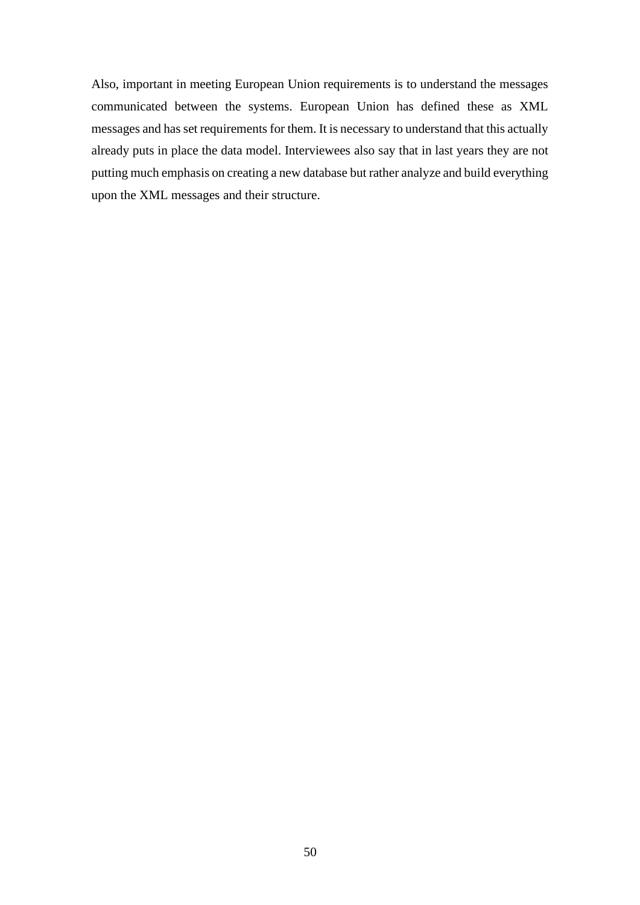Also, important in meeting European Union requirements is to understand the messages communicated between the systems. European Union has defined these as XML messages and has set requirements for them. It is necessary to understand that this actually already puts in place the data model. Interviewees also say that in last years they are not putting much emphasis on creating a new database but rather analyze and build everything upon the XML messages and their structure.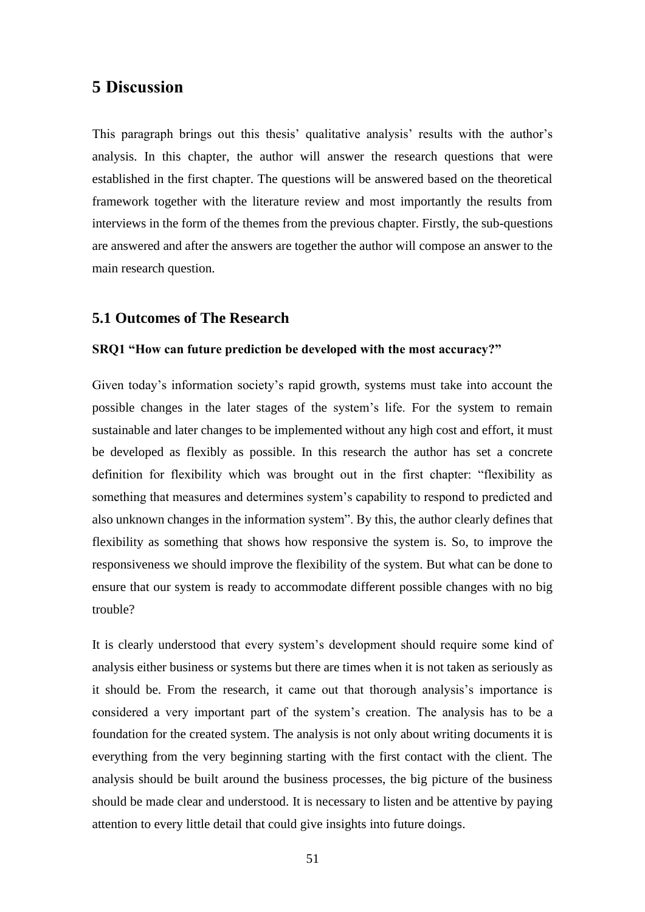# 5 Discussion

This paragraph brings out this thesis' qualitative analysis' results with the author's analysis. In this chapter, the author will answer the research questions that were established in the first chapter. The questions will be answered based on the theoretical framework together with the literature review and most importantly the results from interviews in the form of the themes from the previous chapter. Firstly, the sub-questions are answered and after the answers are together the author will compose an answer to the main research question.

## 5.1 Outcomes of The Research

**SRQ1 "How can future prediction be developed with the most accuracy?"**

Given today's information society's rapid growth, systems must take into account the possible changes in the later stages of the system's life. For the system to remain sustainable and later changes to be implemented without any high cost and effort, it must be developed as flexibly as possible. In this research the author has set a concrete definition for flexibility which was brought out in the first chapter: "flexibility as something that measures and determines system's capability to respond to predicted and also unknown changes in the information system". By this, the author clearly defines that flexibility as something that shows how responsive the system is. So, to improve the responsiveness we should improve the flexibility of the system. But what can be done to ensure that our system is ready to accommodate different possible changes with no big trouble?

It is clearly understood that every system's development should require some kind of analysis either business or systems but there are times when it is not taken as seriously as it should be. From the research, it came out that thorough analysis's importance is considered a very important part of the system's creation. The analysis has to be a foundation for the created system. The analysis is not only about writing documents it is everything from the very beginning starting with the first contact with the client. The analysis should be built around the business processes, the big picture of the business should be made clear and understood. It is necessary to listen and be attentive by paying attention to every little detail that could give insights into future doings.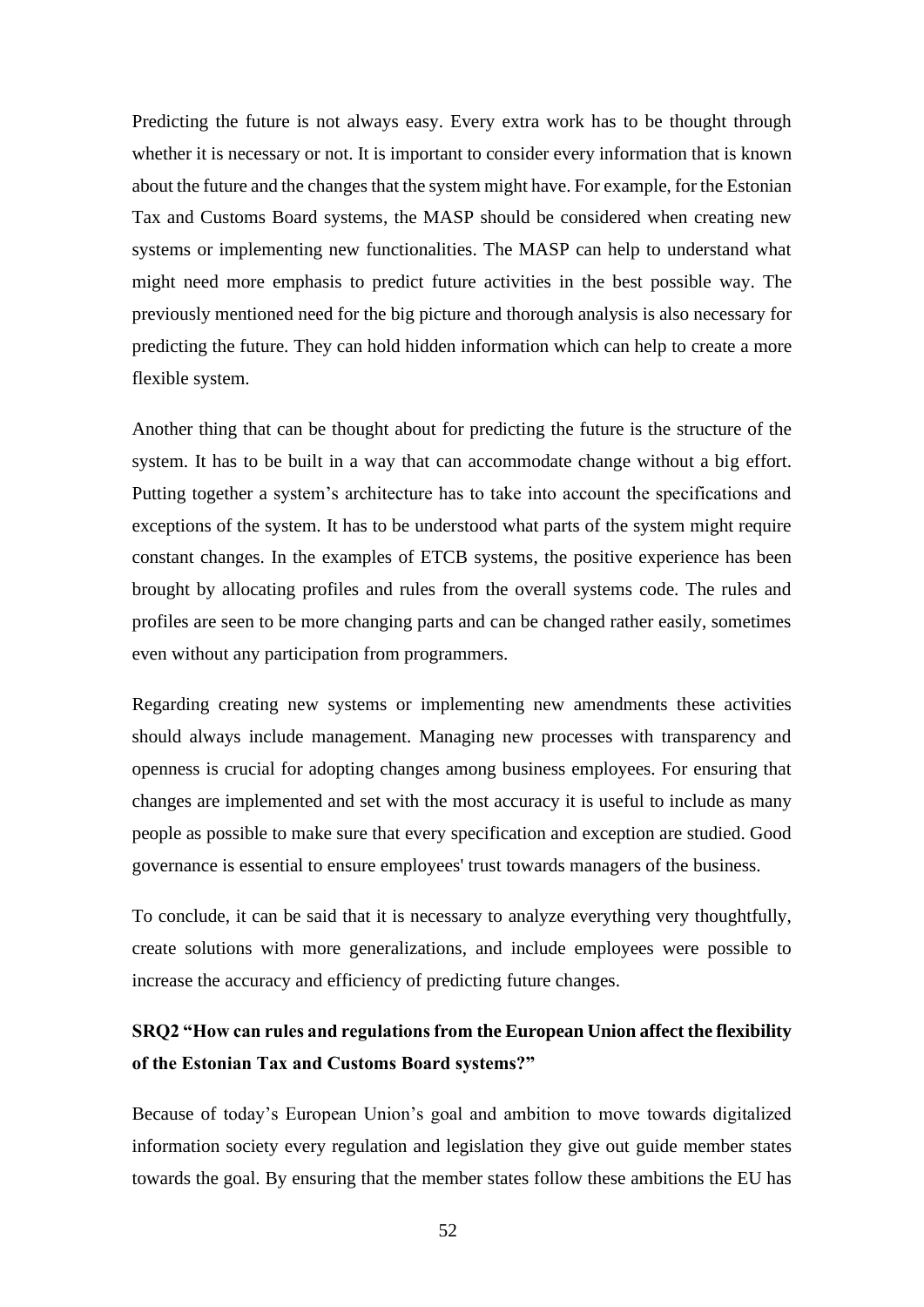Predicting the future is not always easy. Every extra work has to be thought through whether it is necessary or not. It is important to consider every information that is known about the future and the changes that the system might have. For example, for the Estonian Tax and Customs Board systems, the MASP should be considered when creating new systems or implementing new functionalities. The MASP can help to understand what might need more emphasis to predict future activities in the best possible way. The previously mentioned need for the big picture and thorough analysis is also necessary for predicting the future. They can hold hidden information which can help to create a more flexible system.

Another thing that can be thought about for predicting the future is the structure of the system. It has to be built in a way that can accommodate change without a big effort. Putting together a system's architecture has to take into account the specifications and exceptions of the system. It has to be understood what parts of the system might require constant changes. In the examples of ETCB systems, the positive experience has been brought by allocating profiles and rules from the overall systems code. The rules and profiles are seen to be more changing parts and can be changed rather easily, sometimes even without any participation from programmers.

Regarding creating new systems or implementing new amendments these activities should always include management. Managing new processes with transparency and openness is crucial for adopting changes among business employees. For ensuring that changes are implemented and set with the most accuracy it is useful to include as many people as possible to make sure that every specification and exception are studied. Good governance is essential to ensure employees' trust towards managers of the business.

To conclude, it can be said that it is necessary to analyze everything very thoughtfully, create solutions with more generalizations, and include employees were possible to increase the accuracy and efficiency of predicting future changes.

**SRQ2 "How can rules and regulations from the European Union affect the flexibility of the Estonian Tax and Customs Board systems?"**

Because of today's European Union's goal and ambition to move towards digitalized information society every regulation and legislation they give out guide member states towards the goal. By ensuring that the member states follow these ambitions the EU has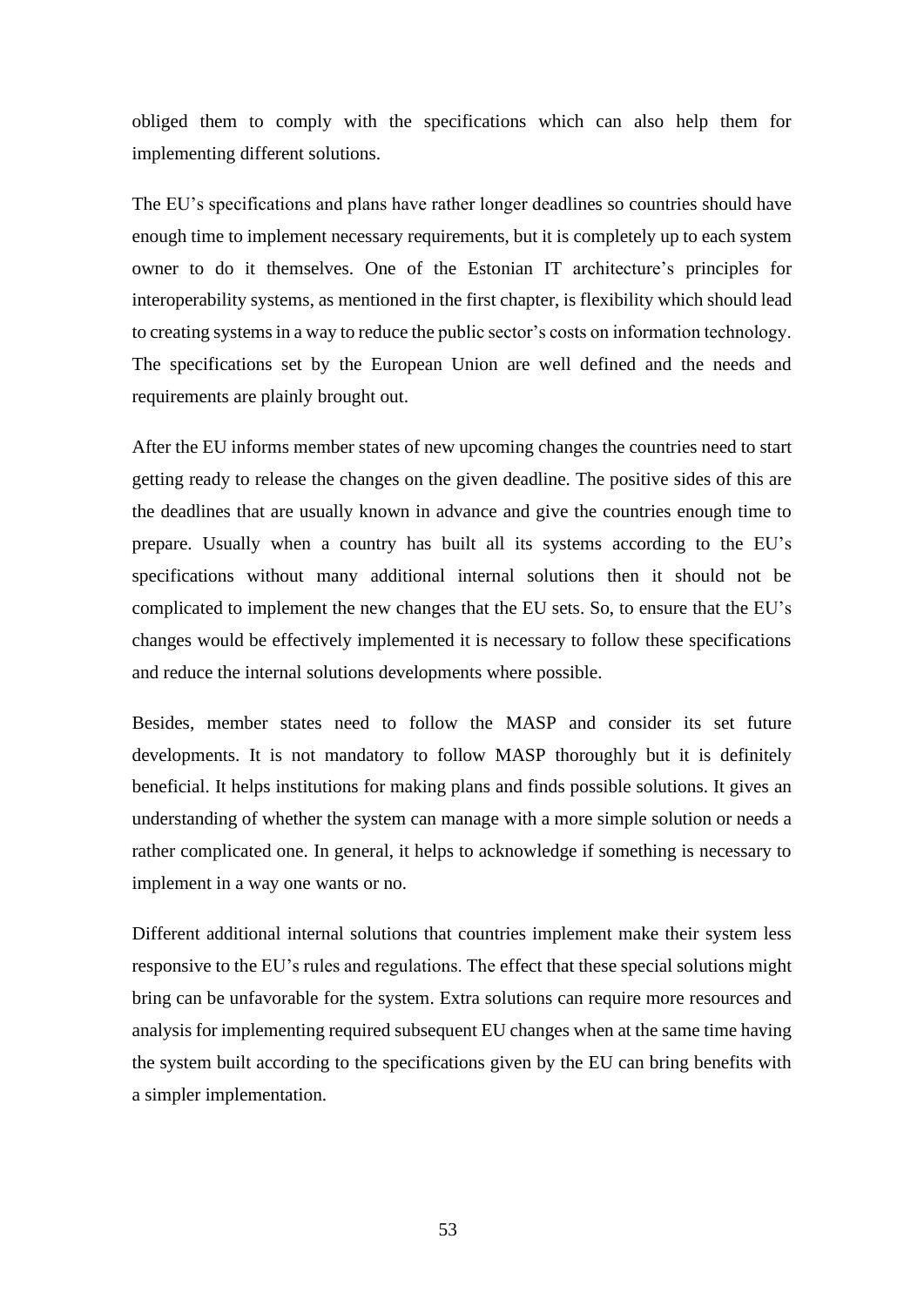obliged them to comply with the specifications which can also help them for implementing different solutions.

The EU's specifications and plans have rather longer deadlines so countries should have enough time to implement necessary requirements, but it is completely up to each system owner to do it themselves. One of the Estonian IT architecture's principles for interoperability systems, as mentioned in the first chapter, is flexibility which should lead to creating systems in a way to reduce the public sector's costs on information technology. The specifications set by the European Union are well defined and the needs and requirements are plainly brought out.

After the EU informs member states of new upcoming changes the countries need to start getting ready to release the changes on the given deadline. The positive sides of this are the deadlines that are usually known in advance and give the countries enough time to prepare. Usually when a country has built all its systems according to the EU's specifications without many additional internal solutions then it should not be complicated to implement the new changes that the EU sets. So, to ensure that the EU's changes would be effectively implemented it is necessary to follow these specifications and reduce the internal solutions developments where possible.

Besides, member states need to follow the MASP and consider its set future developments. It is not mandatory to follow MASP thoroughly but it is definitely beneficial. It helps institutions for making plans and finds possible solutions. It gives an understanding of whether the system can manage with a more simple solution or needs a rather complicated one. In general, it helps to acknowledge if something is necessary to implement in a way one wants or no.

Different additional internal solutions that countries implement make their system less responsive to the EU's rules and regulations. The effect that these special solutions might bring can be unfavorable for the system. Extra solutions can require more resources and analysis for implementing required subsequent EU changes when at the same time having the system built according to the specifications given by the EU can bring benefits with a simpler implementation.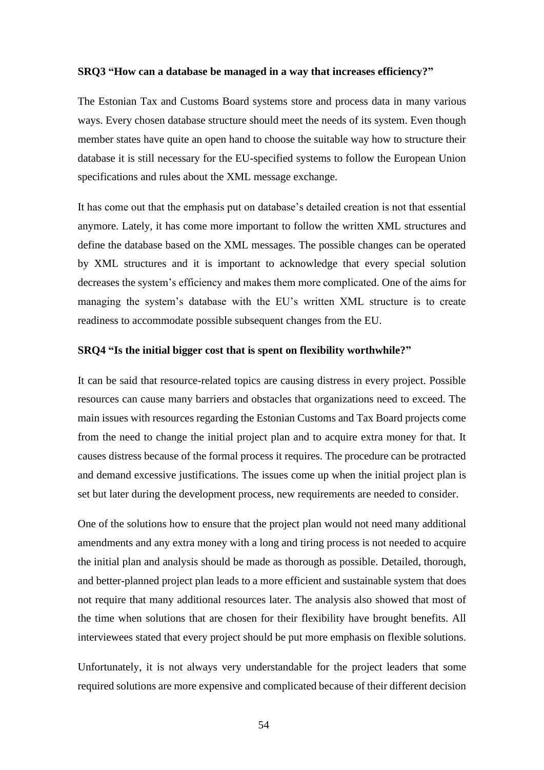**SRQ3 “How can a database be managed in a way that increases efficiency?”**

The Estonian Tax and Customs Board systems store and process data in many various ways. Every chosen database structure should meet the needs of its system. Even though member states have quite an open hand to choose the suitable way how to structure their database it is still necessary for the EU-specified systems to follow the European Union specifications and rules about the XML message exchange.

It has come out that the emphasis put on database’s detailed creation is not that essential anymore. Lately, it has come more important to follow the written XML structures and define the database based on the XML messages. The possible changes can be operated by XML structures and it is important to acknowledge that every special solution decreases the system’s efficiency and makes them more complicated. One of the aims for managing the system’s database with the EU’s written XML structure is to create readiness to accommodate possible subsequent changes from the EU.

**SRQ4 “Is the initial bigger cost that is spent on flexibility worthwhile?”**

It can be said that resource-related topics are causing distress in every project. Possible resources can cause many barriers and obstacles that organizations need to exceed. The main issues with resources regarding the Estonian Customs and Tax Board projects come from the need to change the initial project plan and to acquire extra money for that. It causes distress because of the formal process it requires. The procedure can be protracted and demand excessive justifications. The issues come up when the initial project plan is set but later during the development process, new requirements are needed to consider.

One of the solutions how to ensure that the project plan would not need many additional amendments and any extra money with a long and tiring process is not needed to acquire the initial plan and analysis should be made as thorough as possible. Detailed, thorough, and better-planned project plan leads to a more efficient and sustainable system that does not require that many additional resources later. The analysis also showed that most of the time when solutions that are chosen for their flexibility have brought benefits. All interviewees stated that every project should be put more emphasis on flexible solutions.

Unfortunately, it is not always very understandable for the project leaders that some required solutions are more expensive and complicated because of their different decision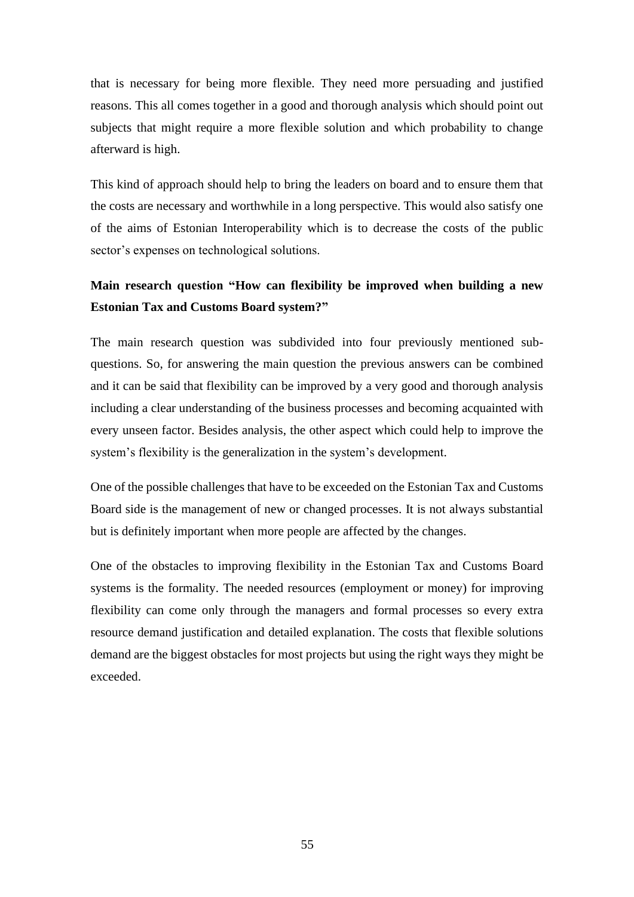that is necessary for being more flexible. They need more persuading and justified reasons. This all comes together in a good and thorough analysis which should point out subjects that might require a more flexible solution and which probability to change afterward is high.

This kind of approach should help to bring the leaders on board and to ensure them that the costs are necessary and worthwhile in a long perspective. This would also satisfy one of the aims of Estonian Interoperability which is to decrease the costs of the public sector's expenses on technological solutions.

**Main research question "How can flexibility be improved when building a new Estonian Tax and Customs Board system?"**

The main research question was subdivided into four previously mentioned sub-questions. So, for answering the main question the previous answers can be combined and it can be said that flexibility can be improved by a very good and thorough analysis including a clear understanding of the business processes and becoming acquainted with every unseen factor. Besides analysis, the other aspect which could help to improve the system's flexibility is the generalization in the system's development.

One of the possible challenges that have to be exceeded on the Estonian Tax and Customs Board side is the management of new or changed processes. It is not always substantial but is definitely important when more people are affected by the changes.

One of the obstacles to improving flexibility in the Estonian Tax and Customs Board systems is the formality. The needed resources (employment or money) for improving flexibility can come only through the managers and formal processes so every extra resource demand justification and detailed explanation. The costs that flexible solutions demand are the biggest obstacles for most projects but using the right ways they might be exceeded.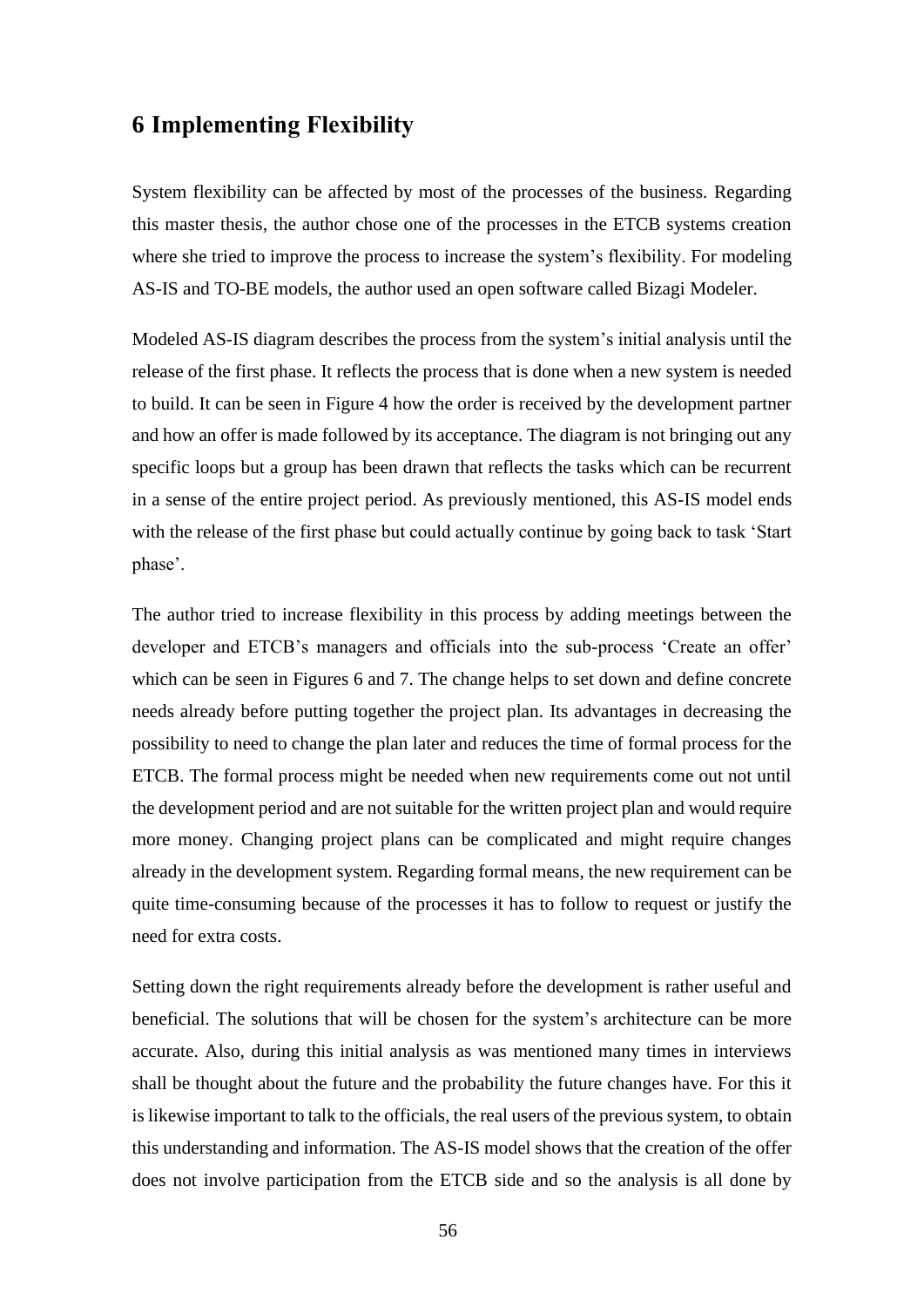# 6 Implementing Flexibility

System flexibility can be affected by most of the processes of the business. Regarding this master thesis, the author chose one of the processes in the ETCB systems creation where she tried to improve the process to increase the system's flexibility. For modeling AS-IS and TO-BE models, the author used an open software called Bizagi Modeler.

Modeled AS-IS diagram describes the process from the system's initial analysis until the release of the first phase. It reflects the process that is done when a new system is needed to build. It can be seen in Figure 4 how the order is received by the development partner and how an offer is made followed by its acceptance. The diagram is not bringing out any specific loops but a group has been drawn that reflects the tasks which can be recurrent in a sense of the entire project period. As previously mentioned, this AS-IS model ends with the release of the first phase but could actually continue by going back to task 'Start phase'.

The author tried to increase flexibility in this process by adding meetings between the developer and ETCB's managers and officials into the sub-process 'Create an offer' which can be seen in Figures 6 and 7. The change helps to set down and define concrete needs already before putting together the project plan. Its advantages in decreasing the possibility to need to change the plan later and reduces the time of formal process for the ETCB. The formal process might be needed when new requirements come out not until the development period and are not suitable for the written project plan and would require more money. Changing project plans can be complicated and might require changes already in the development system. Regarding formal means, the new requirement can be quite time-consuming because of the processes it has to follow to request or justify the need for extra costs.

Setting down the right requirements already before the development is rather useful and beneficial. The solutions that will be chosen for the system's architecture can be more accurate. Also, during this initial analysis as was mentioned many times in interviews shall be thought about the future and the probability the future changes have. For this it is likewise important to talk to the officials, the real users of the previous system, to obtain this understanding and information. The AS-IS model shows that the creation of the offer does not involve participation from the ETCB side and so the analysis is all done by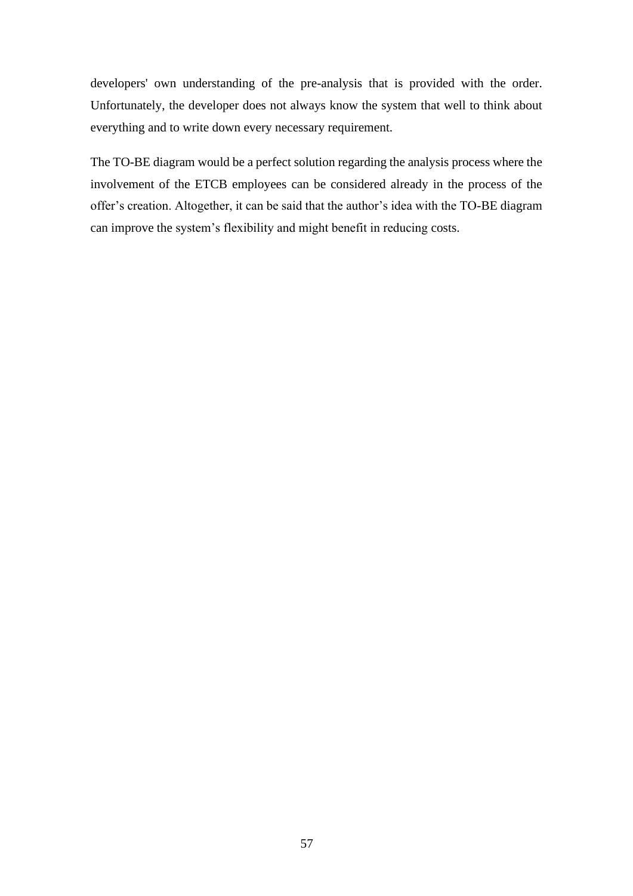developers' own understanding of the pre-analysis that is provided with the order. Unfortunately, the developer does not always know the system that well to think about everything and to write down every necessary requirement.

The TO-BE diagram would be a perfect solution regarding the analysis process where the involvement of the ETCB employees can be considered already in the process of the offer's creation. Altogether, it can be said that the author's idea with the TO-BE diagram can improve the system's flexibility and might benefit in reducing costs.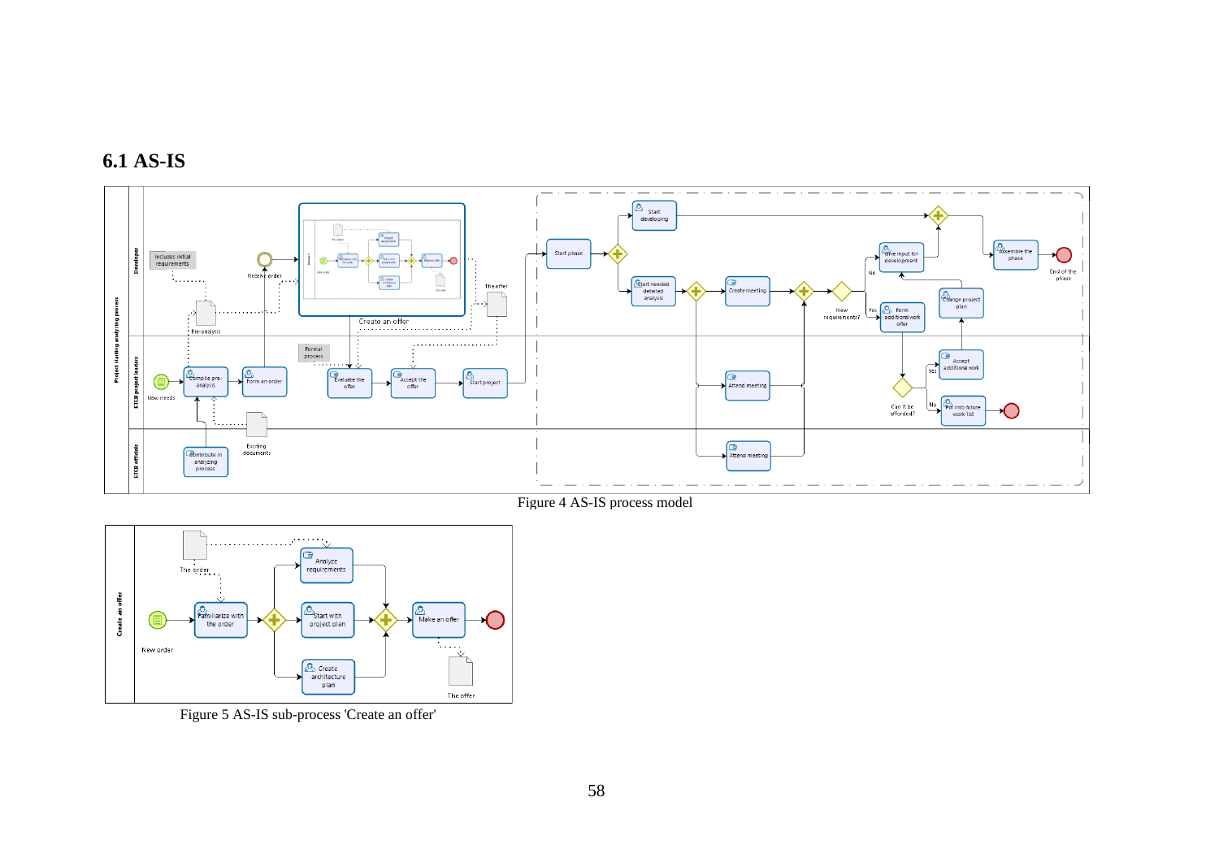## 6.1 AS-IS

Figure 4 AS-IS process model

Figure 5 AS-IS sub-process 'Create an offer'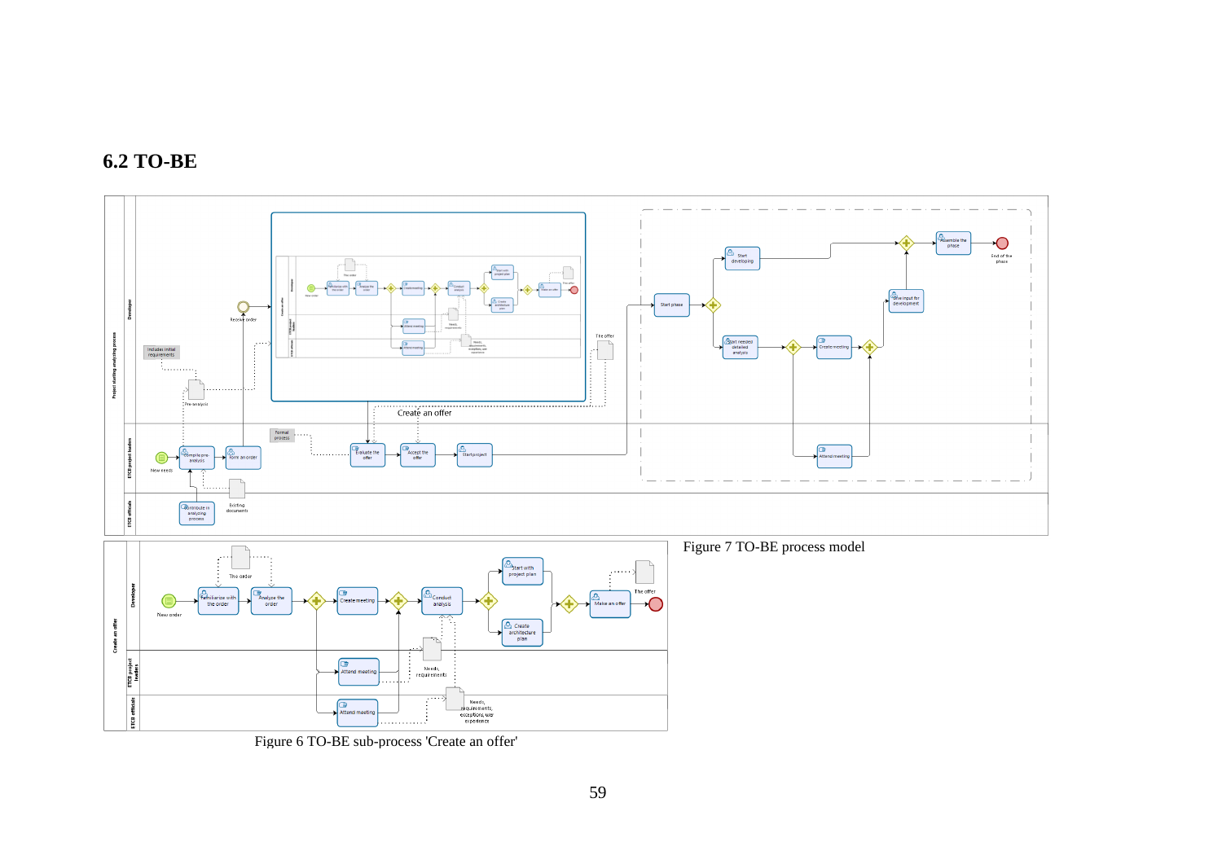## 6.2 TO-BE

Figure 7 TO-BE process model

Figure 6 TO-BE sub-process 'Create an offer'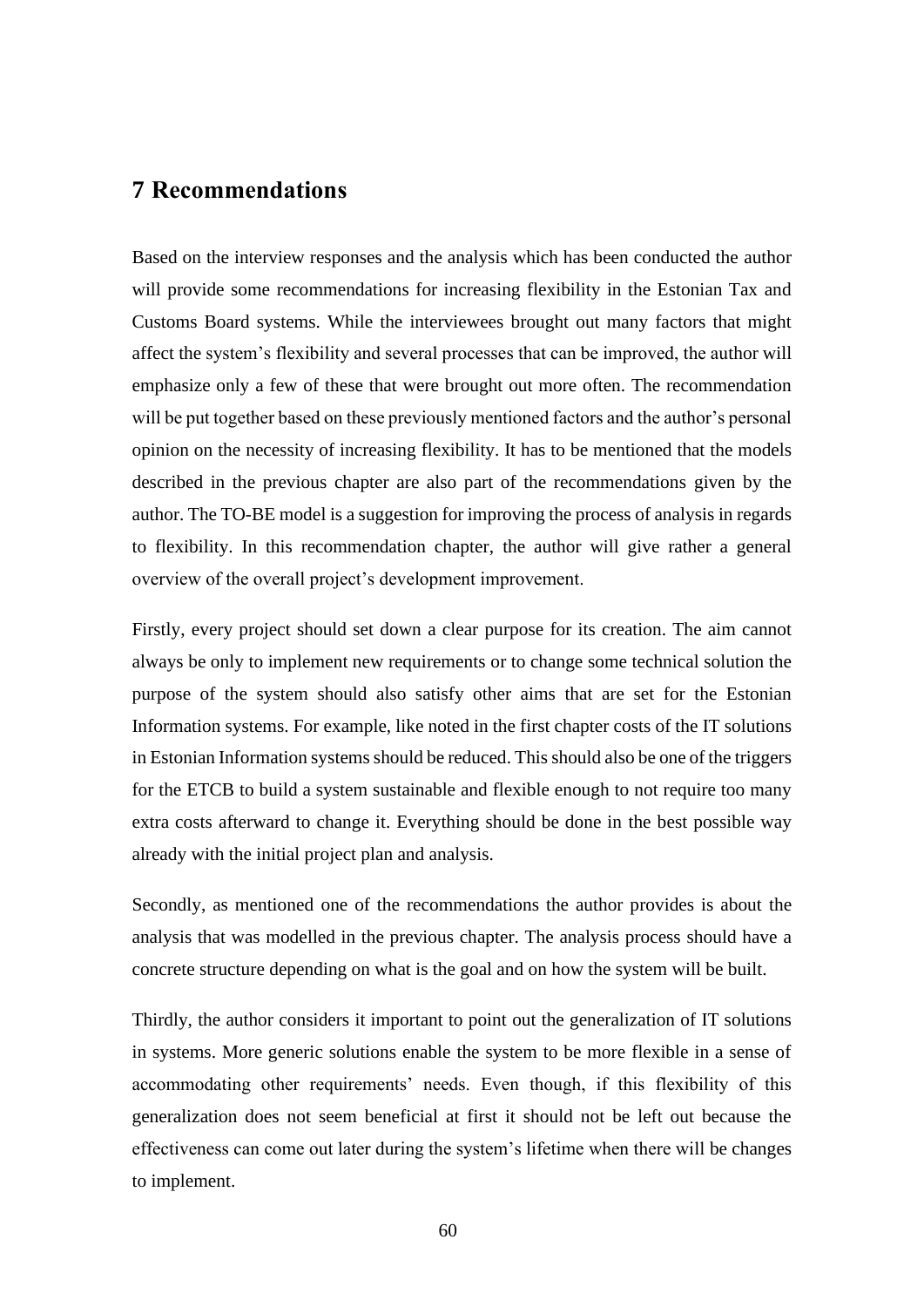# 7 Recommendations

Based on the interview responses and the analysis which has been conducted the author will provide some recommendations for increasing flexibility in the Estonian Tax and Customs Board systems. While the interviewees brought out many factors that might affect the system's flexibility and several processes that can be improved, the author will emphasize only a few of these that were brought out more often. The recommendation will be put together based on these previously mentioned factors and the author's personal opinion on the necessity of increasing flexibility. It has to be mentioned that the models described in the previous chapter are also part of the recommendations given by the author. The TO-BE model is a suggestion for improving the process of analysis in regards to flexibility. In this recommendation chapter, the author will give rather a general overview of the overall project's development improvement.

Firstly, every project should set down a clear purpose for its creation. The aim cannot always be only to implement new requirements or to change some technical solution the purpose of the system should also satisfy other aims that are set for the Estonian Information systems. For example, like noted in the first chapter costs of the IT solutions in Estonian Information systems should be reduced. This should also be one of the triggers for the ETCB to build a system sustainable and flexible enough to not require too many extra costs afterward to change it. Everything should be done in the best possible way already with the initial project plan and analysis.

Secondly, as mentioned one of the recommendations the author provides is about the analysis that was modelled in the previous chapter. The analysis process should have a concrete structure depending on what is the goal and on how the system will be built.

Thirdly, the author considers it important to point out the generalization of IT solutions in systems. More generic solutions enable the system to be more flexible in a sense of accommodating other requirements' needs. Even though, if this flexibility of this generalization does not seem beneficial at first it should not be left out because the effectiveness can come out later during the system's lifetime when there will be changes to implement.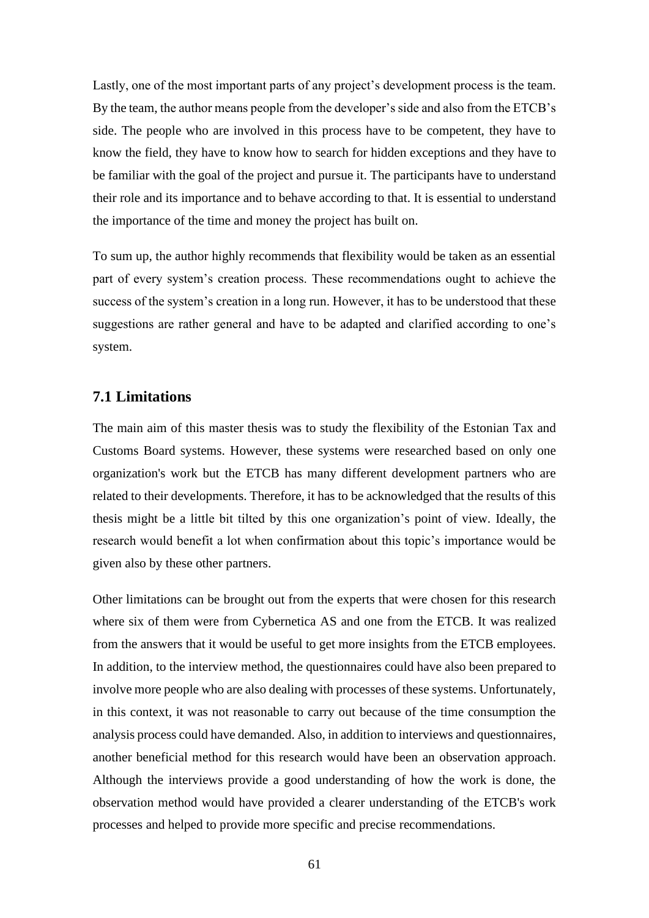Lastly, one of the most important parts of any project's development process is the team. By the team, the author means people from the developer's side and also from the ETCB's side. The people who are involved in this process have to be competent, they have to know the field, they have to know how to search for hidden exceptions and they have to be familiar with the goal of the project and pursue it. The participants have to understand their role and its importance and to behave according to that. It is essential to understand the importance of the time and money the project has built on.

To sum up, the author highly recommends that flexibility would be taken as an essential part of every system's creation process. These recommendations ought to achieve the success of the system's creation in a long run. However, it has to be understood that these suggestions are rather general and have to be adapted and clarified according to one's system.

## 7.1 Limitations

The main aim of this master thesis was to study the flexibility of the Estonian Tax and Customs Board systems. However, these systems were researched based on only one organization's work but the ETCB has many different development partners who are related to their developments. Therefore, it has to be acknowledged that the results of this thesis might be a little bit tilted by this one organization's point of view. Ideally, the research would benefit a lot when confirmation about this topic's importance would be given also by these other partners.

Other limitations can be brought out from the experts that were chosen for this research where six of them were from Cybernetica AS and one from the ETCB. It was realized from the answers that it would be useful to get more insights from the ETCB employees. In addition, to the interview method, the questionnaires could have also been prepared to involve more people who are also dealing with processes of these systems. Unfortunately, in this context, it was not reasonable to carry out because of the time consumption the analysis process could have demanded. Also, in addition to interviews and questionnaires, another beneficial method for this research would have been an observation approach. Although the interviews provide a good understanding of how the work is done, the observation method would have provided a clearer understanding of the ETCB's work processes and helped to provide more specific and precise recommendations.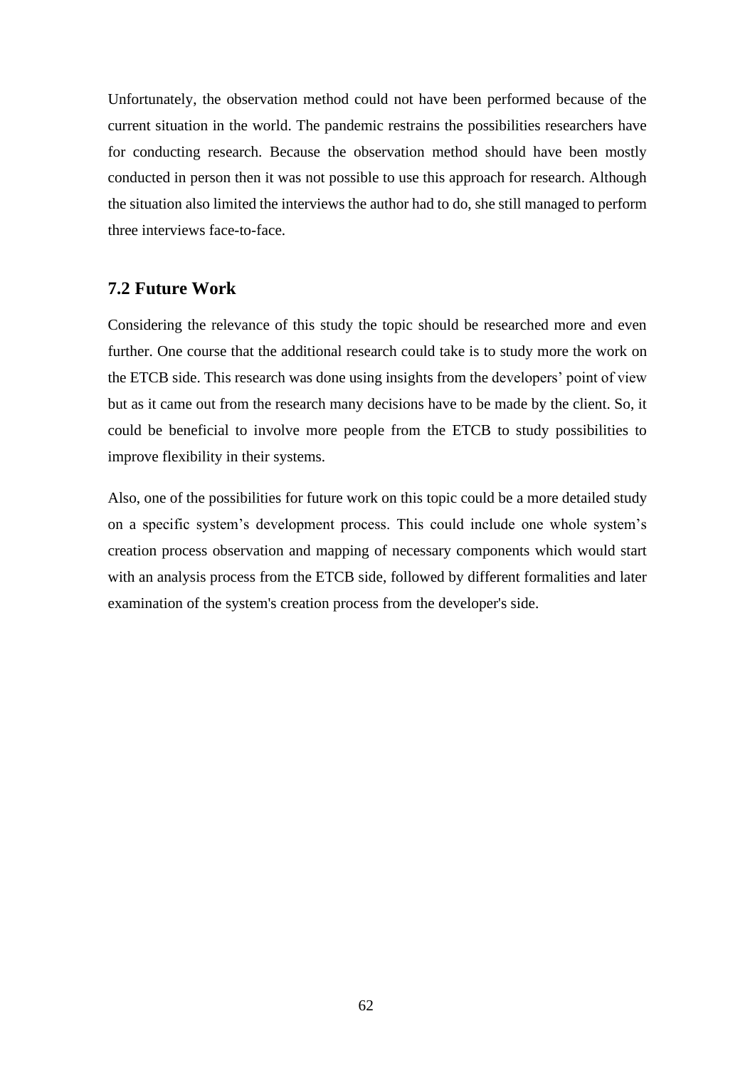Unfortunately, the observation method could not have been performed because of the current situation in the world. The pandemic restrains the possibilities researchers have for conducting research. Because the observation method should have been mostly conducted in person then it was not possible to use this approach for research. Although the situation also limited the interviews the author had to do, she still managed to perform three interviews face-to-face.

## 7.2 Future Work

Considering the relevance of this study the topic should be researched more and even further. One course that the additional research could take is to study more the work on the ETCB side. This research was done using insights from the developers' point of view but as it came out from the research many decisions have to be made by the client. So, it could be beneficial to involve more people from the ETCB to study possibilities to improve flexibility in their systems.

Also, one of the possibilities for future work on this topic could be a more detailed study on a specific system's development process. This could include one whole system's creation process observation and mapping of necessary components which would start with an analysis process from the ETCB side, followed by different formalities and later examination of the system's creation process from the developer's side.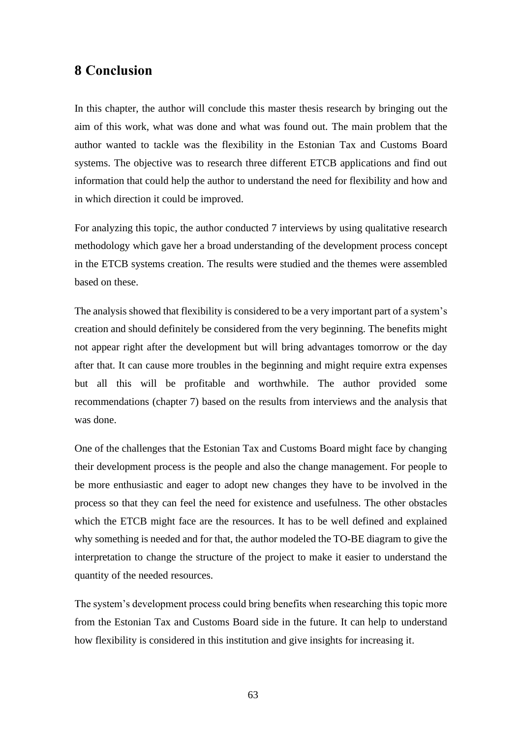# 8 Conclusion

In this chapter, the author will conclude this master thesis research by bringing out the aim of this work, what was done and what was found out. The main problem that the author wanted to tackle was the flexibility in the Estonian Tax and Customs Board systems. The objective was to research three different ETCB applications and find out information that could help the author to understand the need for flexibility and how and in which direction it could be improved.

For analyzing this topic, the author conducted 7 interviews by using qualitative research methodology which gave her a broad understanding of the development process concept in the ETCB systems creation. The results were studied and the themes were assembled based on these.

The analysis showed that flexibility is considered to be a very important part of a system's creation and should definitely be considered from the very beginning. The benefits might not appear right after the development but will bring advantages tomorrow or the day after that. It can cause more troubles in the beginning and might require extra expenses but all this will be profitable and worthwhile. The author provided some recommendations (chapter 7) based on the results from interviews and the analysis that was done.

One of the challenges that the Estonian Tax and Customs Board might face by changing their development process is the people and also the change management. For people to be more enthusiastic and eager to adopt new changes they have to be involved in the process so that they can feel the need for existence and usefulness. The other obstacles which the ETCB might face are the resources. It has to be well defined and explained why something is needed and for that, the author modeled the TO-BE diagram to give the interpretation to change the structure of the project to make it easier to understand the quantity of the needed resources.

The system's development process could bring benefits when researching this topic more from the Estonian Tax and Customs Board side in the future. It can help to understand how flexibility is considered in this institution and give insights for increasing it.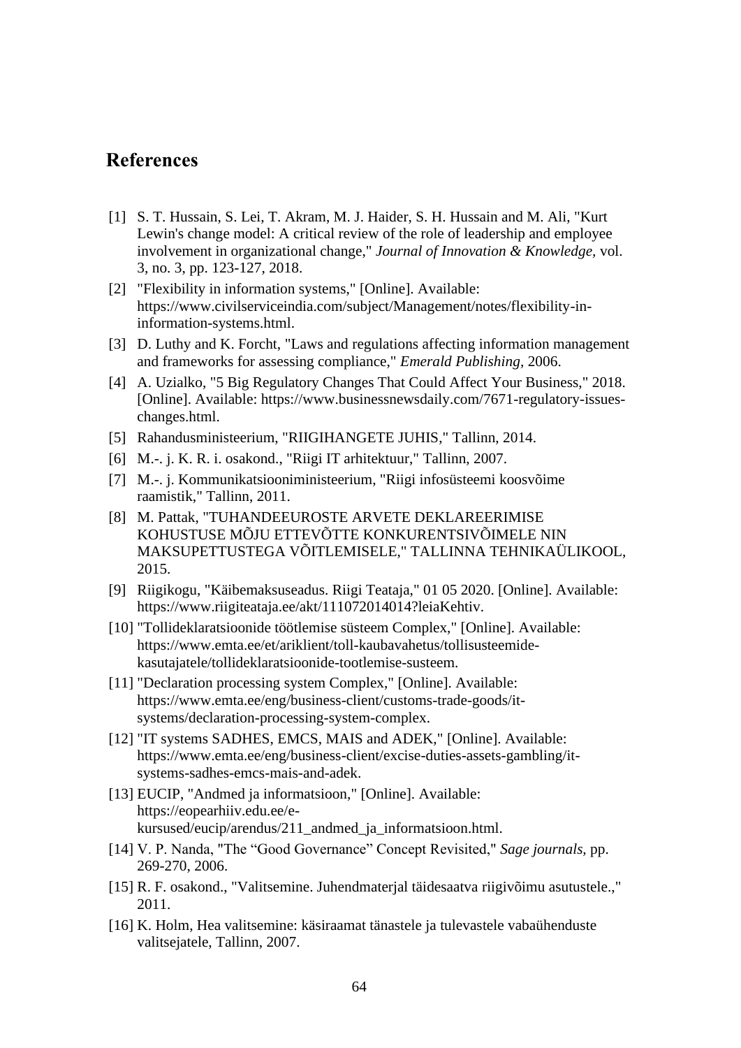# References

[1] S. T. Hussain, S. Lei, T. Akram, M. J. Haider, S. H. Hussain and M. Ali, "Kurt Lewin's change model: A critical review of the role of leadership and employee involvement in organizational change," *Journal of Innovation & Knowledge,* vol. 3, no. 3, pp. 123-127, 2018.

[2] "Flexibility in information systems," [Online]. Available: https://www.civilserviceindia.com/subject/Management/notes/flexibility-in-information-systems.html.

[3] D. Luthy and K. Forcht, "Laws and regulations affecting information management and frameworks for assessing compliance," *Emerald Publishing,* 2006.

[4] A. Uzialko, "5 Big Regulatory Changes That Could Affect Your Business," 2018. [Online]. Available: https://www.businessnewsdaily.com/7671-regulatory-issues-changes.html.

[5] Rahandusministeerium, "RIIGIHANGETE JUHIS," Tallinn, 2014.

[6] M.-. j. K. R. i. osakond., "Riigi IT arhitektuur," Tallinn, 2007.

[7] M.-. j. Kommunikatsiooniministeerium, "Riigi infosüsteemi koosvõime raamistik," Tallinn, 2011.

[8] M. Pattak, "TUHANDEEUROSTE ARVETE DEKLAREERIMISE KOHUSTUSE MÕJU ETTEVÕTTE KONKURENTSIVÕIMELE NIN MAKSUPETTUSTEGA VÕITLEMISELE," TALLINNA TEHNIKAÜLIKOOL, 2015.

[9] Riigikogu, "Käibemaksuseadus. Riigi Teataja," 01 05 2020. [Online]. Available: https://www.riigiteataja.ee/akt/111072014014?leiaKehtiv.

[10] "Tollideklaratsioonide töötlemise süsteem Complex," [Online]. Available: https://www.emta.ee/et/ariklient/toll-kaubavahetus/tollisusteemide-kasutajatele/tollideklaratsioonide-tootlemise-susteem.

[11] "Declaration processing system Complex," [Online]. Available: https://www.emta.ee/eng/business-client/customs-trade-goods/it-systems/declaration-processing-system-complex.

[12] "IT systems SADHES, EMCS, MAIS and ADEK," [Online]. Available: https://www.emta.ee/eng/business-client/excise-duties-assets-gambling/it-systems-sadhes-emcs-mais-and-adek.

[13] EUCIP, "Andmed ja informatsioon," [Online]. Available: https://eopearhiiv.edu.ee/e-kursused/eucip/arendus/211_andmed_ja_informatsioon.html.

[14] V. P. Nanda, "The "Good Governance" Concept Revisited," *Sage journals,* pp. 269-270, 2006.

[15] R. F. osakond., "Valitsemine. Juhendmaterjal täidesaatva riigivõimu asutustele.," 2011.

[16] K. Holm, Hea valitsemine: käsiraamat tänastele ja tulevastele vabaühenduste valitsejatele, Tallinn, 2007.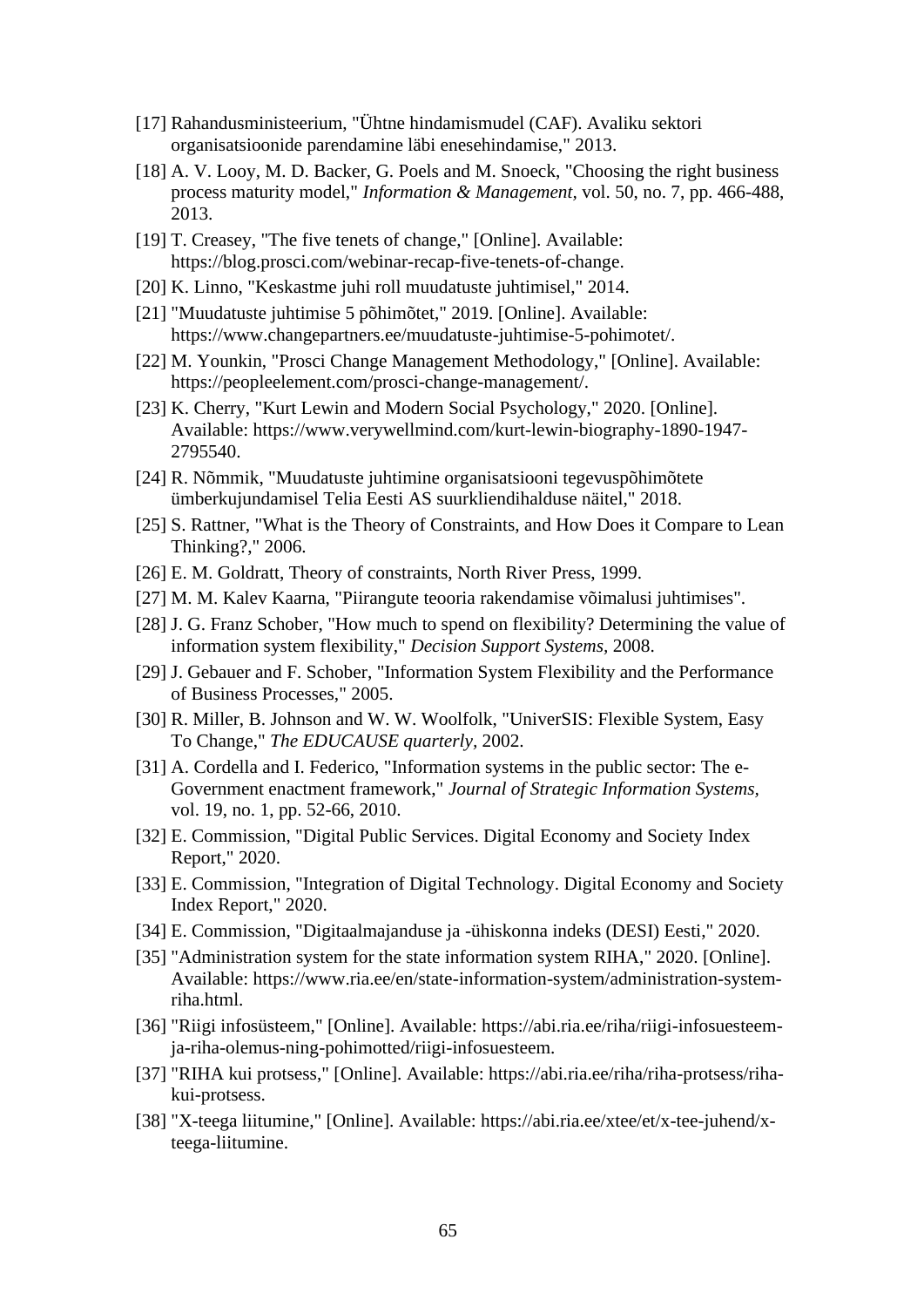[17] Rahandusministeerium, "Ühtne hindamismudel (CAF). Avaliku sektori organisatsioonide parendamine läbi enesehindamise," 2013.

[18] A. V. Looy, M. D. Backer, G. Poels and M. Snoeck, "Choosing the right business process maturity model," *Information & Management,* vol. 50, no. 7, pp. 466-488, 2013.

[19] T. Creasey, "The five tenets of change," [Online]. Available: https://blog.prosci.com/webinar-recap-five-tenets-of-change.

[20] K. Linno, "Keskastme juhi roll muudatuste juhtimisel," 2014.

[21] "Muudatuste juhtimise 5 põhimõtet," 2019. [Online]. Available: https://www.changepartners.ee/muudatuste-juhtimise-5-pohimotet/.

[22] M. Younkin, "Prosci Change Management Methodology," [Online]. Available: https://peopleelement.com/prosci-change-management/.

[23] K. Cherry, "Kurt Lewin and Modern Social Psychology," 2020. [Online]. Available: https://www.verywellmind.com/kurt-lewin-biography-1890-1947-2795540.

[24] R. Nõmmik, "Muudatuste juhtimine organisatsiooni tegevuspõhimõtete ümberkujundamisel Telia Eesti AS suurkliendihalduse näitel," 2018.

[25] S. Rattner, "What is the Theory of Constraints, and How Does it Compare to Lean Thinking?," 2006.

[26] E. M. Goldratt, Theory of constraints, North River Press, 1999.

[27] M. M. Kalev Kaarna, "Piirangute teooria rakendamise võimalusi juhtimises".

[28] J. G. Franz Schober, "How much to spend on flexibility? Determining the value of information system flexibility," *Decision Support Systems,* 2008.

[29] J. Gebauer and F. Schober, "Information System Flexibility and the Performance of Business Processes," 2005.

[30] R. Miller, B. Johnson and W. W. Woolfolk, "UniverSIS: Flexible System, Easy To Change," *The EDUCAUSE quarterly,* 2002.

[31] A. Cordella and I. Federico, "Information systems in the public sector: The e-Government enactment framework," *Journal of Strategic Information Systems,* vol. 19, no. 1, pp. 52-66, 2010.

[32] E. Commission, "Digital Public Services. Digital Economy and Society Index Report," 2020.

[33] E. Commission, "Integration of Digital Technology. Digital Economy and Society Index Report," 2020.

[34] E. Commission, "Digitaalmajanduse ja -ühiskonna indeks (DESI) Eesti," 2020.

[35] "Administration system for the state information system RIHA," 2020. [Online]. Available: https://www.ria.ee/en/state-information-system/administration-system-riha.html.

[36] "Riigi infosüsteem," [Online]. Available: https://abi.ria.ee/riha/riigi-infosuesteem-ja-riha-olemus-ning-pohimotted/riigi-infosuesteem.

[37] "RIHA kui protsess," [Online]. Available: https://abi.ria.ee/riha/riha-protsess/riha-kui-protsess.

[38] "X-teega liitumine," [Online]. Available: https://abi.ria.ee/xtee/et/x-tee-juhend/x-teega-liitumine.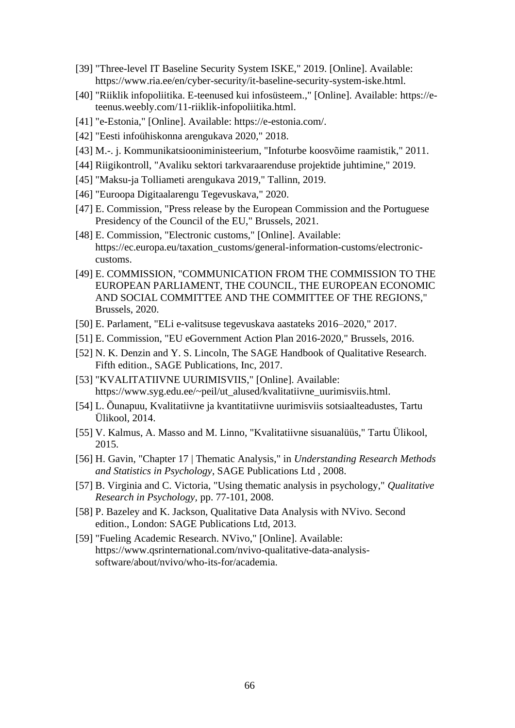[39] "Three-level IT Baseline Security System ISKE," 2019. [Online]. Available: https://www.ria.ee/en/cyber-security/it-baseline-security-system-iske.html.

[40] "Riiklik infopoliitika. E-teenused kui infosüsteem.," [Online]. Available: https://e-teenus.weebly.com/11-riiklik-infopoliitika.html.

[41] "e-Estonia," [Online]. Available: https://e-estonia.com/.

[42] "Eesti infoühiskonna arengukava 2020," 2018.

[43] M.-. j. Kommunikatsiooniministeerium, "Infoturbe koosvõime raamistik," 2011.

[44] Riigikontroll, "Avaliku sektori tarkvaraarenduse projektide juhtimine," 2019.

[45] "Maksu-ja Tolliameti arengukava 2019," Tallinn, 2019.

[46] "Euroopa Digitaalarengu Tegevuskava," 2020.

[47] E. Commission, "Press release by the European Commission and the Portuguese Presidency of the Council of the EU," Brussels, 2021.

[48] E. Commission, "Electronic customs," [Online]. Available: https://ec.europa.eu/taxation_customs/general-information-customs/electronic-customs.

[49] E. COMMISSION, "COMMUNICATION FROM THE COMMISSION TO THE EUROPEAN PARLIAMENT, THE COUNCIL, THE EUROPEAN ECONOMIC AND SOCIAL COMMITTEE AND THE COMMITTEE OF THE REGIONS," Brussels, 2020.

[50] E. Parlament, "ELi e-valitsuse tegevuskava aastateks 2016–2020," 2017.

[51] E. Commission, "EU eGovernment Action Plan 2016-2020," Brussels, 2016.

[52] N. K. Denzin and Y. S. Lincoln, The SAGE Handbook of Qualitative Research. Fifth edition., SAGE Publications, Inc, 2017.

[53] "KVALITATIIVNE UURIMISVIIS," [Online]. Available: https://www.syg.edu.ee/~peil/ut_alused/kvalitatiivne_uurimisviis.html.

[54] L. Õunapuu, Kvalitatiivne ja kvantitatiivne uurimisviis sotsiaalteadustes, Tartu Ülikool, 2014.

[55] V. Kalmus, A. Masso and M. Linno, "Kvalitatiivne sisuanalüüs," Tartu Ülikool, 2015.

[56] H. Gavin, "Chapter 17 | Thematic Analysis," in *Understanding Research Methods and Statistics in Psychology*, SAGE Publications Ltd , 2008.

[57] B. Virginia and C. Victoria, "Using thematic analysis in psychology," *Qualitative Research in Psychology,* pp. 77-101, 2008.

[58] P. Bazeley and K. Jackson, Qualitative Data Analysis with NVivo. Second edition., London: SAGE Publications Ltd, 2013.

[59] "Fueling Academic Research. NVivo," [Online]. Available: https://www.qsrinternational.com/nvivo-qualitative-data-analysis-software/about/nvivo/who-its-for/academia.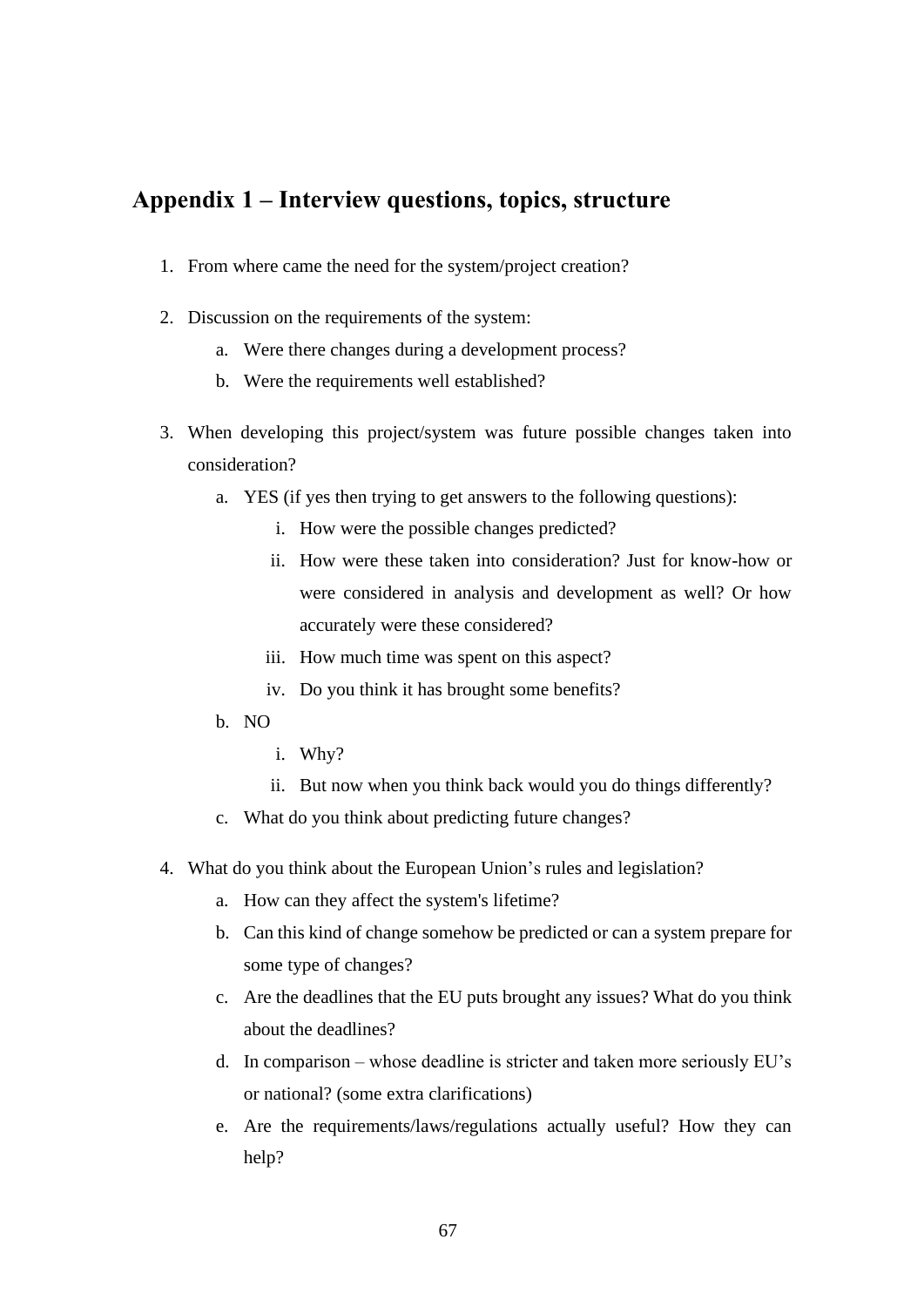## Appendix 1 – Interview questions, topics, structure

1. From where came the need for the system/project creation?

2. Discussion on the requirements of the system:
   a. Were there changes during a development process?
   b. Were the requirements well established?

3. When developing this project/system was future possible changes taken into consideration?
   a. YES (if yes then trying to get answers to the following questions):
      i. How were the possible changes predicted?
      ii. How were these taken into consideration? Just for know-how or were considered in analysis and development as well? Or how accurately were these considered?
      iii. How much time was spent on this aspect?
      iv. Do you think it has brought some benefits?
   b. NO
      i. Why?
      ii. But now when you think back would you do things differently?
   c. What do you think about predicting future changes?

4. What do you think about the European Union's rules and legislation?
   a. How can they affect the system's lifetime?
   b. Can this kind of change somehow be predicted or can a system prepare for some type of changes?
   c. Are the deadlines that the EU puts brought any issues? What do you think about the deadlines?
   d. In comparison – whose deadline is stricter and taken more seriously EU's or national? (some extra clarifications)
   e. Are the requirements/laws/regulations actually useful? How they can help?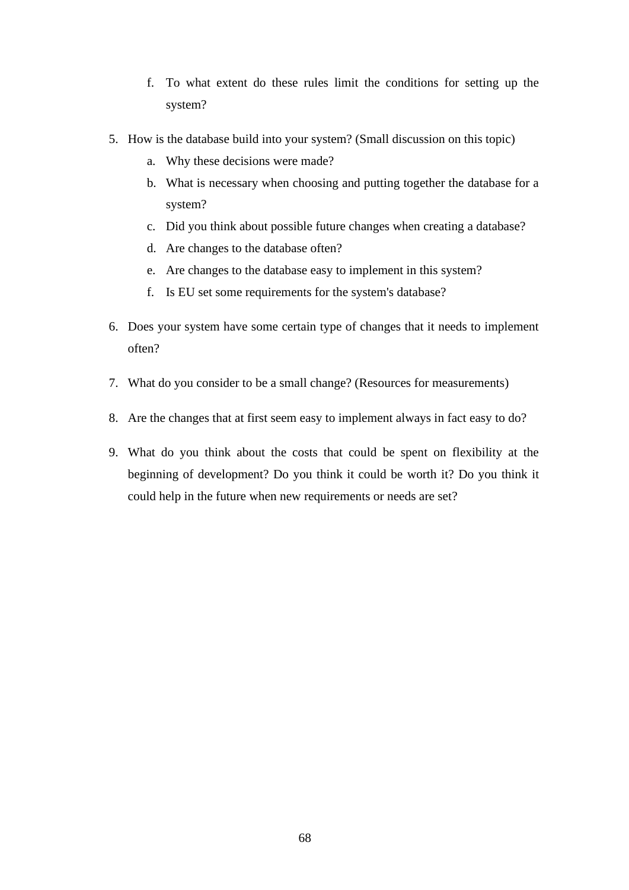f. To what extent do these rules limit the conditions for setting up the system?

5. How is the database build into your system? (Small discussion on this topic)
   a. Why these decisions were made?
   b. What is necessary when choosing and putting together the database for a system?
   c. Did you think about possible future changes when creating a database?
   d. Are changes to the database often?
   e. Are changes to the database easy to implement in this system?
   f. Is EU set some requirements for the system's database?

6. Does your system have some certain type of changes that it needs to implement often?

7. What do you consider to be a small change? (Resources for measurements)

8. Are the changes that at first seem easy to implement always in fact easy to do?

9. What do you think about the costs that could be spent on flexibility at the beginning of development? Do you think it could be worth it? Do you think it could help in the future when new requirements or needs are set?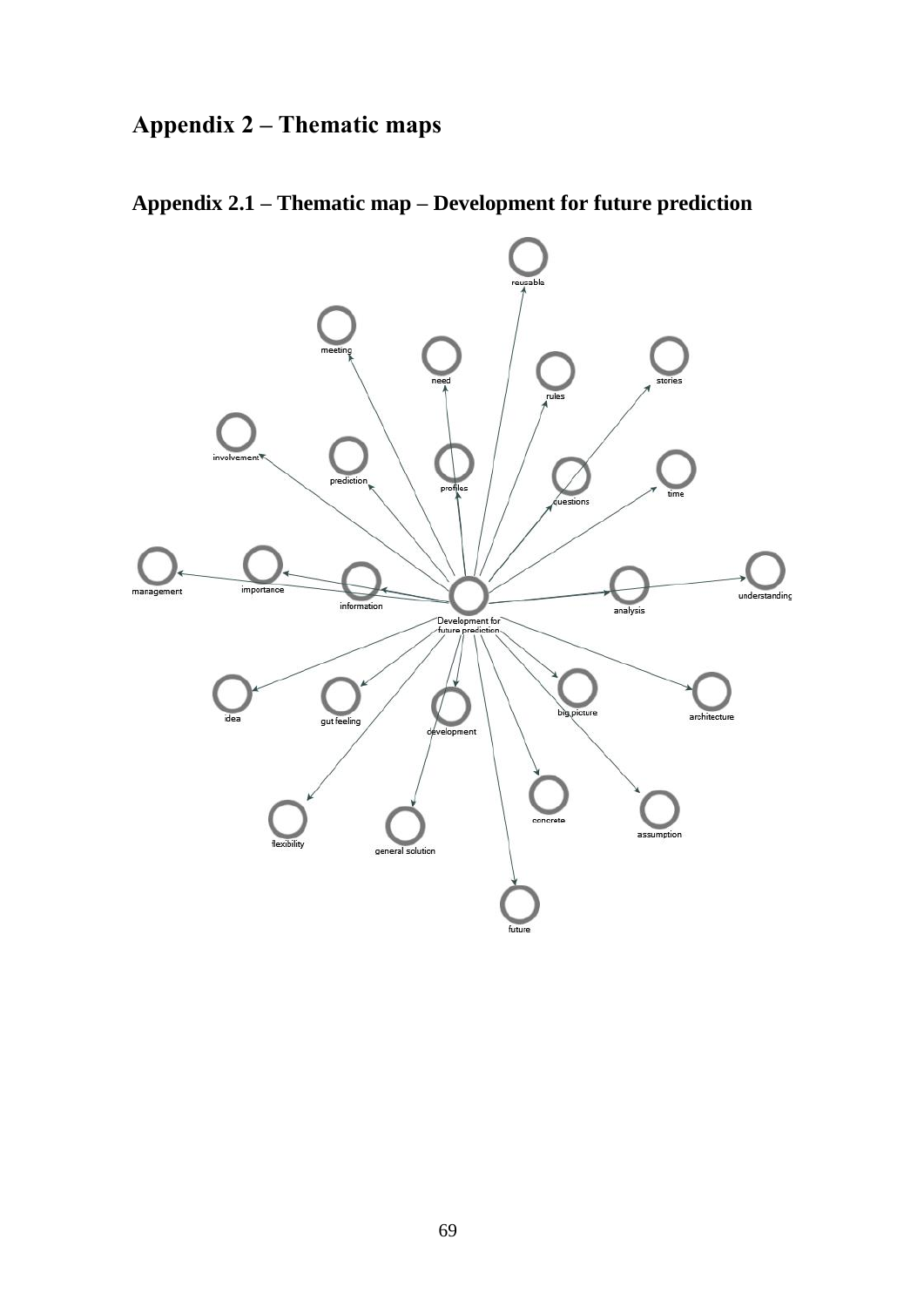# Appendix 2 – Thematic maps

## Appendix 2.1 – Thematic map – Development for future prediction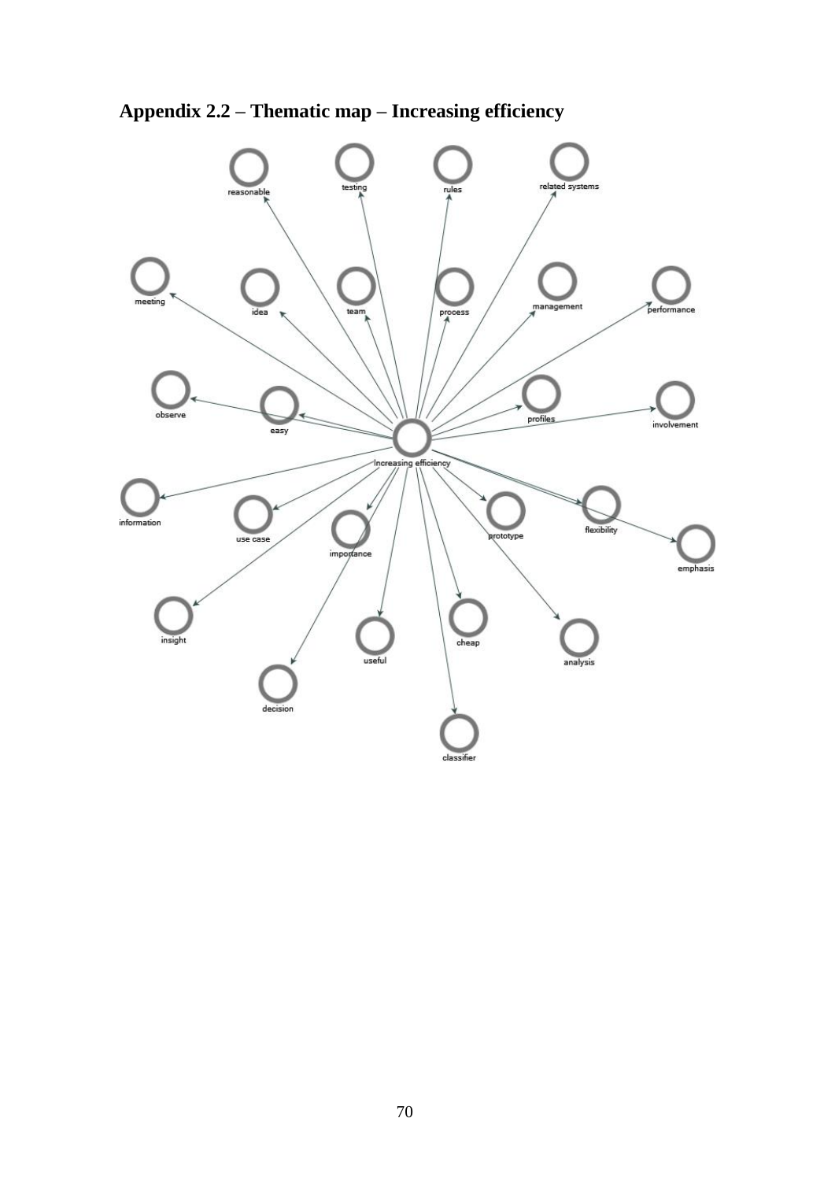# Appendix 2.2 – Thematic map – Increasing efficiency

reasonable testing rules related systems

meeting idea team process management performance

observe easy profiles involvement

Increasing efficiency

information use case importance prototype flexibility emphasis

insight useful cheap analysis

decision

classifier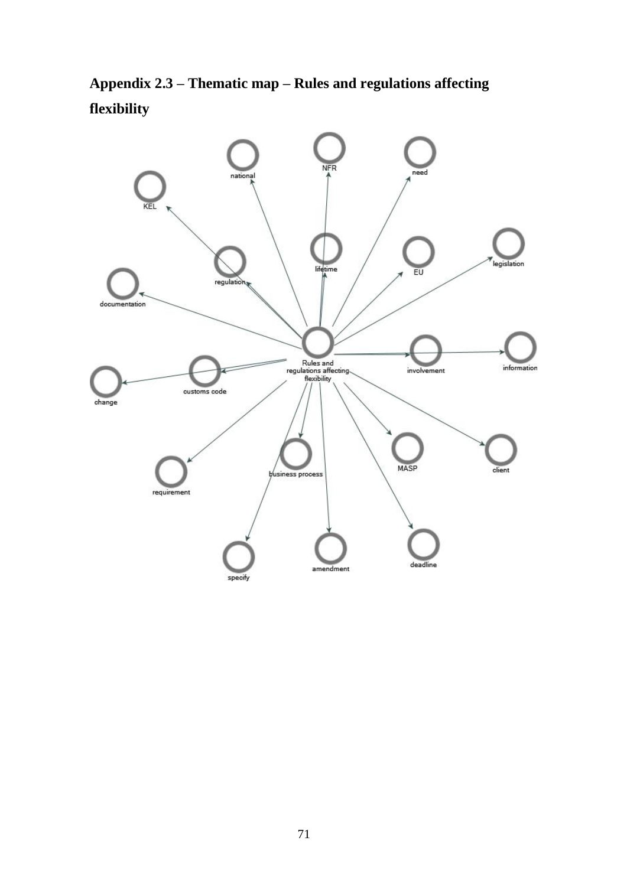## Appendix 2.3 – Thematic map – Rules and regulations affecting flexibility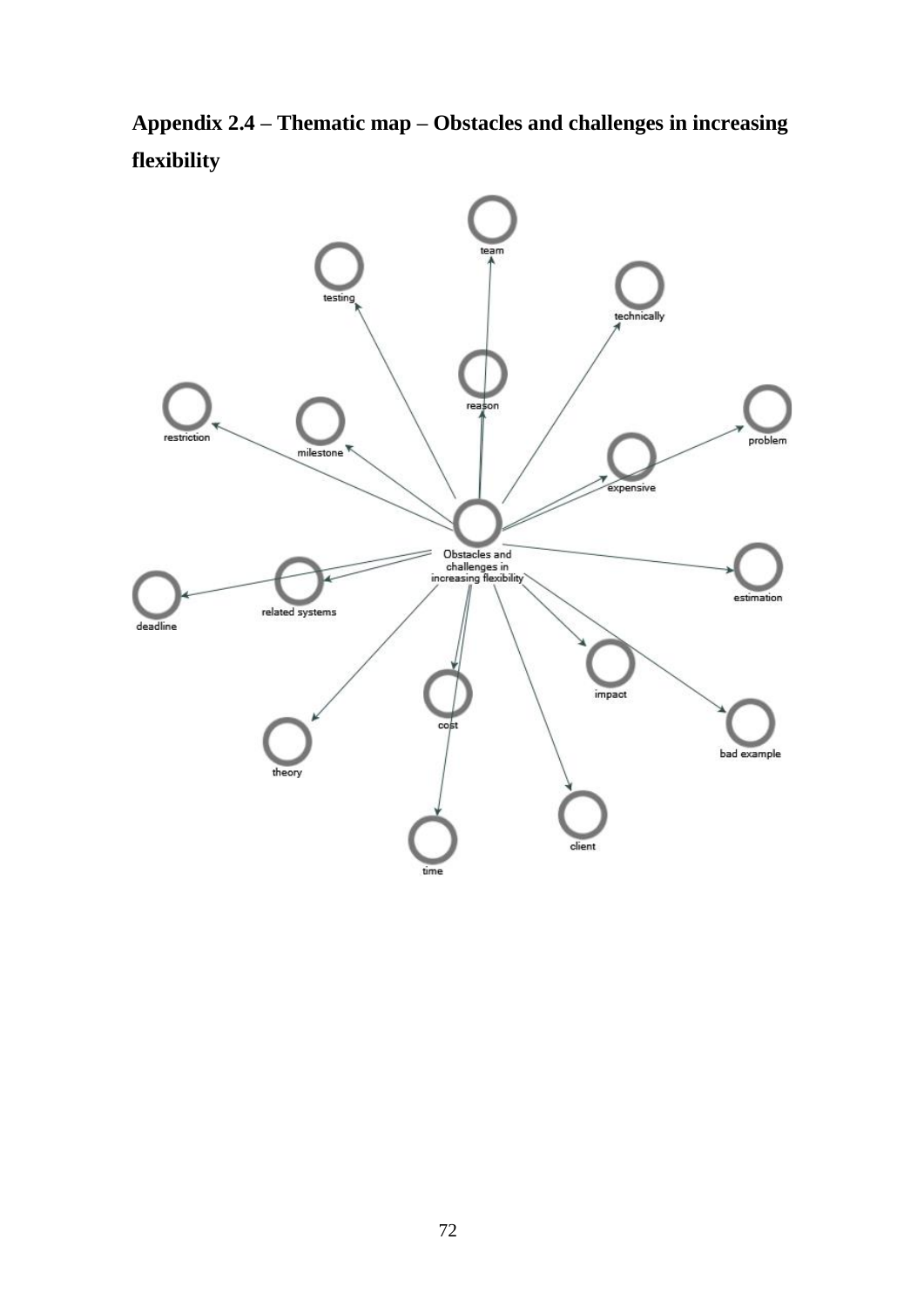**Appendix 2.4 – Thematic map – Obstacles and challenges in increasing flexibility**

team

testing

technically

reason

restriction

milestone

problem

expensive

Obstacles and challenges in increasing flexibility

estimation

deadline

related systems

impact

cost

bad example

theory

client

time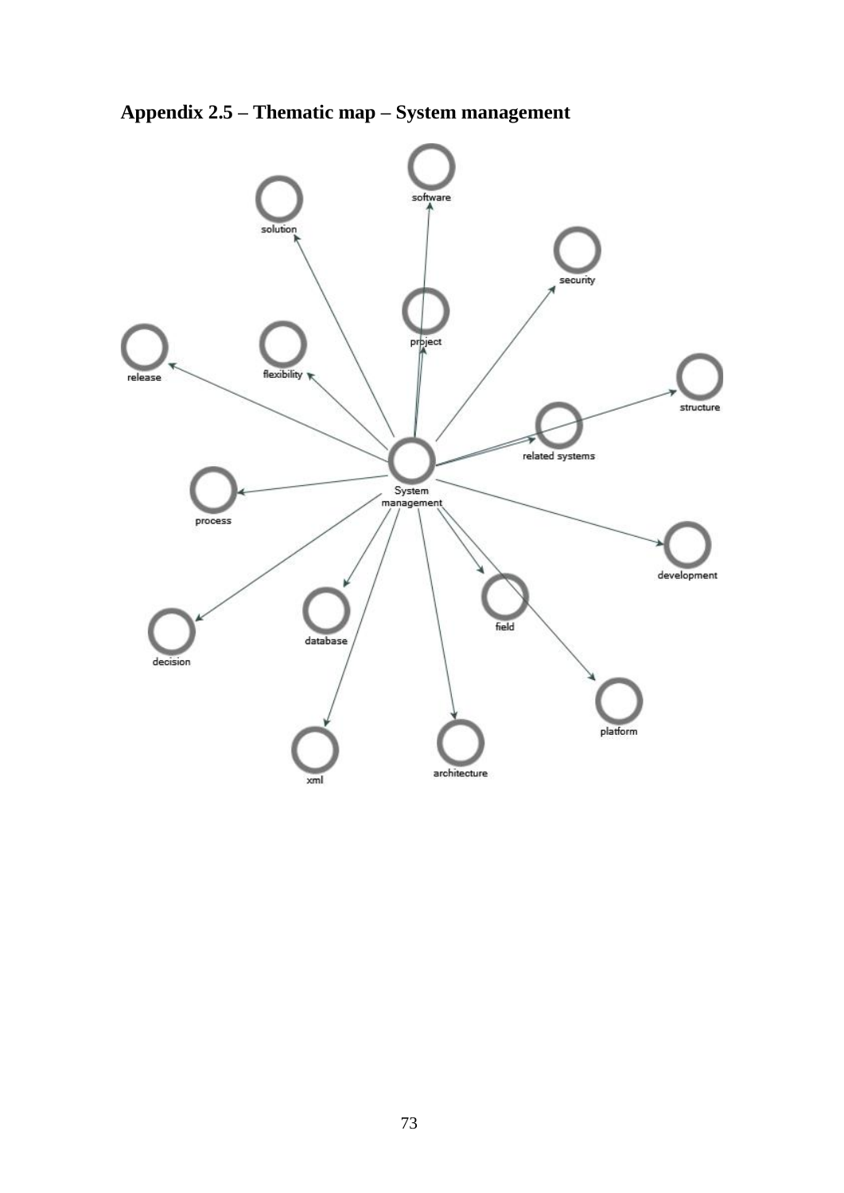**Appendix 2.5 – Thematic map – System management**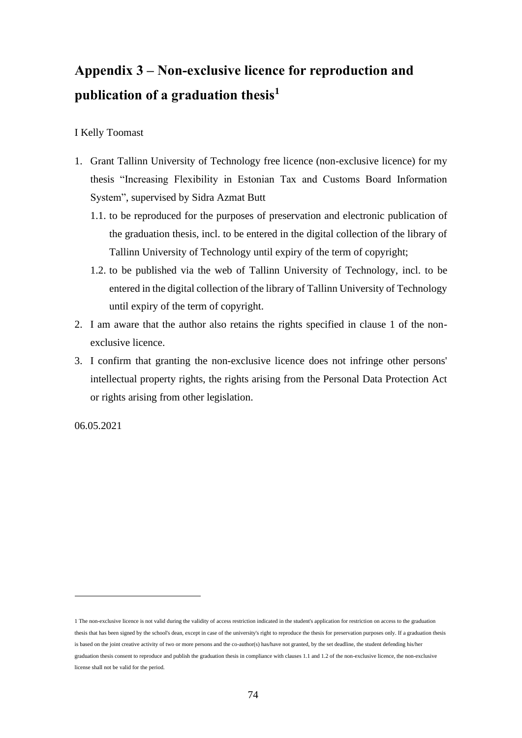# Appendix 3 – Non-exclusive licence for reproduction and publication of a graduation thesis[1]

I Kelly Toomast

1. Grant Tallinn University of Technology free licence (non-exclusive licence) for my thesis "Increasing Flexibility in Estonian Tax and Customs Board Information System", supervised by Sidra Azmat Butt
   1.1. to be reproduced for the purposes of preservation and electronic publication of the graduation thesis, incl. to be entered in the digital collection of the library of Tallinn University of Technology until expiry of the term of copyright;
   1.2. to be published via the web of Tallinn University of Technology, incl. to be entered in the digital collection of the library of Tallinn University of Technology until expiry of the term of copyright.
2. I am aware that the author also retains the rights specified in clause 1 of the non-exclusive licence.
3. I confirm that granting the non-exclusive licence does not infringe other persons' intellectual property rights, the rights arising from the Personal Data Protection Act or rights arising from other legislation.

06.05.2021

---

1 The non-exclusive licence is not valid during the validity of access restriction indicated in the student's application for restriction on access to the graduation thesis that has been signed by the school's dean, except in case of the university's right to reproduce the thesis for preservation purposes only. If a graduation thesis is based on the joint creative activity of two or more persons and the co-author(s) has/have not granted, by the set deadline, the student defending his/her graduation thesis consent to reproduce and publish the graduation thesis in compliance with clauses 1.1 and 1.2 of the non-exclusive licence, the non-exclusive license shall not be valid for the period.